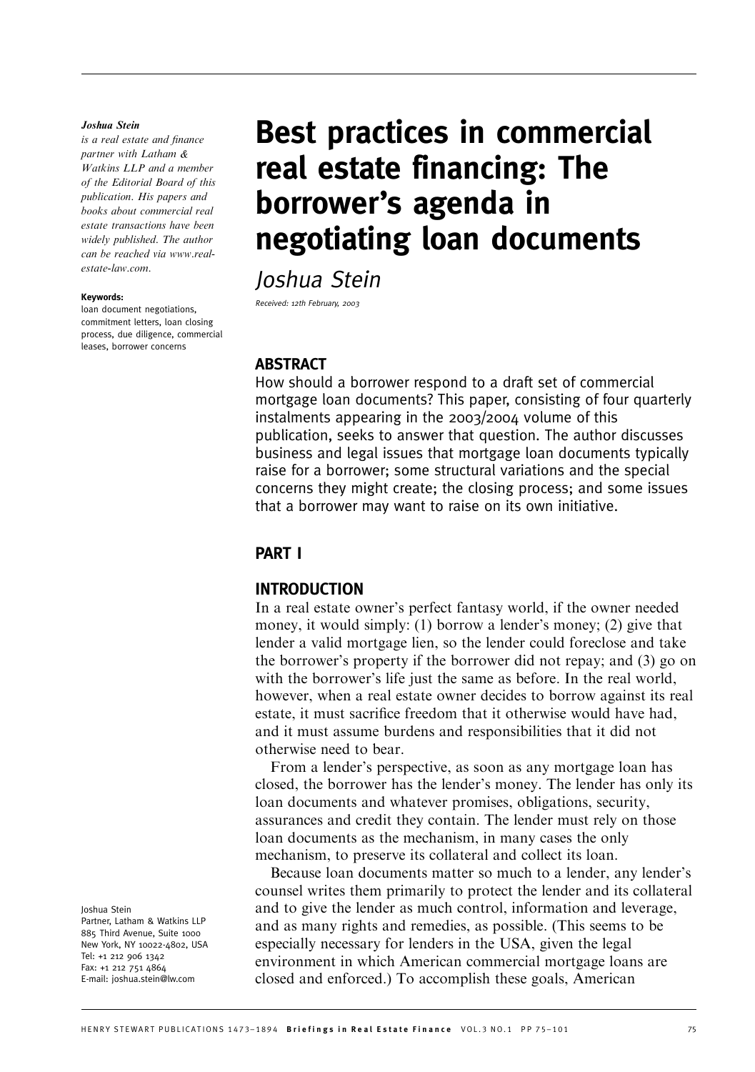*Joshua Stein*
*is a real estate and finance partner with Latham & Watkins LLP and a member of the Editorial Board of this publication. His papers and books about commercial real estate transactions have been widely published. The author can be reached via www.real-estate-law.com.*

**Keywords:**
loan document negotiations, commitment letters, loan closing process, due diligence, commercial leases, borrower concerns

Joshua Stein
Partner, Latham & Watkins LLP
885 Third Avenue, Suite 1000
New York, NY 10022-4802, USA
Tel: +1 212 906 1342
Fax: +1 212 751 4864
E-mail: joshua.stein@lw.com

# Best practices in commercial real estate financing: The borrower's agenda in negotiating loan documents

*Joshua Stein*

*Received: 12th February, 2003*

## ABSTRACT

How should a borrower respond to a draft set of commercial mortgage loan documents? This paper, consisting of four quarterly instalments appearing in the 2003/2004 volume of this publication, seeks to answer that question. The author discusses business and legal issues that mortgage loan documents typically raise for a borrower; some structural variations and the special concerns they might create; the closing process; and some issues that a borrower may want to raise on its own initiative.

## PART I

### INTRODUCTION

In a real estate owner's perfect fantasy world, if the owner needed money, it would simply: (1) borrow a lender's money; (2) give that lender a valid mortgage lien, so the lender could foreclose and take the borrower's property if the borrower did not repay; and (3) go on with the borrower's life just the same as before. In the real world, however, when a real estate owner decides to borrow against its real estate, it must sacrifice freedom that it otherwise would have had, and it must assume burdens and responsibilities that it did not otherwise need to bear.

From a lender's perspective, as soon as any mortgage loan has closed, the borrower has the lender's money. The lender has only its loan documents and whatever promises, obligations, security, assurances and credit they contain. The lender must rely on those loan documents as the mechanism, in many cases the only mechanism, to preserve its collateral and collect its loan.

Because loan documents matter so much to a lender, any lender's counsel writes them primarily to protect the lender and its collateral and to give the lender as much control, information and leverage, and as many rights and remedies, as possible. (This seems to be especially necessary for lenders in the USA, given the legal environment in which American commercial mortgage loans are closed and enforced.) To accomplish these goals, American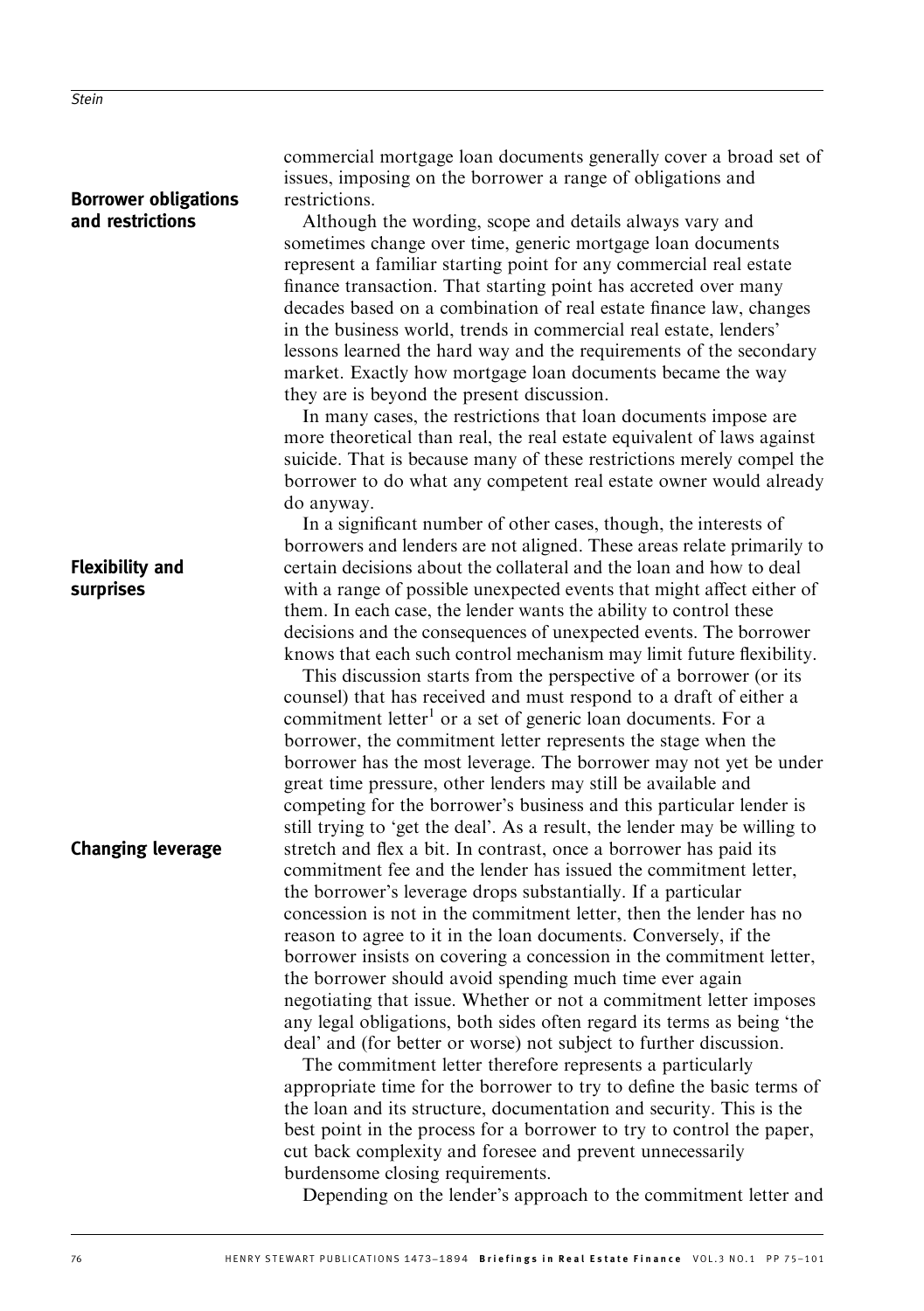commercial mortgage loan documents generally cover a broad set of issues, imposing on the borrower a range of obligations and restrictions.

## Borrower obligations and restrictions

Although the wording, scope and details always vary and sometimes change over time, generic mortgage loan documents represent a familiar starting point for any commercial real estate finance transaction. That starting point has accreted over many decades based on a combination of real estate finance law, changes in the business world, trends in commercial real estate, lenders' lessons learned the hard way and the requirements of the secondary market. Exactly how mortgage loan documents became the way they are is beyond the present discussion.

In many cases, the restrictions that loan documents impose are more theoretical than real, the real estate equivalent of laws against suicide. That is because many of these restrictions merely compel the borrower to do what any competent real estate owner would already do anyway.

## Flexibility and surprises

In a significant number of other cases, though, the interests of borrowers and lenders are not aligned. These areas relate primarily to certain decisions about the collateral and the loan and how to deal with a range of possible unexpected events that might affect either of them. In each case, the lender wants the ability to control these decisions and the consequences of unexpected events. The borrower knows that each such control mechanism may limit future flexibility.

This discussion starts from the perspective of a borrower (or its counsel) that has received and must respond to a draft of either a commitment letter[1] or a set of generic loan documents. For a borrower, the commitment letter represents the stage when the borrower has the most leverage. The borrower may not yet be under great time pressure, other lenders may still be available and competing for the borrower's business and this particular lender is still trying to 'get the deal'. As a result, the lender may be willing to stretch and flex a bit. In contrast, once a borrower has paid its commitment fee and the lender has issued the commitment letter, the borrower's leverage drops substantially. If a particular concession is not in the commitment letter, then the lender has no reason to agree to it in the loan documents. Conversely, if the borrower insists on covering a concession in the commitment letter, the borrower should avoid spending much time ever again negotiating that issue. Whether or not a commitment letter imposes any legal obligations, both sides often regard its terms as being 'the deal' and (for better or worse) not subject to further discussion.

## Changing leverage

The commitment letter therefore represents a particularly appropriate time for the borrower to try to define the basic terms of the loan and its structure, documentation and security. This is the best point in the process for a borrower to try to control the paper, cut back complexity and foresee and prevent unnecessarily burdensome closing requirements.

Depending on the lender's approach to the commitment letter and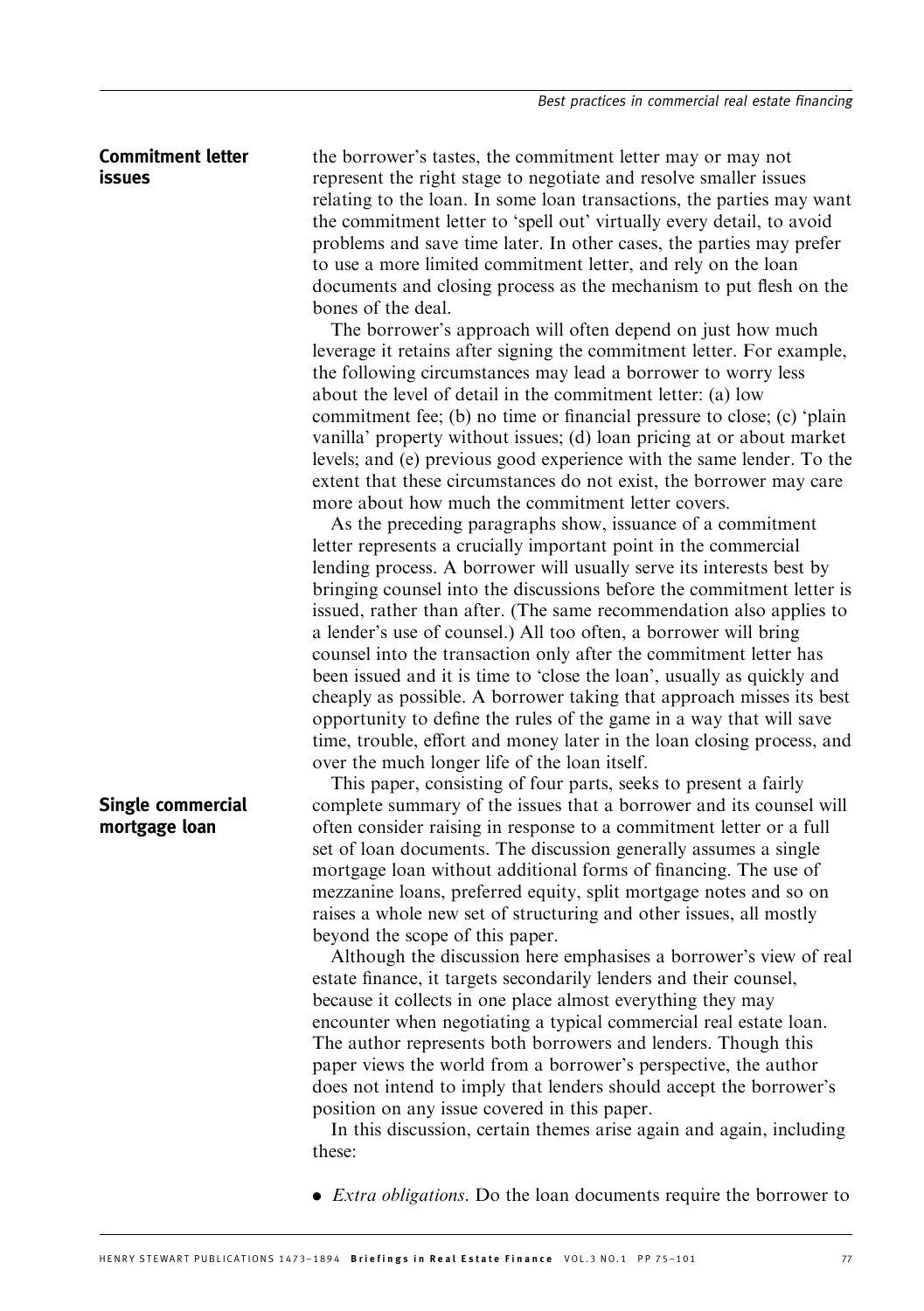## Commitment letter issues

the borrower's tastes, the commitment letter may or may not represent the right stage to negotiate and resolve smaller issues relating to the loan. In some loan transactions, the parties may want the commitment letter to 'spell out' virtually every detail, to avoid problems and save time later. In other cases, the parties may prefer to use a more limited commitment letter, and rely on the loan documents and closing process as the mechanism to put flesh on the bones of the deal.

The borrower's approach will often depend on just how much leverage it retains after signing the commitment letter. For example, the following circumstances may lead a borrower to worry less about the level of detail in the commitment letter: (a) low commitment fee; (b) no time or financial pressure to close; (c) 'plain vanilla' property without issues; (d) loan pricing at or about market levels; and (e) previous good experience with the same lender. To the extent that these circumstances do not exist, the borrower may care more about how much the commitment letter covers.

As the preceding paragraphs show, issuance of a commitment letter represents a crucially important point in the commercial lending process. A borrower will usually serve its interests best by bringing counsel into the discussions before the commitment letter is issued, rather than after. (The same recommendation also applies to a lender's use of counsel.) All too often, a borrower will bring counsel into the transaction only after the commitment letter has been issued and it is time to 'close the loan', usually as quickly and cheaply as possible. A borrower taking that approach misses its best opportunity to define the rules of the game in a way that will save time, trouble, effort and money later in the loan closing process, and over the much longer life of the loan itself.

## Single commercial mortgage loan

This paper, consisting of four parts, seeks to present a fairly complete summary of the issues that a borrower and its counsel will often consider raising in response to a commitment letter or a full set of loan documents. The discussion generally assumes a single mortgage loan without additional forms of financing. The use of mezzanine loans, preferred equity, split mortgage notes and so on raises a whole new set of structuring and other issues, all mostly beyond the scope of this paper.

Although the discussion here emphasises a borrower's view of real estate finance, it targets secondarily lenders and their counsel, because it collects in one place almost everything they may encounter when negotiating a typical commercial real estate loan. The author represents both borrowers and lenders. Though this paper views the world from a borrower's perspective, the author does not intend to imply that lenders should accept the borrower's position on any issue covered in this paper.

In this discussion, certain themes arise again and again, including these:

- *Extra obligations.* Do the loan documents require the borrower to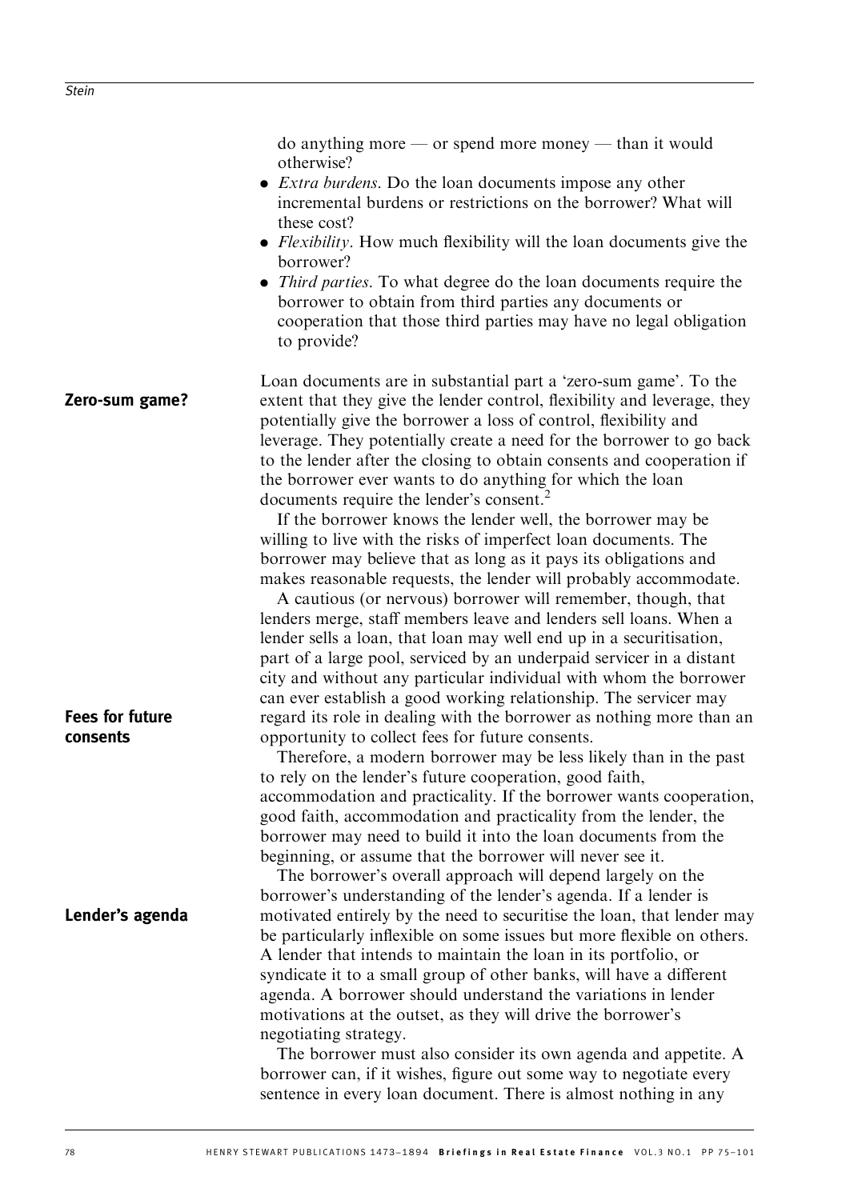do anything more — or spend more money — than it would otherwise?

- *Extra burdens*. Do the loan documents impose any other incremental burdens or restrictions on the borrower? What will these cost?
- *Flexibility*. How much flexibility will the loan documents give the borrower?
- *Third parties*. To what degree do the loan documents require the borrower to obtain from third parties any documents or cooperation that those third parties may have no legal obligation to provide?

**Zero-sum game?**

Loan documents are in substantial part a 'zero-sum game'. To the extent that they give the lender control, flexibility and leverage, they potentially give the borrower a loss of control, flexibility and leverage. They potentially create a need for the borrower to go back to the lender after the closing to obtain consents and cooperation if the borrower ever wants to do anything for which the loan documents require the lender's consent.[2]

If the borrower knows the lender well, the borrower may be willing to live with the risks of imperfect loan documents. The borrower may believe that as long as it pays its obligations and makes reasonable requests, the lender will probably accommodate.

A cautious (or nervous) borrower will remember, though, that lenders merge, staff members leave and lenders sell loans. When a lender sells a loan, that loan may well end up in a securitisation, part of a large pool, serviced by an underpaid servicer in a distant city and without any particular individual with whom the borrower can ever establish a good working relationship. The servicer may regard its role in dealing with the borrower as nothing more than an opportunity to collect fees for future consents.

**Fees for future consents**

Therefore, a modern borrower may be less likely than in the past to rely on the lender's future cooperation, good faith, accommodation and practicality. If the borrower wants cooperation, good faith, accommodation and practicality from the lender, the borrower may need to build it into the loan documents from the beginning, or assume that the borrower will never see it.

The borrower's overall approach will depend largely on the borrower's understanding of the lender's agenda. If a lender is motivated entirely by the need to securitise the loan, that lender may be particularly inflexible on some issues but more flexible on others. A lender that intends to maintain the loan in its portfolio, or syndicate it to a small group of other banks, will have a different agenda. A borrower should understand the variations in lender motivations at the outset, as they will drive the borrower's negotiating strategy.

**Lender's agenda**

The borrower must also consider its own agenda and appetite. A borrower can, if it wishes, figure out some way to negotiate every sentence in every loan document. There is almost nothing in any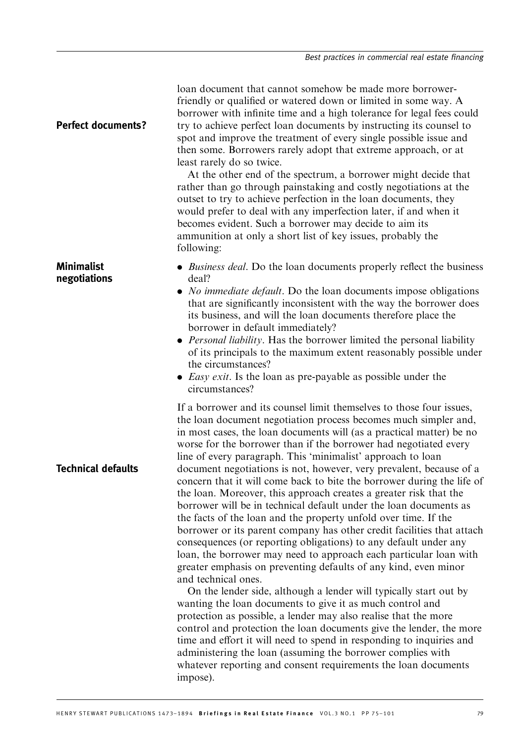loan document that cannot somehow be made more borrower-friendly or qualified or watered down or limited in some way. A borrower with infinite time and a high tolerance for legal fees could try to achieve perfect loan documents by instructing its counsel to spot and improve the treatment of every single possible issue and then some. Borrowers rarely adopt that extreme approach, or at least rarely do so twice.

### Perfect documents?

At the other end of the spectrum, a borrower might decide that rather than go through painstaking and costly negotiations at the outset to try to achieve perfection in the loan documents, they would prefer to deal with any imperfection later, if and when it becomes evident. Such a borrower may decide to aim its ammunition at only a short list of key issues, probably the following:

### Minimalist negotiations

- *Business deal*. Do the loan documents properly reflect the business deal?
- *No immediate default*. Do the loan documents impose obligations that are significantly inconsistent with the way the borrower does its business, and will the loan documents therefore place the borrower in default immediately?
- *Personal liability*. Has the borrower limited the personal liability of its principals to the maximum extent reasonably possible under the circumstances?
- *Easy exit*. Is the loan as pre-payable as possible under the circumstances?

### Technical defaults

If a borrower and its counsel limit themselves to those four issues, the loan document negotiation process becomes much simpler and, in most cases, the loan documents will (as a practical matter) be no worse for the borrower than if the borrower had negotiated every line of every paragraph. This 'minimalist' approach to loan document negotiations is not, however, very prevalent, because of a concern that it will come back to bite the borrower during the life of the loan. Moreover, this approach creates a greater risk that the borrower will be in technical default under the loan documents as the facts of the loan and the property unfold over time. If the borrower or its parent company has other credit facilities that attach consequences (or reporting obligations) to any default under any loan, the borrower may need to approach each particular loan with greater emphasis on preventing defaults of any kind, even minor and technical ones.

On the lender side, although a lender will typically start out by wanting the loan documents to give it as much control and protection as possible, a lender may also realise that the more control and protection the loan documents give the lender, the more time and effort it will need to spend in responding to inquiries and administering the loan (assuming the borrower complies with whatever reporting and consent requirements the loan documents impose).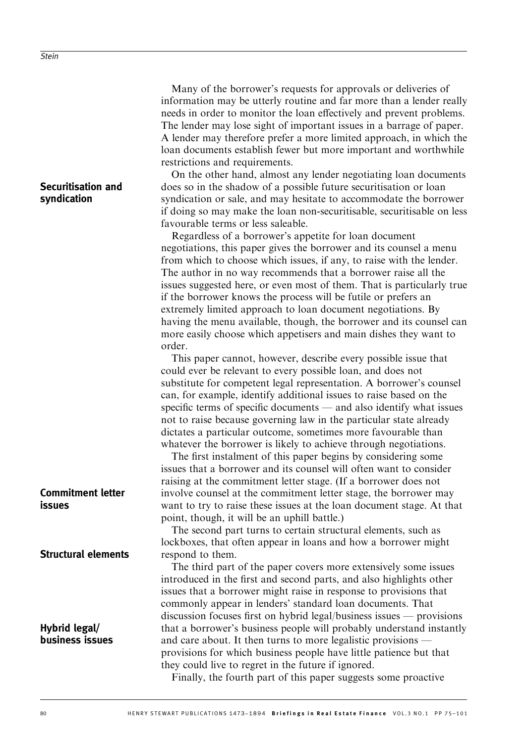Many of the borrower's requests for approvals or deliveries of information may be utterly routine and far more than a lender really needs in order to monitor the loan effectively and prevent problems. The lender may lose sight of important issues in a barrage of paper. A lender may therefore prefer a more limited approach, in which the loan documents establish fewer but more important and worthwhile restrictions and requirements.

### Securitisation and syndication

On the other hand, almost any lender negotiating loan documents does so in the shadow of a possible future securitisation or loan syndication or sale, and may hesitate to accommodate the borrower if doing so may make the loan non-securitisable, securitisable on less favourable terms or less saleable.

Regardless of a borrower's appetite for loan document negotiations, this paper gives the borrower and its counsel a menu from which to choose which issues, if any, to raise with the lender. The author in no way recommends that a borrower raise all the issues suggested here, or even most of them. That is particularly true if the borrower knows the process will be futile or prefers an extremely limited approach to loan document negotiations. By having the menu available, though, the borrower and its counsel can more easily choose which appetisers and main dishes they want to order.

This paper cannot, however, describe every possible issue that could ever be relevant to every possible loan, and does not substitute for competent legal representation. A borrower's counsel can, for example, identify additional issues to raise based on the specific terms of specific documents — and also identify what issues not to raise because governing law in the particular state already dictates a particular outcome, sometimes more favourable than whatever the borrower is likely to achieve through negotiations.

### Commitment letter issues

The first instalment of this paper begins by considering some issues that a borrower and its counsel will often want to consider raising at the commitment letter stage. (If a borrower does not involve counsel at the commitment letter stage, the borrower may want to try to raise these issues at the loan document stage. At that point, though, it will be an uphill battle.)

### Structural elements

The second part turns to certain structural elements, such as lockboxes, that often appear in loans and how a borrower might respond to them.

### Hybrid legal/business issues

The third part of the paper covers more extensively some issues introduced in the first and second parts, and also highlights other issues that a borrower might raise in response to provisions that commonly appear in lenders' standard loan documents. That discussion focuses first on hybrid legal/business issues — provisions that a borrower's business people will probably understand instantly and care about. It then turns to more legalistic provisions — provisions for which business people have little patience but that they could live to regret in the future if ignored.

Finally, the fourth part of this paper suggests some proactive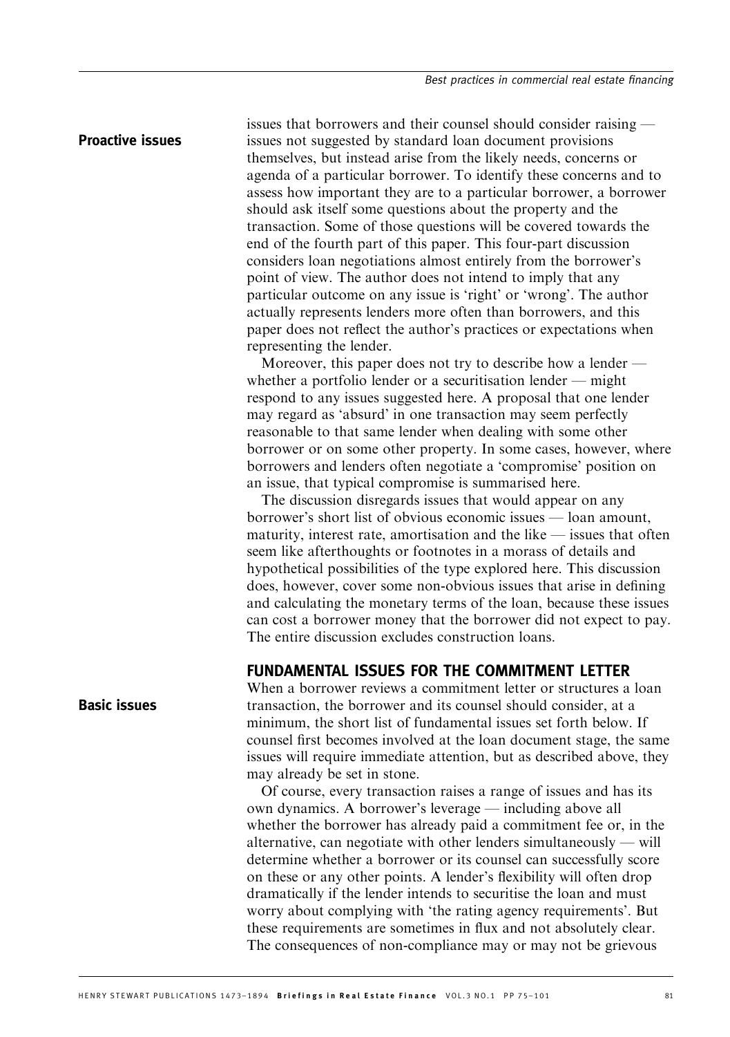**Proactive issues**

issues that borrowers and their counsel should consider raising — issues not suggested by standard loan document provisions themselves, but instead arise from the likely needs, concerns or agenda of a particular borrower. To identify these concerns and to assess how important they are to a particular borrower, a borrower should ask itself some questions about the property and the transaction. Some of those questions will be covered towards the end of the fourth part of this paper. This four-part discussion considers loan negotiations almost entirely from the borrower's point of view. The author does not intend to imply that any particular outcome on any issue is 'right' or 'wrong'. The author actually represents lenders more often than borrowers, and this paper does not reflect the author's practices or expectations when representing the lender.

Moreover, this paper does not try to describe how a lender — whether a portfolio lender or a securitisation lender — might respond to any issues suggested here. A proposal that one lender may regard as 'absurd' in one transaction may seem perfectly reasonable to that same lender when dealing with some other borrower or on some other property. In some cases, however, where borrowers and lenders often negotiate a 'compromise' position on an issue, that typical compromise is summarised here.

The discussion disregards issues that would appear on any borrower's short list of obvious economic issues — loan amount, maturity, interest rate, amortisation and the like — issues that often seem like afterthoughts or footnotes in a morass of details and hypothetical possibilities of the type explored here. This discussion does, however, cover some non-obvious issues that arise in defining and calculating the monetary terms of the loan, because these issues can cost a borrower money that the borrower did not expect to pay. The entire discussion excludes construction loans.

## FUNDAMENTAL ISSUES FOR THE COMMITMENT LETTER

**Basic issues**

When a borrower reviews a commitment letter or structures a loan transaction, the borrower and its counsel should consider, at a minimum, the short list of fundamental issues set forth below. If counsel first becomes involved at the loan document stage, the same issues will require immediate attention, but as described above, they may already be set in stone.

Of course, every transaction raises a range of issues and has its own dynamics. A borrower's leverage — including above all whether the borrower has already paid a commitment fee or, in the alternative, can negotiate with other lenders simultaneously — will determine whether a borrower or its counsel can successfully score on these or any other points. A lender's flexibility will often drop dramatically if the lender intends to securitise the loan and must worry about complying with 'the rating agency requirements'. But these requirements are sometimes in flux and not absolutely clear. The consequences of non-compliance may or may not be grievous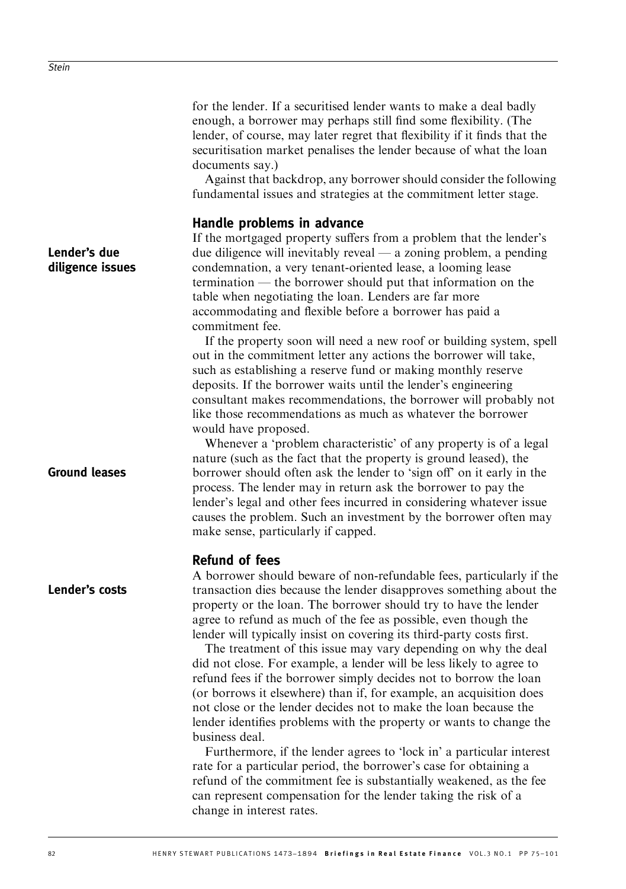for the lender. If a securitised lender wants to make a deal badly enough, a borrower may perhaps still find some flexibility. (The lender, of course, may later regret that flexibility if it finds that the securitisation market penalises the lender because of what the loan documents say.)

Against that backdrop, any borrower should consider the following fundamental issues and strategies at the commitment letter stage.

## Handle problems in advance

**Lender's due diligence issues**

If the mortgaged property suffers from a problem that the lender's due diligence will inevitably reveal — a zoning problem, a pending condemnation, a very tenant-oriented lease, a looming lease termination — the borrower should put that information on the table when negotiating the loan. Lenders are far more accommodating and flexible before a borrower has paid a commitment fee.

If the property soon will need a new roof or building system, spell out in the commitment letter any actions the borrower will take, such as establishing a reserve fund or making monthly reserve deposits. If the borrower waits until the lender's engineering consultant makes recommendations, the borrower will probably not like those recommendations as much as whatever the borrower would have proposed.

**Ground leases**

Whenever a 'problem characteristic' of any property is of a legal nature (such as the fact that the property is ground leased), the borrower should often ask the lender to 'sign off' on it early in the process. The lender may in return ask the borrower to pay the lender's legal and other fees incurred in considering whatever issue causes the problem. Such an investment by the borrower often may make sense, particularly if capped.

## Refund of fees

**Lender's costs**

A borrower should beware of non-refundable fees, particularly if the transaction dies because the lender disapproves something about the property or the loan. The borrower should try to have the lender agree to refund as much of the fee as possible, even though the lender will typically insist on covering its third-party costs first.

The treatment of this issue may vary depending on why the deal did not close. For example, a lender will be less likely to agree to refund fees if the borrower simply decides not to borrow the loan (or borrows it elsewhere) than if, for example, an acquisition does not close or the lender decides not to make the loan because the lender identifies problems with the property or wants to change the business deal.

Furthermore, if the lender agrees to 'lock in' a particular interest rate for a particular period, the borrower's case for obtaining a refund of the commitment fee is substantially weakened, as the fee can represent compensation for the lender taking the risk of a change in interest rates.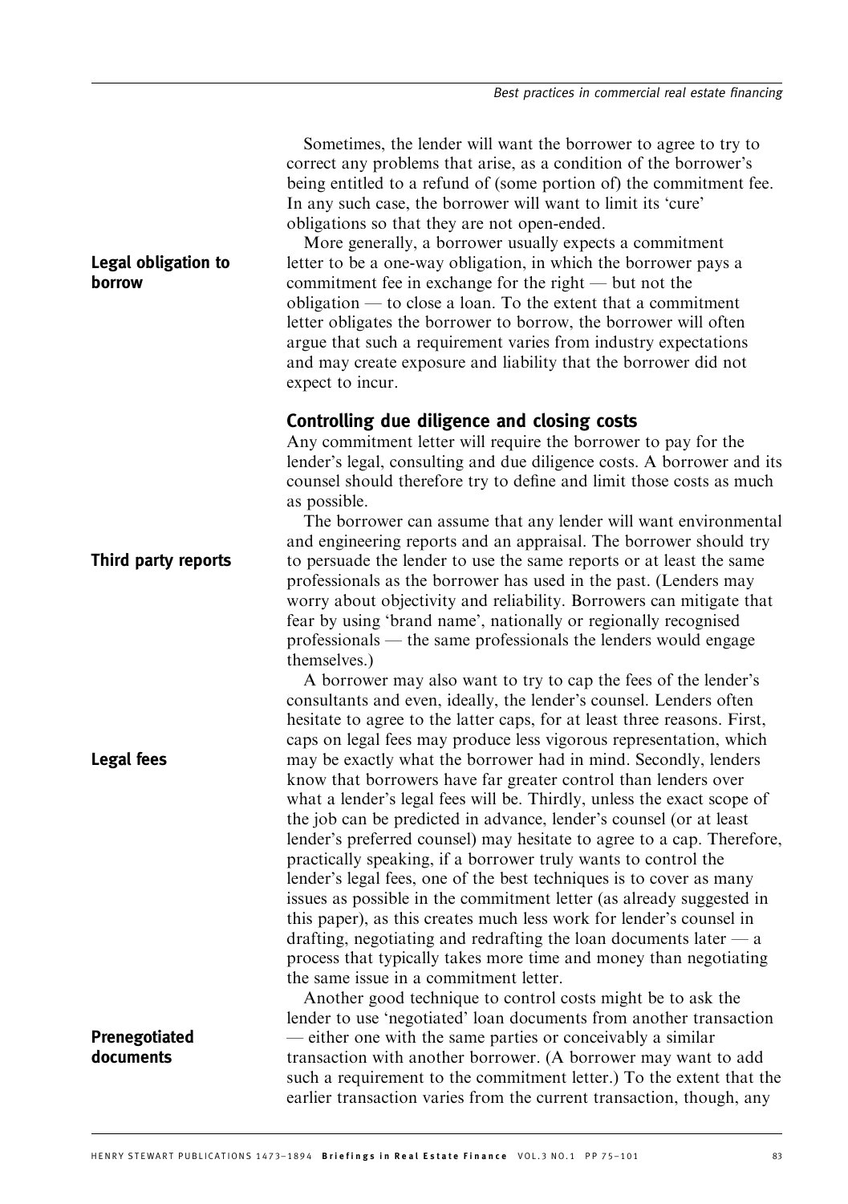Sometimes, the lender will want the borrower to agree to try to correct any problems that arise, as a condition of the borrower's being entitled to a refund of (some portion of) the commitment fee. In any such case, the borrower will want to limit its 'cure' obligations so that they are not open-ended.

**Legal obligation to borrow**

More generally, a borrower usually expects a commitment letter to be a one-way obligation, in which the borrower pays a commitment fee in exchange for the right — but not the obligation — to close a loan. To the extent that a commitment letter obligates the borrower to borrow, the borrower will often argue that such a requirement varies from industry expectations and may create exposure and liability that the borrower did not expect to incur.

## Controlling due diligence and closing costs

Any commitment letter will require the borrower to pay for the lender's legal, consulting and due diligence costs. A borrower and its counsel should therefore try to define and limit those costs as much as possible.

**Third party reports**

The borrower can assume that any lender will want environmental and engineering reports and an appraisal. The borrower should try to persuade the lender to use the same reports or at least the same professionals as the borrower has used in the past. (Lenders may worry about objectivity and reliability. Borrowers can mitigate that fear by using 'brand name', nationally or regionally recognised professionals — the same professionals the lenders would engage themselves.)

**Legal fees**

A borrower may also want to try to cap the fees of the lender's consultants and even, ideally, the lender's counsel. Lenders often hesitate to agree to the latter caps, for at least three reasons. First, caps on legal fees may produce less vigorous representation, which may be exactly what the borrower had in mind. Secondly, lenders know that borrowers have far greater control than lenders over what a lender's legal fees will be. Thirdly, unless the exact scope of the job can be predicted in advance, lender's counsel (or at least lender's preferred counsel) may hesitate to agree to a cap. Therefore, practically speaking, if a borrower truly wants to control the lender's legal fees, one of the best techniques is to cover as many issues as possible in the commitment letter (as already suggested in this paper), as this creates much less work for lender's counsel in drafting, negotiating and redrafting the loan documents later — a process that typically takes more time and money than negotiating the same issue in a commitment letter.

**Prenegotiated documents**

Another good technique to control costs might be to ask the lender to use 'negotiated' loan documents from another transaction — either one with the same parties or conceivably a similar transaction with another borrower. (A borrower may want to add such a requirement to the commitment letter.) To the extent that the earlier transaction varies from the current transaction, though, any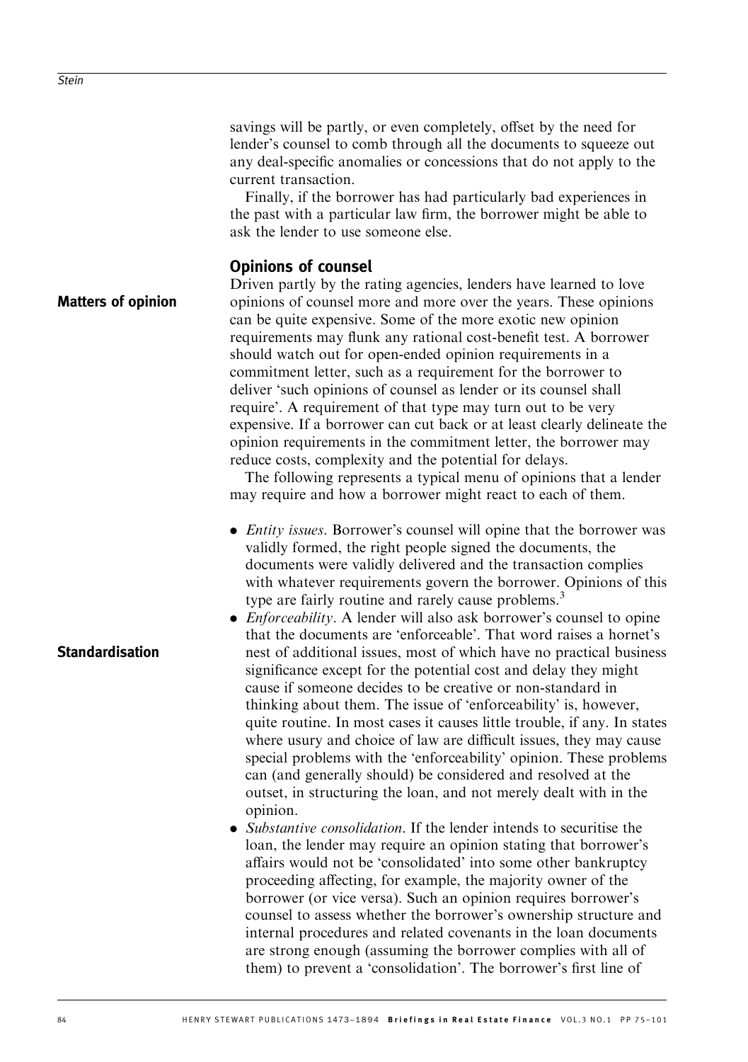savings will be partly, or even completely, offset by the need for lender's counsel to comb through all the documents to squeeze out any deal-specific anomalies or concessions that do not apply to the current transaction.

Finally, if the borrower has had particularly bad experiences in the past with a particular law firm, the borrower might be able to ask the lender to use someone else.

## Opinions of counsel

**Matters of opinion**

Driven partly by the rating agencies, lenders have learned to love opinions of counsel more and more over the years. These opinions can be quite expensive. Some of the more exotic new opinion requirements may flunk any rational cost-benefit test. A borrower should watch out for open-ended opinion requirements in a commitment letter, such as a requirement for the borrower to deliver 'such opinions of counsel as lender or its counsel shall require'. A requirement of that type may turn out to be very expensive. If a borrower can cut back or at least clearly delineate the opinion requirements in the commitment letter, the borrower may reduce costs, complexity and the potential for delays.

The following represents a typical menu of opinions that a lender may require and how a borrower might react to each of them.

- *Entity issues*. Borrower's counsel will opine that the borrower was validly formed, the right people signed the documents, the documents were validly delivered and the transaction complies with whatever requirements govern the borrower. Opinions of this type are fairly routine and rarely cause problems.[3]
- *Enforceability*. A lender will also ask borrower's counsel to opine that the documents are 'enforceable'. That word raises a hornet's nest of additional issues, most of which have no practical business significance except for the potential cost and delay they might cause if someone decides to be creative or non-standard in thinking about them. The issue of 'enforceability' is, however, quite routine. In most cases it causes little trouble, if any. In states where usury and choice of law are difficult issues, they may cause special problems with the 'enforceability' opinion. These problems can (and generally should) be considered and resolved at the outset, in structuring the loan, and not merely dealt with in the opinion.

**Standardisation**

- *Substantive consolidation*. If the lender intends to securitise the loan, the lender may require an opinion stating that borrower's affairs would not be 'consolidated' into some other bankruptcy proceeding affecting, for example, the majority owner of the borrower (or vice versa). Such an opinion requires borrower's counsel to assess whether the borrower's ownership structure and internal procedures and related covenants in the loan documents are strong enough (assuming the borrower complies with all of them) to prevent a 'consolidation'. The borrower's first line of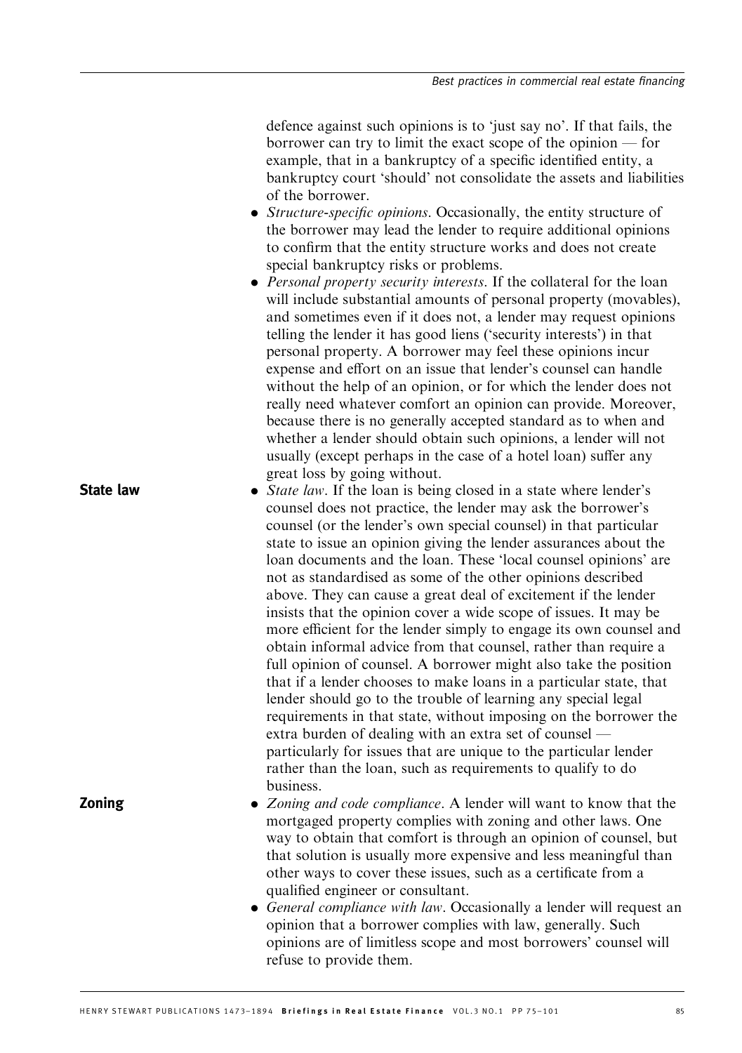defence against such opinions is to 'just say no'. If that fails, the borrower can try to limit the exact scope of the opinion — for example, that in a bankruptcy of a specific identified entity, a bankruptcy court 'should' not consolidate the assets and liabilities of the borrower.

- *Structure-specific opinions*. Occasionally, the entity structure of the borrower may lead the lender to require additional opinions to confirm that the entity structure works and does not create special bankruptcy risks or problems.
- *Personal property security interests*. If the collateral for the loan will include substantial amounts of personal property (movables), and sometimes even if it does not, a lender may request opinions telling the lender it has good liens ('security interests') in that personal property. A borrower may feel these opinions incur expense and effort on an issue that lender's counsel can handle without the help of an opinion, or for which the lender does not really need whatever comfort an opinion can provide. Moreover, because there is no generally accepted standard as to when and whether a lender should obtain such opinions, a lender will not usually (except perhaps in the case of a hotel loan) suffer any great loss by going without.

**State law**

- *State law*. If the loan is being closed in a state where lender's counsel does not practice, the lender may ask the borrower's counsel (or the lender's own special counsel) in that particular state to issue an opinion giving the lender assurances about the loan documents and the loan. These 'local counsel opinions' are not as standardised as some of the other opinions described above. They can cause a great deal of excitement if the lender insists that the opinion cover a wide scope of issues. It may be more efficient for the lender simply to engage its own counsel and obtain informal advice from that counsel, rather than require a full opinion of counsel. A borrower might also take the position that if a lender chooses to make loans in a particular state, that lender should go to the trouble of learning any special legal requirements in that state, without imposing on the borrower the extra burden of dealing with an extra set of counsel — particularly for issues that are unique to the particular lender rather than the loan, such as requirements to qualify to do business.

**Zoning**

- *Zoning and code compliance*. A lender will want to know that the mortgaged property complies with zoning and other laws. One way to obtain that comfort is through an opinion of counsel, but that solution is usually more expensive and less meaningful than other ways to cover these issues, such as a certificate from a qualified engineer or consultant.
- *General compliance with law*. Occasionally a lender will request an opinion that a borrower complies with law, generally. Such opinions are of limitless scope and most borrowers' counsel will refuse to provide them.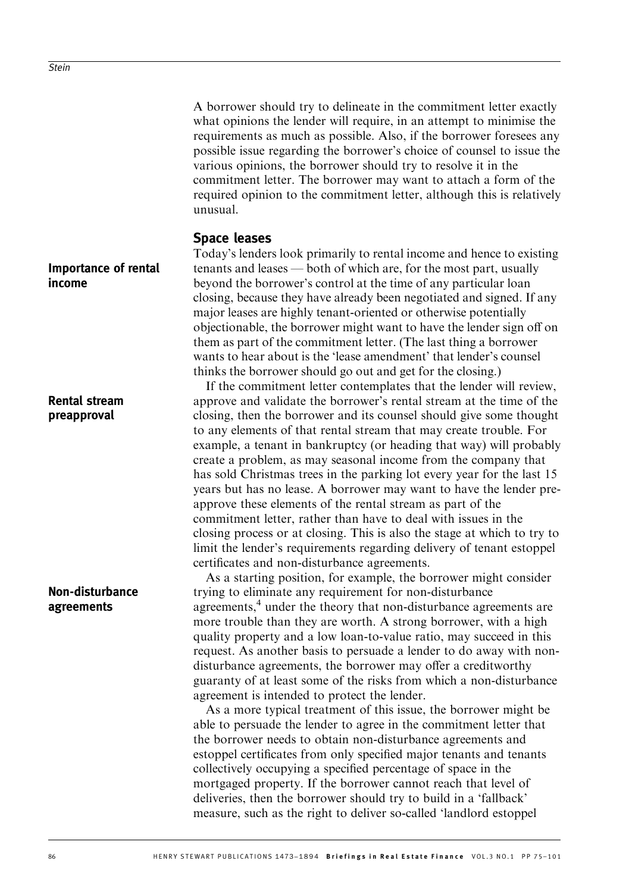A borrower should try to delineate in the commitment letter exactly what opinions the lender will require, in an attempt to minimise the requirements as much as possible. Also, if the borrower foresees any possible issue regarding the borrower's choice of counsel to issue the various opinions, the borrower should try to resolve it in the commitment letter. The borrower may want to attach a form of the required opinion to the commitment letter, although this is relatively unusual.

## Space leases

**Importance of rental income**

Today's lenders look primarily to rental income and hence to existing tenants and leases — both of which are, for the most part, usually beyond the borrower's control at the time of any particular loan closing, because they have already been negotiated and signed. If any major leases are highly tenant-oriented or otherwise potentially objectionable, the borrower might want to have the lender sign off on them as part of the commitment letter. (The last thing a borrower wants to hear about is the 'lease amendment' that lender's counsel thinks the borrower should go out and get for the closing.)

**Rental stream preapproval**

If the commitment letter contemplates that the lender will review, approve and validate the borrower's rental stream at the time of the closing, then the borrower and its counsel should give some thought to any elements of that rental stream that may create trouble. For example, a tenant in bankruptcy (or heading that way) will probably create a problem, as may seasonal income from the company that has sold Christmas trees in the parking lot every year for the last 15 years but has no lease. A borrower may want to have the lender pre-approve these elements of the rental stream as part of the commitment letter, rather than have to deal with issues in the closing process or at closing. This is also the stage at which to try to limit the lender's requirements regarding delivery of tenant estoppel certificates and non-disturbance agreements.

**Non-disturbance agreements**

As a starting position, for example, the borrower might consider trying to eliminate any requirement for non-disturbance agreements,[4] under the theory that non-disturbance agreements are more trouble than they are worth. A strong borrower, with a high quality property and a low loan-to-value ratio, may succeed in this request. As another basis to persuade a lender to do away with non-disturbance agreements, the borrower may offer a creditworthy guaranty of at least some of the risks from which a non-disturbance agreement is intended to protect the lender.

As a more typical treatment of this issue, the borrower might be able to persuade the lender to agree in the commitment letter that the borrower needs to obtain non-disturbance agreements and estoppel certificates from only specified major tenants and tenants collectively occupying a specified percentage of space in the mortgaged property. If the borrower cannot reach that level of deliveries, then the borrower should try to build in a 'fallback' measure, such as the right to deliver so-called 'landlord estoppel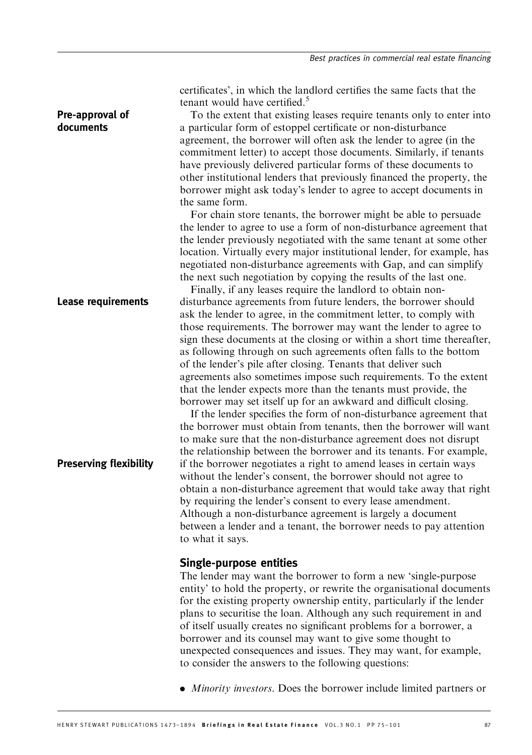certificates', in which the landlord certifies the same facts that the tenant would have certified.[5]

**Pre-approval of documents**

To the extent that existing leases require tenants only to enter into a particular form of estoppel certificate or non-disturbance agreement, the borrower will often ask the lender to agree (in the commitment letter) to accept those documents. Similarly, if tenants have previously delivered particular forms of these documents to other institutional lenders that previously financed the property, the borrower might ask today's lender to agree to accept documents in the same form.

For chain store tenants, the borrower might be able to persuade the lender to agree to use a form of non-disturbance agreement that the lender previously negotiated with the same tenant at some other location. Virtually every major institutional lender, for example, has negotiated non-disturbance agreements with Gap, and can simplify the next such negotiation by copying the results of the last one.

**Lease requirements**

Finally, if any leases require the landlord to obtain non-disturbance agreements from future lenders, the borrower should ask the lender to agree, in the commitment letter, to comply with those requirements. The borrower may want the lender to agree to sign these documents at the closing or within a short time thereafter, as following through on such agreements often falls to the bottom of the lender's pile after closing. Tenants that deliver such agreements also sometimes impose such requirements. To the extent that the lender expects more than the tenants must provide, the borrower may set itself up for an awkward and difficult closing.

**Preserving flexibility**

If the lender specifies the form of non-disturbance agreement that the borrower must obtain from tenants, then the borrower will want to make sure that the non-disturbance agreement does not disrupt the relationship between the borrower and its tenants. For example, if the borrower negotiates a right to amend leases in certain ways without the lender's consent, the borrower should not agree to obtain a non-disturbance agreement that would take away that right by requiring the lender's consent to every lease amendment. Although a non-disturbance agreement is largely a document between a lender and a tenant, the borrower needs to pay attention to what it says.

## Single-purpose entities

The lender may want the borrower to form a new 'single-purpose entity' to hold the property, or rewrite the organisational documents for the existing property ownership entity, particularly if the lender plans to securitise the loan. Although any such requirement in and of itself usually creates no significant problems for a borrower, a borrower and its counsel may want to give some thought to unexpected consequences and issues. They may want, for example, to consider the answers to the following questions:

- *Minority investors*. Does the borrower include limited partners or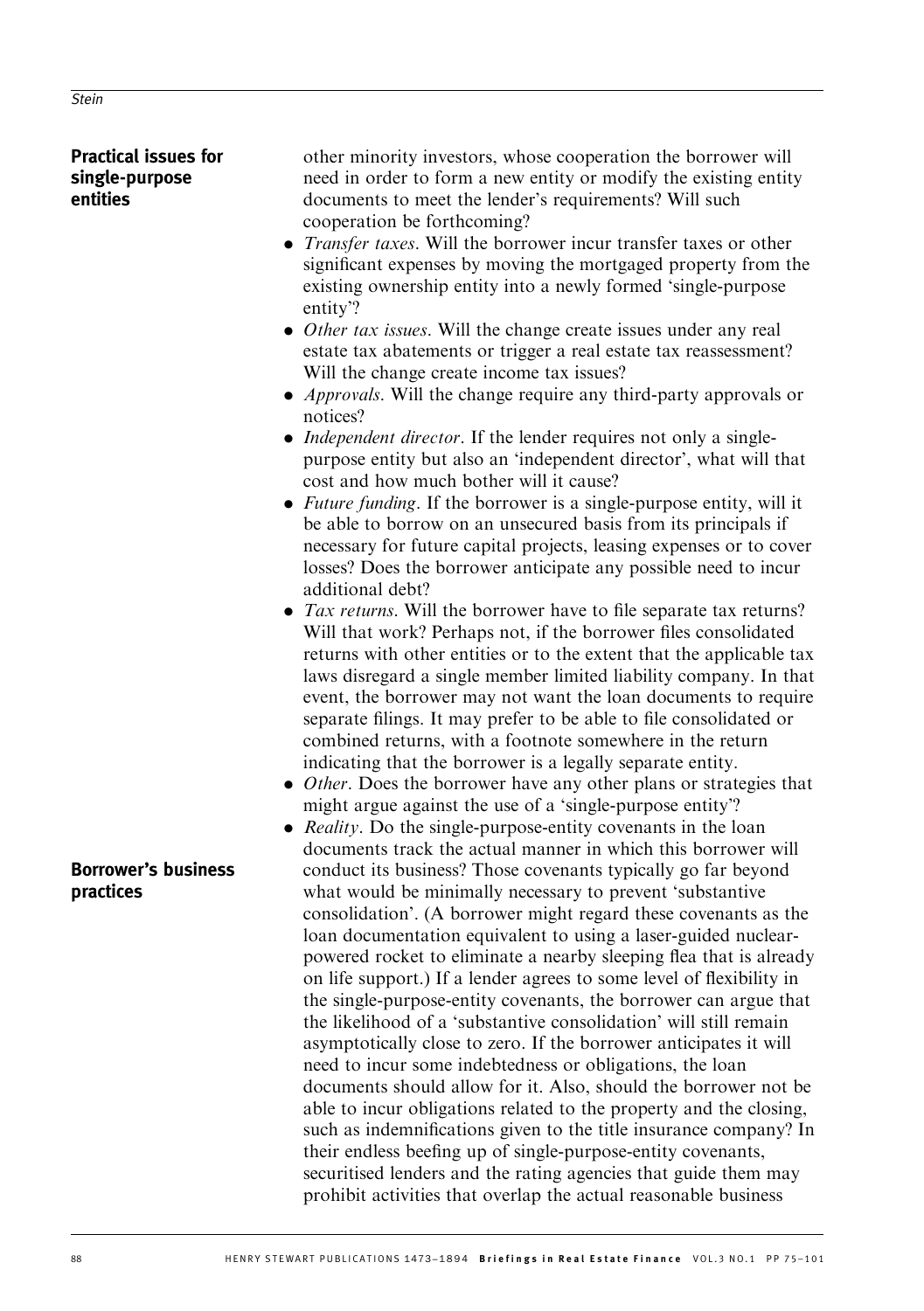## Practical issues for single-purpose entities

other minority investors, whose cooperation the borrower will need in order to form a new entity or modify the existing entity documents to meet the lender's requirements? Will such cooperation be forthcoming?

- *Transfer taxes*. Will the borrower incur transfer taxes or other significant expenses by moving the mortgaged property from the existing ownership entity into a newly formed 'single-purpose entity'?
- *Other tax issues*. Will the change create issues under any real estate tax abatements or trigger a real estate tax reassessment? Will the change create income tax issues?
- *Approvals*. Will the change require any third-party approvals or notices?
- *Independent director*. If the lender requires not only a single-purpose entity but also an 'independent director', what will that cost and how much bother will it cause?
- *Future funding*. If the borrower is a single-purpose entity, will it be able to borrow on an unsecured basis from its principals if necessary for future capital projects, leasing expenses or to cover losses? Does the borrower anticipate any possible need to incur additional debt?
- *Tax returns*. Will the borrower have to file separate tax returns? Will that work? Perhaps not, if the borrower files consolidated returns with other entities or to the extent that the applicable tax laws disregard a single member limited liability company. In that event, the borrower may not want the loan documents to require separate filings. It may prefer to be able to file consolidated or combined returns, with a footnote somewhere in the return indicating that the borrower is a legally separate entity.
- *Other*. Does the borrower have any other plans or strategies that might argue against the use of a 'single-purpose entity'?

## Borrower's business practices

- *Reality*. Do the single-purpose-entity covenants in the loan documents track the actual manner in which this borrower will conduct its business? Those covenants typically go far beyond what would be minimally necessary to prevent 'substantive consolidation'. (A borrower might regard these covenants as the loan documentation equivalent to using a laser-guided nuclear-powered rocket to eliminate a nearby sleeping flea that is already on life support.) If a lender agrees to some level of flexibility in the single-purpose-entity covenants, the borrower can argue that the likelihood of a 'substantive consolidation' will still remain asymptotically close to zero. If the borrower anticipates it will need to incur some indebtedness or obligations, the loan documents should allow for it. Also, should the borrower not be able to incur obligations related to the property and the closing, such as indemnifications given to the title insurance company? In their endless beefing up of single-purpose-entity covenants, securitised lenders and the rating agencies that guide them may prohibit activities that overlap the actual reasonable business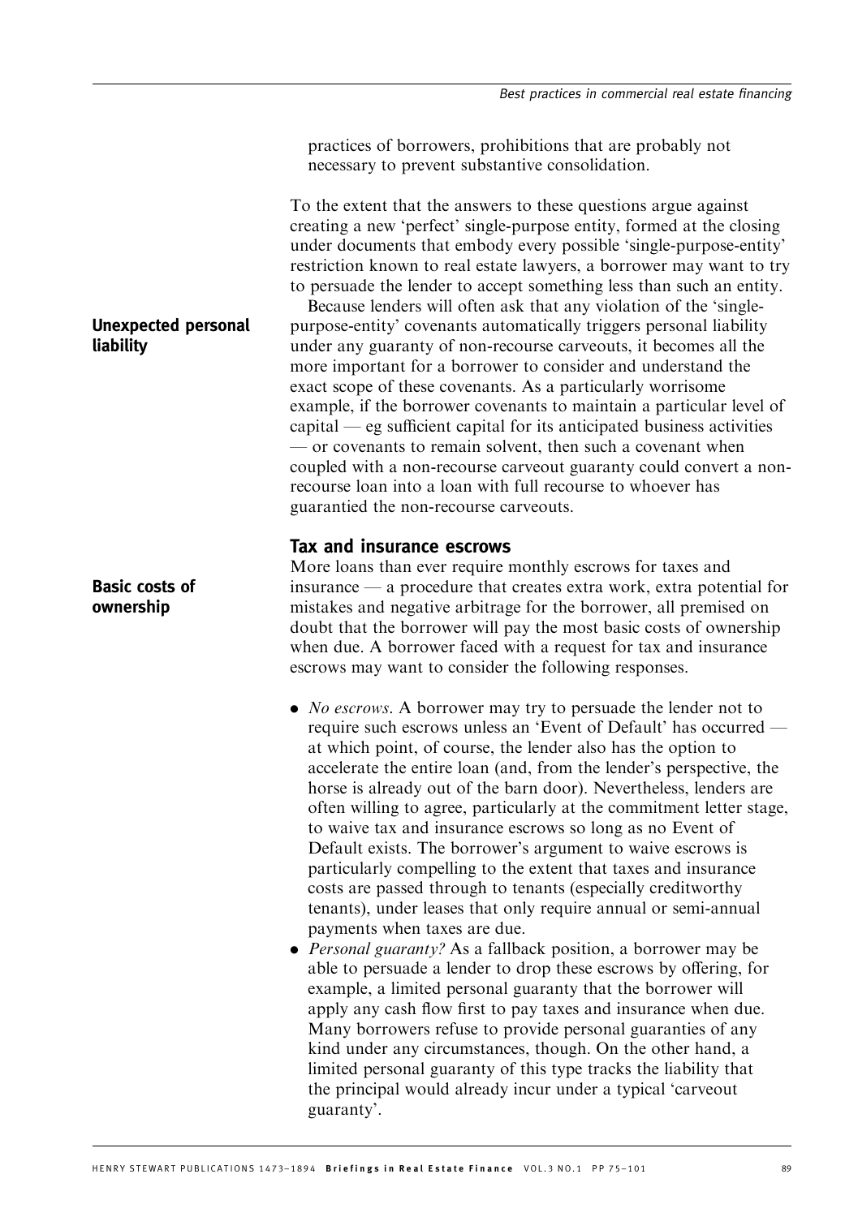practices of borrowers, prohibitions that are probably not necessary to prevent substantive consolidation.

To the extent that the answers to these questions argue against creating a new 'perfect' single-purpose entity, formed at the closing under documents that embody every possible 'single-purpose-entity' restriction known to real estate lawyers, a borrower may want to try to persuade the lender to accept something less than such an entity.

**Unexpected personal liability**

Because lenders will often ask that any violation of the 'single-purpose-entity' covenants automatically triggers personal liability under any guaranty of non-recourse carveouts, it becomes all the more important for a borrower to consider and understand the exact scope of these covenants. As a particularly worrisome example, if the borrower covenants to maintain a particular level of capital — eg sufficient capital for its anticipated business activities — or covenants to remain solvent, then such a covenant when coupled with a non-recourse carveout guaranty could convert a non-recourse loan into a loan with full recourse to whoever has guarantied the non-recourse carveouts.

## Tax and insurance escrows

**Basic costs of ownership**

More loans than ever require monthly escrows for taxes and insurance — a procedure that creates extra work, extra potential for mistakes and negative arbitrage for the borrower, all premised on doubt that the borrower will pay the most basic costs of ownership when due. A borrower faced with a request for tax and insurance escrows may want to consider the following responses.

- *No escrows*. A borrower may try to persuade the lender not to require such escrows unless an 'Event of Default' has occurred — at which point, of course, the lender also has the option to accelerate the entire loan (and, from the lender's perspective, the horse is already out of the barn door). Nevertheless, lenders are often willing to agree, particularly at the commitment letter stage, to waive tax and insurance escrows so long as no Event of Default exists. The borrower's argument to waive escrows is particularly compelling to the extent that taxes and insurance costs are passed through to tenants (especially creditworthy tenants), under leases that only require annual or semi-annual payments when taxes are due.
- *Personal guaranty?* As a fallback position, a borrower may be able to persuade a lender to drop these escrows by offering, for example, a limited personal guaranty that the borrower will apply any cash flow first to pay taxes and insurance when due. Many borrowers refuse to provide personal guaranties of any kind under any circumstances, though. On the other hand, a limited personal guaranty of this type tracks the liability that the principal would already incur under a typical 'carveout guaranty'.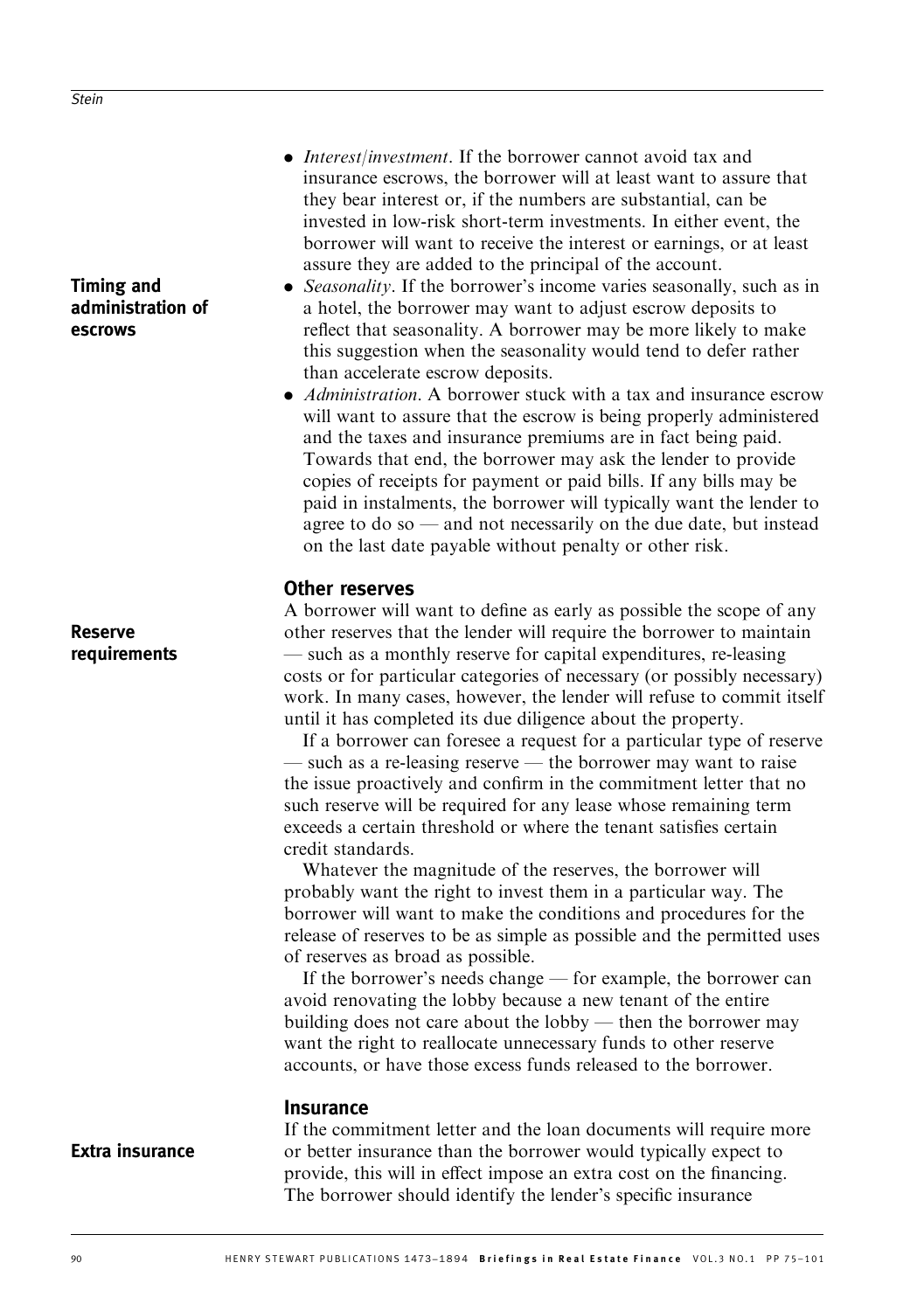- *Interest/investment*. If the borrower cannot avoid tax and insurance escrows, the borrower will at least want to assure that they bear interest or, if the numbers are substantial, can be invested in low-risk short-term investments. In either event, the borrower will want to receive the interest or earnings, or at least assure they are added to the principal of the account.

**Timing and administration of escrows**

- *Seasonality*. If the borrower's income varies seasonally, such as in a hotel, the borrower may want to adjust escrow deposits to reflect that seasonality. A borrower may be more likely to make this suggestion when the seasonality would tend to defer rather than accelerate escrow deposits.
- *Administration*. A borrower stuck with a tax and insurance escrow will want to assure that the escrow is being properly administered and the taxes and insurance premiums are in fact being paid. Towards that end, the borrower may ask the lender to provide copies of receipts for payment or paid bills. If any bills may be paid in instalments, the borrower will typically want the lender to agree to do so — and not necessarily on the due date, but instead on the last date payable without penalty or other risk.

## Other reserves

**Reserve requirements**

A borrower will want to define as early as possible the scope of any other reserves that the lender will require the borrower to maintain — such as a monthly reserve for capital expenditures, re-leasing costs or for particular categories of necessary (or possibly necessary) work. In many cases, however, the lender will refuse to commit itself until it has completed its due diligence about the property.

If a borrower can foresee a request for a particular type of reserve — such as a re-leasing reserve — the borrower may want to raise the issue proactively and confirm in the commitment letter that no such reserve will be required for any lease whose remaining term exceeds a certain threshold or where the tenant satisfies certain credit standards.

Whatever the magnitude of the reserves, the borrower will probably want the right to invest them in a particular way. The borrower will want to make the conditions and procedures for the release of reserves to be as simple as possible and the permitted uses of reserves as broad as possible.

If the borrower's needs change — for example, the borrower can avoid renovating the lobby because a new tenant of the entire building does not care about the lobby — then the borrower may want the right to reallocate unnecessary funds to other reserve accounts, or have those excess funds released to the borrower.

## Insurance

**Extra insurance**

If the commitment letter and the loan documents will require more or better insurance than the borrower would typically expect to provide, this will in effect impose an extra cost on the financing. The borrower should identify the lender's specific insurance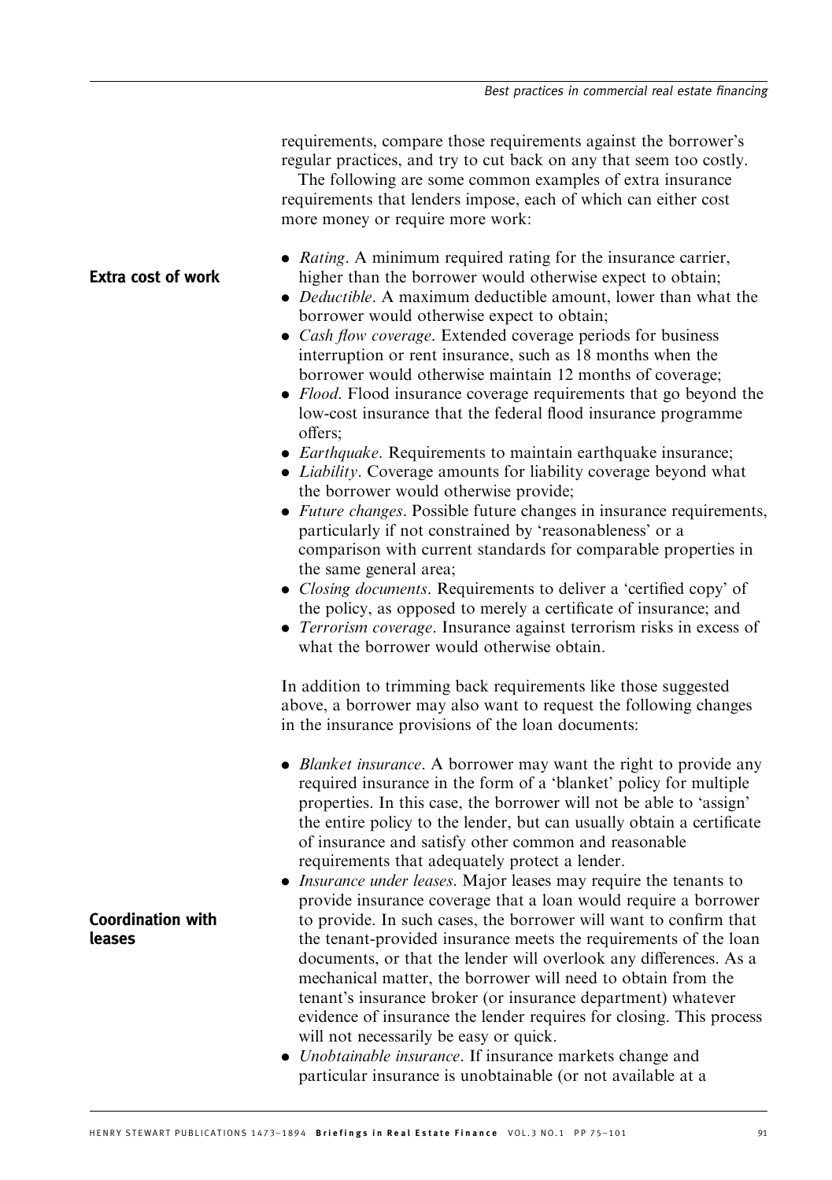requirements, compare those requirements against the borrower's regular practices, and try to cut back on any that seem too costly.

The following are some common examples of extra insurance requirements that lenders impose, each of which can either cost more money or require more work:

**Extra cost of work**

- *Rating*. A minimum required rating for the insurance carrier, higher than the borrower would otherwise expect to obtain;
- *Deductible*. A maximum deductible amount, lower than what the borrower would otherwise expect to obtain;
- *Cash flow coverage*. Extended coverage periods for business interruption or rent insurance, such as 18 months when the borrower would otherwise maintain 12 months of coverage;
- *Flood*. Flood insurance coverage requirements that go beyond the low-cost insurance that the federal flood insurance programme offers;
- *Earthquake*. Requirements to maintain earthquake insurance;
- *Liability*. Coverage amounts for liability coverage beyond what the borrower would otherwise provide;
- *Future changes*. Possible future changes in insurance requirements, particularly if not constrained by 'reasonableness' or a comparison with current standards for comparable properties in the same general area;
- *Closing documents*. Requirements to deliver a 'certified copy' of the policy, as opposed to merely a certificate of insurance; and
- *Terrorism coverage*. Insurance against terrorism risks in excess of what the borrower would otherwise obtain.

In addition to trimming back requirements like those suggested above, a borrower may also want to request the following changes in the insurance provisions of the loan documents:

- *Blanket insurance*. A borrower may want the right to provide any required insurance in the form of a 'blanket' policy for multiple properties. In this case, the borrower will not be able to 'assign' the entire policy to the lender, but can usually obtain a certificate of insurance and satisfy other common and reasonable requirements that adequately protect a lender.

**Coordination with leases**

- *Insurance under leases*. Major leases may require the tenants to provide insurance coverage that a loan would require a borrower to provide. In such cases, the borrower will want to confirm that the tenant-provided insurance meets the requirements of the loan documents, or that the lender will overlook any differences. As a mechanical matter, the borrower will need to obtain from the tenant's insurance broker (or insurance department) whatever evidence of insurance the lender requires for closing. This process will not necessarily be easy or quick.
- *Unobtainable insurance*. If insurance markets change and particular insurance is unobtainable (or not available at a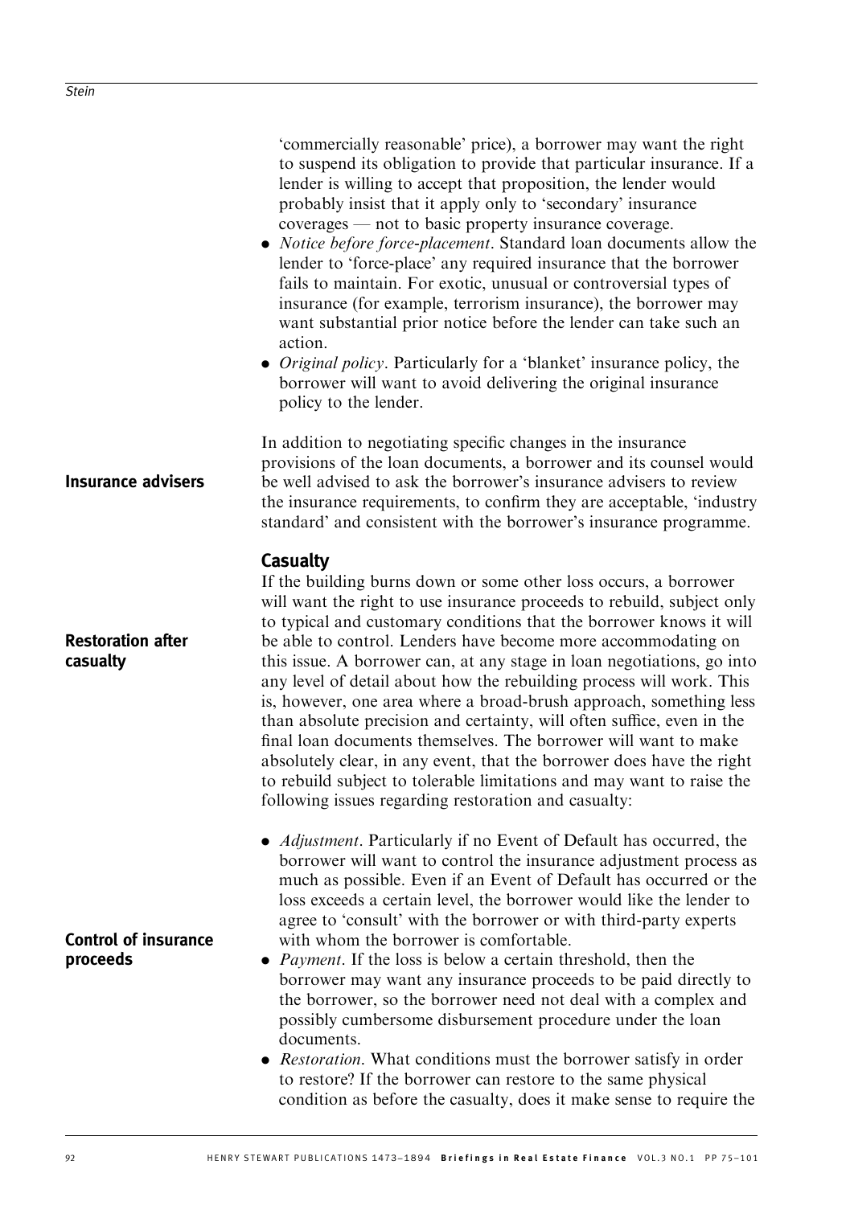'commercially reasonable' price), a borrower may want the right to suspend its obligation to provide that particular insurance. If a lender is willing to accept that proposition, the lender would probably insist that it apply only to 'secondary' insurance coverages — not to basic property insurance coverage.

- *Notice before force-placement*. Standard loan documents allow the lender to 'force-place' any required insurance that the borrower fails to maintain. For exotic, unusual or controversial types of insurance (for example, terrorism insurance), the borrower may want substantial prior notice before the lender can take such an action.
- *Original policy*. Particularly for a 'blanket' insurance policy, the borrower will want to avoid delivering the original insurance policy to the lender.

**Insurance advisers**

In addition to negotiating specific changes in the insurance provisions of the loan documents, a borrower and its counsel would be well advised to ask the borrower's insurance advisers to review the insurance requirements, to confirm they are acceptable, 'industry standard' and consistent with the borrower's insurance programme.

## Casualty

**Restoration after casualty**

If the building burns down or some other loss occurs, a borrower will want the right to use insurance proceeds to rebuild, subject only to typical and customary conditions that the borrower knows it will be able to control. Lenders have become more accommodating on this issue. A borrower can, at any stage in loan negotiations, go into any level of detail about how the rebuilding process will work. This is, however, one area where a broad-brush approach, something less than absolute precision and certainty, will often suffice, even in the final loan documents themselves. The borrower will want to make absolutely clear, in any event, that the borrower does have the right to rebuild subject to tolerable limitations and may want to raise the following issues regarding restoration and casualty:

**Control of insurance proceeds**

- *Adjustment*. Particularly if no Event of Default has occurred, the borrower will want to control the insurance adjustment process as much as possible. Even if an Event of Default has occurred or the loss exceeds a certain level, the borrower would like the lender to agree to 'consult' with the borrower or with third-party experts with whom the borrower is comfortable.
- *Payment*. If the loss is below a certain threshold, then the borrower may want any insurance proceeds to be paid directly to the borrower, so the borrower need not deal with a complex and possibly cumbersome disbursement procedure under the loan documents.
- *Restoration*. What conditions must the borrower satisfy in order to restore? If the borrower can restore to the same physical condition as before the casualty, does it make sense to require the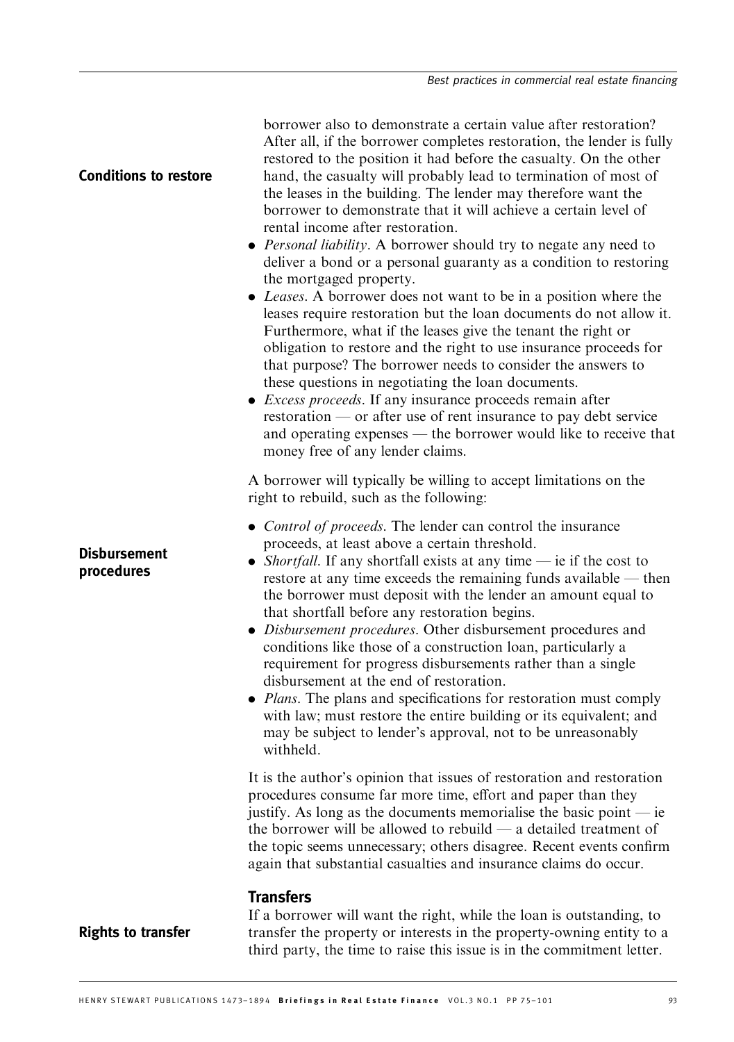borrower also to demonstrate a certain value after restoration? After all, if the borrower completes restoration, the lender is fully restored to the position it had before the casualty. On the other hand, the casualty will probably lead to termination of most of the leases in the building. The lender may therefore want the borrower to demonstrate that it will achieve a certain level of rental income after restoration.

**Conditions to restore**

- *Personal liability*. A borrower should try to negate any need to deliver a bond or a personal guaranty as a condition to restoring the mortgaged property.
- *Leases*. A borrower does not want to be in a position where the leases require restoration but the loan documents do not allow it. Furthermore, what if the leases give the tenant the right or obligation to restore and the right to use insurance proceeds for that purpose? The borrower needs to consider the answers to these questions in negotiating the loan documents.
- *Excess proceeds*. If any insurance proceeds remain after restoration — or after use of rent insurance to pay debt service and operating expenses — the borrower would like to receive that money free of any lender claims.

A borrower will typically be willing to accept limitations on the right to rebuild, such as the following:

**Disbursement procedures**

- *Control of proceeds*. The lender can control the insurance proceeds, at least above a certain threshold.
- *Shortfall*. If any shortfall exists at any time — ie if the cost to restore at any time exceeds the remaining funds available — then the borrower must deposit with the lender an amount equal to that shortfall before any restoration begins.
- *Disbursement procedures*. Other disbursement procedures and conditions like those of a construction loan, particularly a requirement for progress disbursements rather than a single disbursement at the end of restoration.
- *Plans*. The plans and specifications for restoration must comply with law; must restore the entire building or its equivalent; and may be subject to lender's approval, not to be unreasonably withheld.

It is the author's opinion that issues of restoration and restoration procedures consume far more time, effort and paper than they justify. As long as the documents memorialise the basic point — ie the borrower will be allowed to rebuild — a detailed treatment of the topic seems unnecessary; others disagree. Recent events confirm again that substantial casualties and insurance claims do occur.

## Transfers

**Rights to transfer**

If a borrower will want the right, while the loan is outstanding, to transfer the property or interests in the property-owning entity to a third party, the time to raise this issue is in the commitment letter.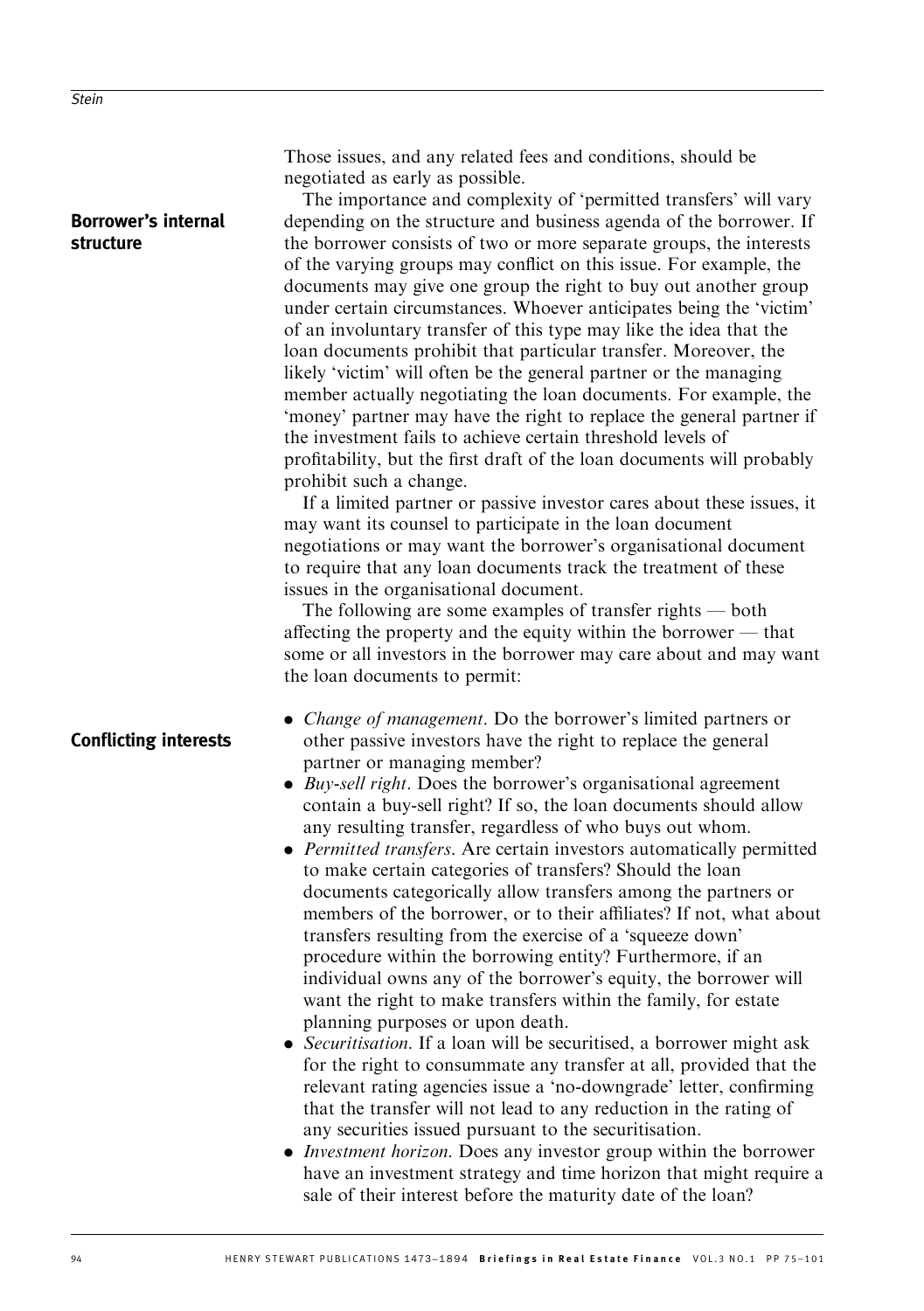Those issues, and any related fees and conditions, should be negotiated as early as possible.

## Borrower's internal structure

The importance and complexity of 'permitted transfers' will vary depending on the structure and business agenda of the borrower. If the borrower consists of two or more separate groups, the interests of the varying groups may conflict on this issue. For example, the documents may give one group the right to buy out another group under certain circumstances. Whoever anticipates being the 'victim' of an involuntary transfer of this type may like the idea that the loan documents prohibit that particular transfer. Moreover, the likely 'victim' will often be the general partner or the managing member actually negotiating the loan documents. For example, the 'money' partner may have the right to replace the general partner if the investment fails to achieve certain threshold levels of profitability, but the first draft of the loan documents will probably prohibit such a change.

If a limited partner or passive investor cares about these issues, it may want its counsel to participate in the loan document negotiations or may want the borrower's organisational document to require that any loan documents track the treatment of these issues in the organisational document.

The following are some examples of transfer rights — both affecting the property and the equity within the borrower — that some or all investors in the borrower may care about and may want the loan documents to permit:

## Conflicting interests

- *Change of management*. Do the borrower's limited partners or other passive investors have the right to replace the general partner or managing member?
- *Buy-sell right*. Does the borrower's organisational agreement contain a buy-sell right? If so, the loan documents should allow any resulting transfer, regardless of who buys out whom.
- *Permitted transfers*. Are certain investors automatically permitted to make certain categories of transfers? Should the loan documents categorically allow transfers among the partners or members of the borrower, or to their affiliates? If not, what about transfers resulting from the exercise of a 'squeeze down' procedure within the borrowing entity? Furthermore, if an individual owns any of the borrower's equity, the borrower will want the right to make transfers within the family, for estate planning purposes or upon death.
- *Securitisation*. If a loan will be securitised, a borrower might ask for the right to consummate any transfer at all, provided that the relevant rating agencies issue a 'no-downgrade' letter, confirming that the transfer will not lead to any reduction in the rating of any securities issued pursuant to the securitisation.
- *Investment horizon*. Does any investor group within the borrower have an investment strategy and time horizon that might require a sale of their interest before the maturity date of the loan?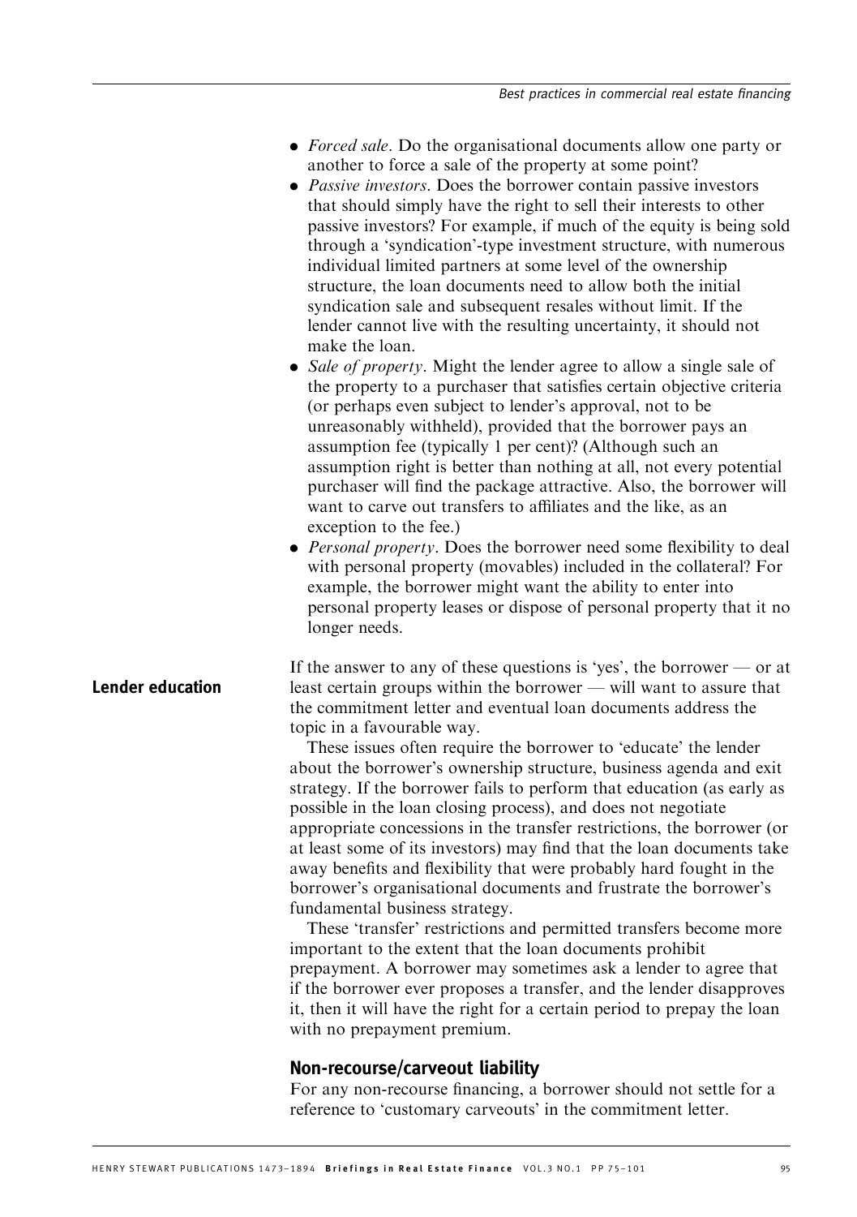- *Forced sale*. Do the organisational documents allow one party or another to force a sale of the property at some point?
- *Passive investors*. Does the borrower contain passive investors that should simply have the right to sell their interests to other passive investors? For example, if much of the equity is being sold through a 'syndication'-type investment structure, with numerous individual limited partners at some level of the ownership structure, the loan documents need to allow both the initial syndication sale and subsequent resales without limit. If the lender cannot live with the resulting uncertainty, it should not make the loan.
- *Sale of property*. Might the lender agree to allow a single sale of the property to a purchaser that satisfies certain objective criteria (or perhaps even subject to lender's approval, not to be unreasonably withheld), provided that the borrower pays an assumption fee (typically 1 per cent)? (Although such an assumption right is better than nothing at all, not every potential purchaser will find the package attractive. Also, the borrower will want to carve out transfers to affiliates and the like, as an exception to the fee.)
- *Personal property*. Does the borrower need some flexibility to deal with personal property (movables) included in the collateral? For example, the borrower might want the ability to enter into personal property leases or dispose of personal property that it no longer needs.

**Lender education**

If the answer to any of these questions is 'yes', the borrower — or at least certain groups within the borrower — will want to assure that the commitment letter and eventual loan documents address the topic in a favourable way.

These issues often require the borrower to 'educate' the lender about the borrower's ownership structure, business agenda and exit strategy. If the borrower fails to perform that education (as early as possible in the loan closing process), and does not negotiate appropriate concessions in the transfer restrictions, the borrower (or at least some of its investors) may find that the loan documents take away benefits and flexibility that were probably hard fought in the borrower's organisational documents and frustrate the borrower's fundamental business strategy.

These 'transfer' restrictions and permitted transfers become more important to the extent that the loan documents prohibit prepayment. A borrower may sometimes ask a lender to agree that if the borrower ever proposes a transfer, and the lender disapproves it, then it will have the right for a certain period to prepay the loan with no prepayment premium.

### Non-recourse/carveout liability

For any non-recourse financing, a borrower should not settle for a reference to 'customary carveouts' in the commitment letter.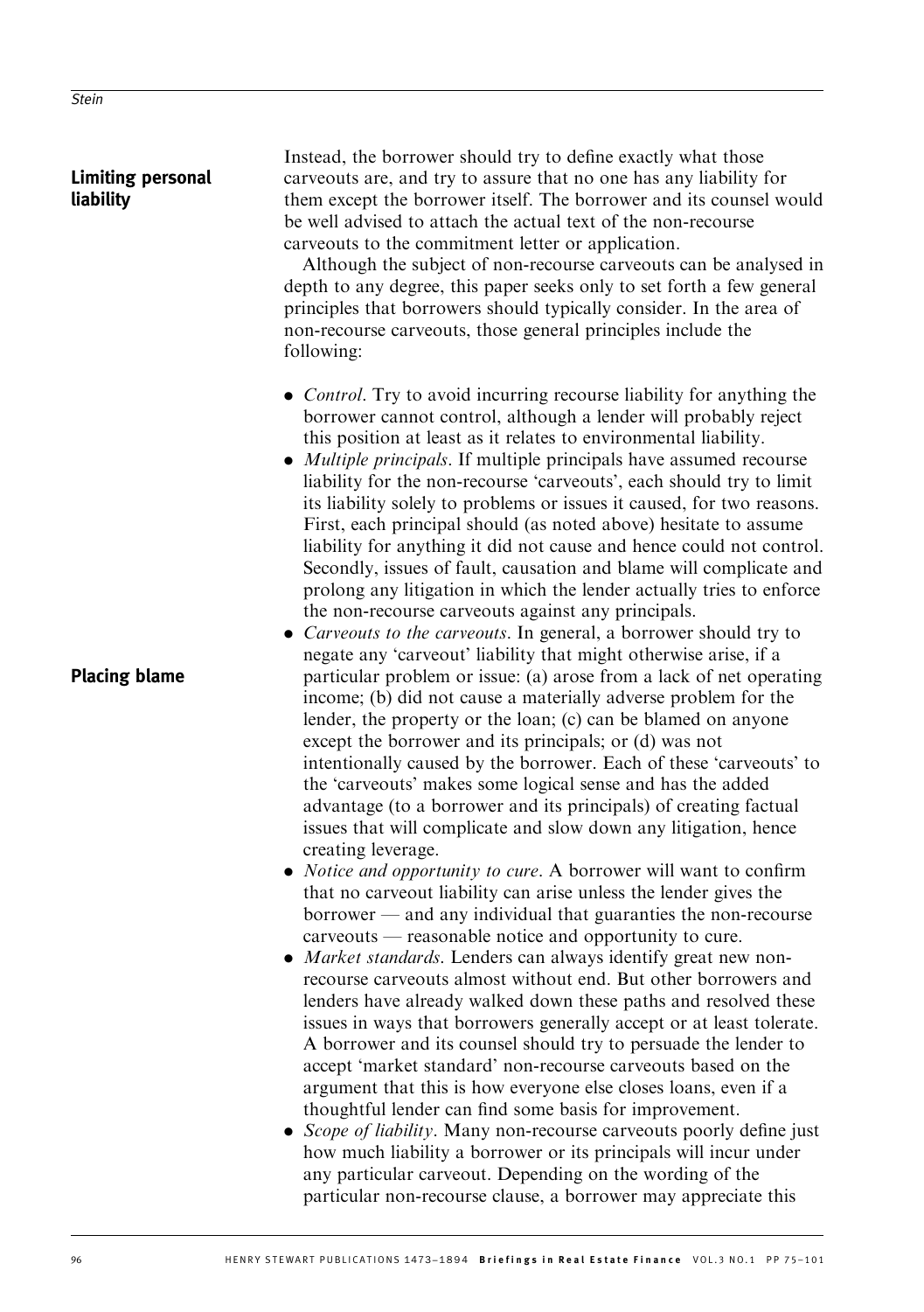**Limiting personal liability**

Instead, the borrower should try to define exactly what those carveouts are, and try to assure that no one has any liability for them except the borrower itself. The borrower and its counsel would be well advised to attach the actual text of the non-recourse carveouts to the commitment letter or application.

Although the subject of non-recourse carveouts can be analysed in depth to any degree, this paper seeks only to set forth a few general principles that borrowers should typically consider. In the area of non-recourse carveouts, those general principles include the following:

- *Control*. Try to avoid incurring recourse liability for anything the borrower cannot control, although a lender will probably reject this position at least as it relates to environmental liability.
- *Multiple principals*. If multiple principals have assumed recourse liability for the non-recourse 'carveouts', each should try to limit its liability solely to problems or issues it caused, for two reasons. First, each principal should (as noted above) hesitate to assume liability for anything it did not cause and hence could not control. Secondly, issues of fault, causation and blame will complicate and prolong any litigation in which the lender actually tries to enforce the non-recourse carveouts against any principals.
- *Carveouts to the carveouts*. In general, a borrower should try to negate any 'carveout' liability that might otherwise arise, if a particular problem or issue: (a) arose from a lack of net operating income; (b) did not cause a materially adverse problem for the lender, the property or the loan; (c) can be blamed on anyone except the borrower and its principals; or (d) was not intentionally caused by the borrower. Each of these 'carveouts' to the 'carveouts' makes some logical sense and has the added advantage (to a borrower and its principals) of creating factual issues that will complicate and slow down any litigation, hence creating leverage.

**Placing blame**

- *Notice and opportunity to cure*. A borrower will want to confirm that no carveout liability can arise unless the lender gives the borrower — and any individual that guaranties the non-recourse carveouts — reasonable notice and opportunity to cure.
- *Market standards*. Lenders can always identify great new non-recourse carveouts almost without end. But other borrowers and lenders have already walked down these paths and resolved these issues in ways that borrowers generally accept or at least tolerate. A borrower and its counsel should try to persuade the lender to accept 'market standard' non-recourse carveouts based on the argument that this is how everyone else closes loans, even if a thoughtful lender can find some basis for improvement.
- *Scope of liability*. Many non-recourse carveouts poorly define just how much liability a borrower or its principals will incur under any particular carveout. Depending on the wording of the particular non-recourse clause, a borrower may appreciate this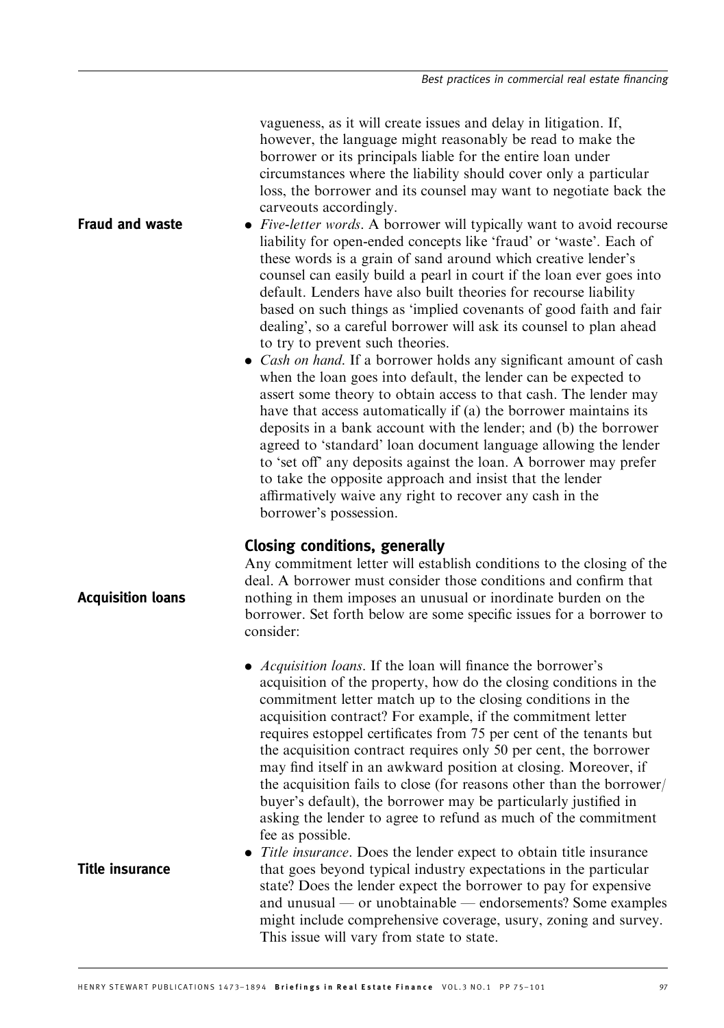vagueness, as it will create issues and delay in litigation. If, however, the language might reasonably be read to make the borrower or its principals liable for the entire loan under circumstances where the liability should cover only a particular loss, the borrower and its counsel may want to negotiate back the carveouts accordingly.

**Fraud and waste**

- *Five-letter words*. A borrower will typically want to avoid recourse liability for open-ended concepts like 'fraud' or 'waste'. Each of these words is a grain of sand around which creative lender's counsel can easily build a pearl in court if the loan ever goes into default. Lenders have also built theories for recourse liability based on such things as 'implied covenants of good faith and fair dealing', so a careful borrower will ask its counsel to plan ahead to try to prevent such theories.
- *Cash on hand*. If a borrower holds any significant amount of cash when the loan goes into default, the lender can be expected to assert some theory to obtain access to that cash. The lender may have that access automatically if (a) the borrower maintains its deposits in a bank account with the lender; and (b) the borrower agreed to 'standard' loan document language allowing the lender to 'set off' any deposits against the loan. A borrower may prefer to take the opposite approach and insist that the lender affirmatively waive any right to recover any cash in the borrower's possession.

## Closing conditions, generally

Any commitment letter will establish conditions to the closing of the deal. A borrower must consider those conditions and confirm that nothing in them imposes an unusual or inordinate burden on the borrower. Set forth below are some specific issues for a borrower to consider:

**Acquisition loans**

- *Acquisition loans*. If the loan will finance the borrower's acquisition of the property, how do the closing conditions in the commitment letter match up to the closing conditions in the acquisition contract? For example, if the commitment letter requires estoppel certificates from 75 per cent of the tenants but the acquisition contract requires only 50 per cent, the borrower may find itself in an awkward position at closing. Moreover, if the acquisition fails to close (for reasons other than the borrower/buyer's default), the borrower may be particularly justified in asking the lender to agree to refund as much of the commitment fee as possible.

**Title insurance**

- *Title insurance*. Does the lender expect to obtain title insurance that goes beyond typical industry expectations in the particular state? Does the lender expect the borrower to pay for expensive and unusual — or unobtainable — endorsements? Some examples might include comprehensive coverage, usury, zoning and survey. This issue will vary from state to state.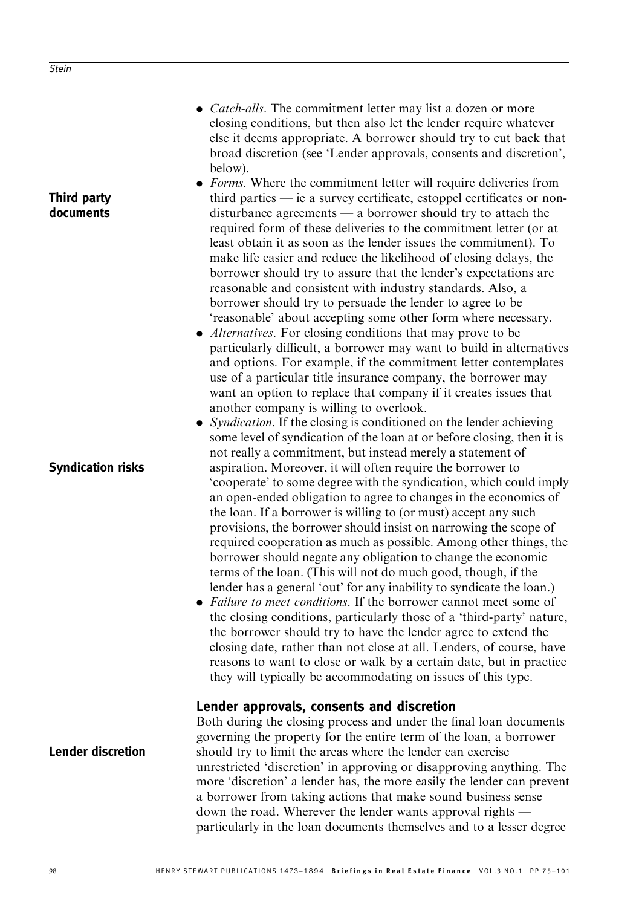- *Catch-alls*. The commitment letter may list a dozen or more closing conditions, but then also let the lender require whatever else it deems appropriate. A borrower should try to cut back that broad discretion (see 'Lender approvals, consents and discretion', below).

**Third party documents**

- *Forms*. Where the commitment letter will require deliveries from third parties — ie a survey certificate, estoppel certificates or non-disturbance agreements — a borrower should try to attach the required form of these deliveries to the commitment letter (or at least obtain it as soon as the lender issues the commitment). To make life easier and reduce the likelihood of closing delays, the borrower should try to assure that the lender's expectations are reasonable and consistent with industry standards. Also, a borrower should try to persuade the lender to agree to be 'reasonable' about accepting some other form where necessary.
- *Alternatives*. For closing conditions that may prove to be particularly difficult, a borrower may want to build in alternatives and options. For example, if the commitment letter contemplates use of a particular title insurance company, the borrower may want an option to replace that company if it creates issues that another company is willing to overlook.

**Syndication risks**

- *Syndication*. If the closing is conditioned on the lender achieving some level of syndication of the loan at or before closing, then it is not really a commitment, but instead merely a statement of aspiration. Moreover, it will often require the borrower to 'cooperate' to some degree with the syndication, which could imply an open-ended obligation to agree to changes in the economics of the loan. If a borrower is willing to (or must) accept any such provisions, the borrower should insist on narrowing the scope of required cooperation as much as possible. Among other things, the borrower should negate any obligation to change the economic terms of the loan. (This will not do much good, though, if the lender has a general 'out' for any inability to syndicate the loan.)
- *Failure to meet conditions*. If the borrower cannot meet some of the closing conditions, particularly those of a 'third-party' nature, the borrower should try to have the lender agree to extend the closing date, rather than not close at all. Lenders, of course, have reasons to want to close or walk by a certain date, but in practice they will typically be accommodating on issues of this type.

## Lender approvals, consents and discretion

**Lender discretion**

Both during the closing process and under the final loan documents governing the property for the entire term of the loan, a borrower should try to limit the areas where the lender can exercise unrestricted 'discretion' in approving or disapproving anything. The more 'discretion' a lender has, the more easily the lender can prevent a borrower from taking actions that make sound business sense down the road. Wherever the lender wants approval rights — particularly in the loan documents themselves and to a lesser degree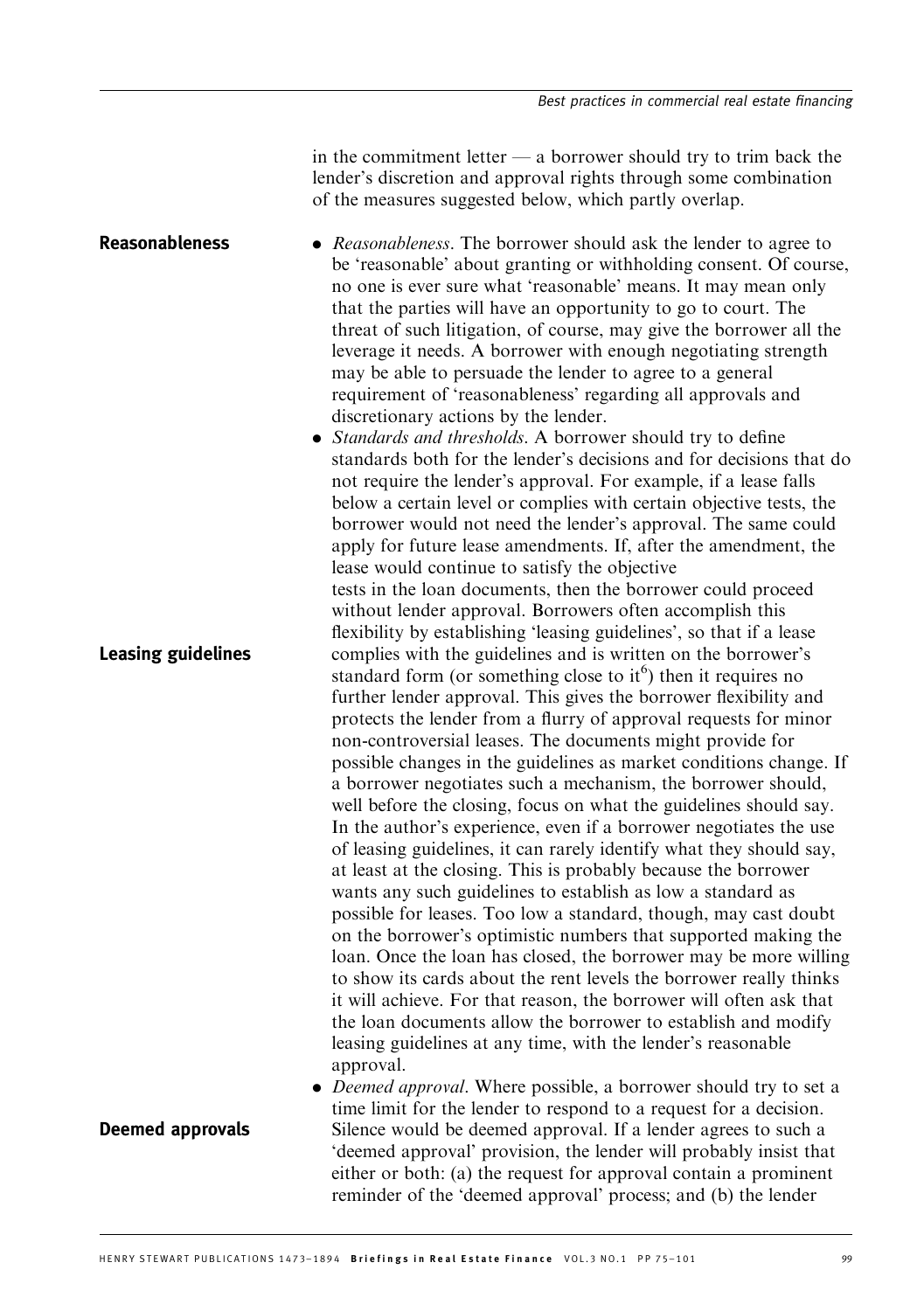in the commitment letter — a borrower should try to trim back the lender's discretion and approval rights through some combination of the measures suggested below, which partly overlap.

**Reasonableness**

- *Reasonableness*. The borrower should ask the lender to agree to be 'reasonable' about granting or withholding consent. Of course, no one is ever sure what 'reasonable' means. It may mean only that the parties will have an opportunity to go to court. The threat of such litigation, of course, may give the borrower all the leverage it needs. A borrower with enough negotiating strength may be able to persuade the lender to agree to a general requirement of 'reasonableness' regarding all approvals and discretionary actions by the lender.
- *Standards and thresholds*. A borrower should try to define standards both for the lender's decisions and for decisions that do not require the lender's approval. For example, if a lease falls below a certain level or complies with certain objective tests, the borrower would not need the lender's approval. The same could apply for future lease amendments. If, after the amendment, the lease would continue to satisfy the objective tests in the loan documents, then the borrower could proceed without lender approval. Borrowers often accomplish this flexibility by establishing 'leasing guidelines', so that if a lease complies with the guidelines and is written on the borrower's standard form (or something close to it[6]) then it requires no further lender approval. This gives the borrower flexibility and protects the lender from a flurry of approval requests for minor non-controversial leases. The documents might provide for possible changes in the guidelines as market conditions change. If a borrower negotiates such a mechanism, the borrower should, well before the closing, focus on what the guidelines should say. In the author's experience, even if a borrower negotiates the use of leasing guidelines, it can rarely identify what they should say, at least at the closing. This is probably because the borrower wants any such guidelines to establish as low a standard as possible for leases. Too low a standard, though, may cast doubt on the borrower's optimistic numbers that supported making the loan. Once the loan has closed, the borrower may be more willing to show its cards about the rent levels the borrower really thinks it will achieve. For that reason, the borrower will often ask that the loan documents allow the borrower to establish and modify leasing guidelines at any time, with the lender's reasonable approval.

**Leasing guidelines**

**Deemed approvals**

- *Deemed approval*. Where possible, a borrower should try to set a time limit for the lender to respond to a request for a decision. Silence would be deemed approval. If a lender agrees to such a 'deemed approval' provision, the lender will probably insist that either or both: (a) the request for approval contain a prominent reminder of the 'deemed approval' process; and (b) the lender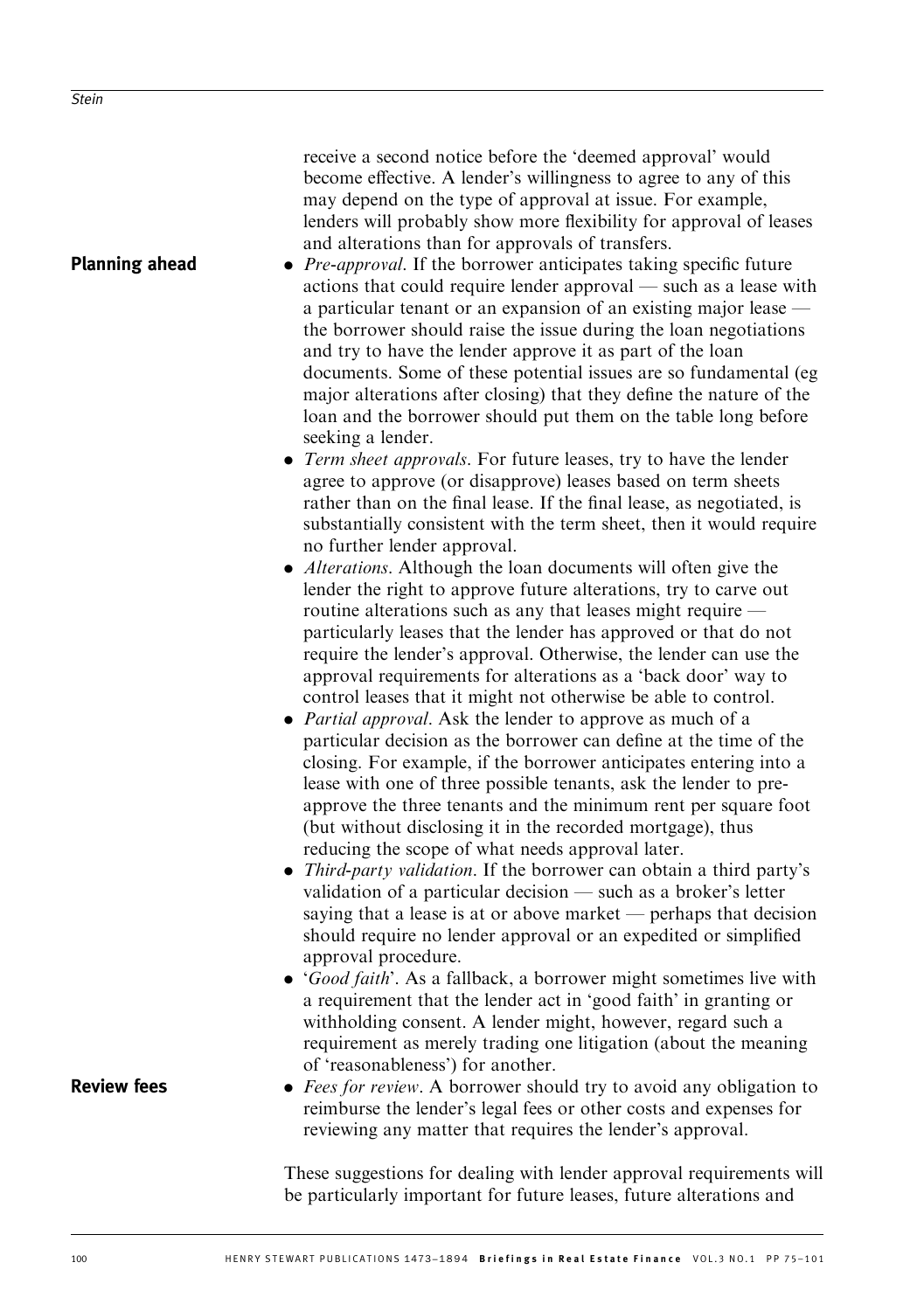receive a second notice before the 'deemed approval' would become effective. A lender's willingness to agree to any of this may depend on the type of approval at issue. For example, lenders will probably show more flexibility for approval of leases and alterations than for approvals of transfers.

**Planning ahead**

- *Pre-approval*. If the borrower anticipates taking specific future actions that could require lender approval — such as a lease with a particular tenant or an expansion of an existing major lease — the borrower should raise the issue during the loan negotiations and try to have the lender approve it as part of the loan documents. Some of these potential issues are so fundamental (eg major alterations after closing) that they define the nature of the loan and the borrower should put them on the table long before seeking a lender.
- *Term sheet approvals*. For future leases, try to have the lender agree to approve (or disapprove) leases based on term sheets rather than on the final lease. If the final lease, as negotiated, is substantially consistent with the term sheet, then it would require no further lender approval.
- *Alterations*. Although the loan documents will often give the lender the right to approve future alterations, try to carve out routine alterations such as any that leases might require — particularly leases that the lender has approved or that do not require the lender's approval. Otherwise, the lender can use the approval requirements for alterations as a 'back door' way to control leases that it might not otherwise be able to control.
- *Partial approval*. Ask the lender to approve as much of a particular decision as the borrower can define at the time of the closing. For example, if the borrower anticipates entering into a lease with one of three possible tenants, ask the lender to pre-approve the three tenants and the minimum rent per square foot (but without disclosing it in the recorded mortgage), thus reducing the scope of what needs approval later.
- *Third-party validation*. If the borrower can obtain a third party's validation of a particular decision — such as a broker's letter saying that a lease is at or above market — perhaps that decision should require no lender approval or an expedited or simplified approval procedure.
- '*Good faith*'. As a fallback, a borrower might sometimes live with a requirement that the lender act in 'good faith' in granting or withholding consent. A lender might, however, regard such a requirement as merely trading one litigation (about the meaning of 'reasonableness') for another.

**Review fees**

- *Fees for review*. A borrower should try to avoid any obligation to reimburse the lender's legal fees or other costs and expenses for reviewing any matter that requires the lender's approval.

These suggestions for dealing with lender approval requirements will be particularly important for future leases, future alterations and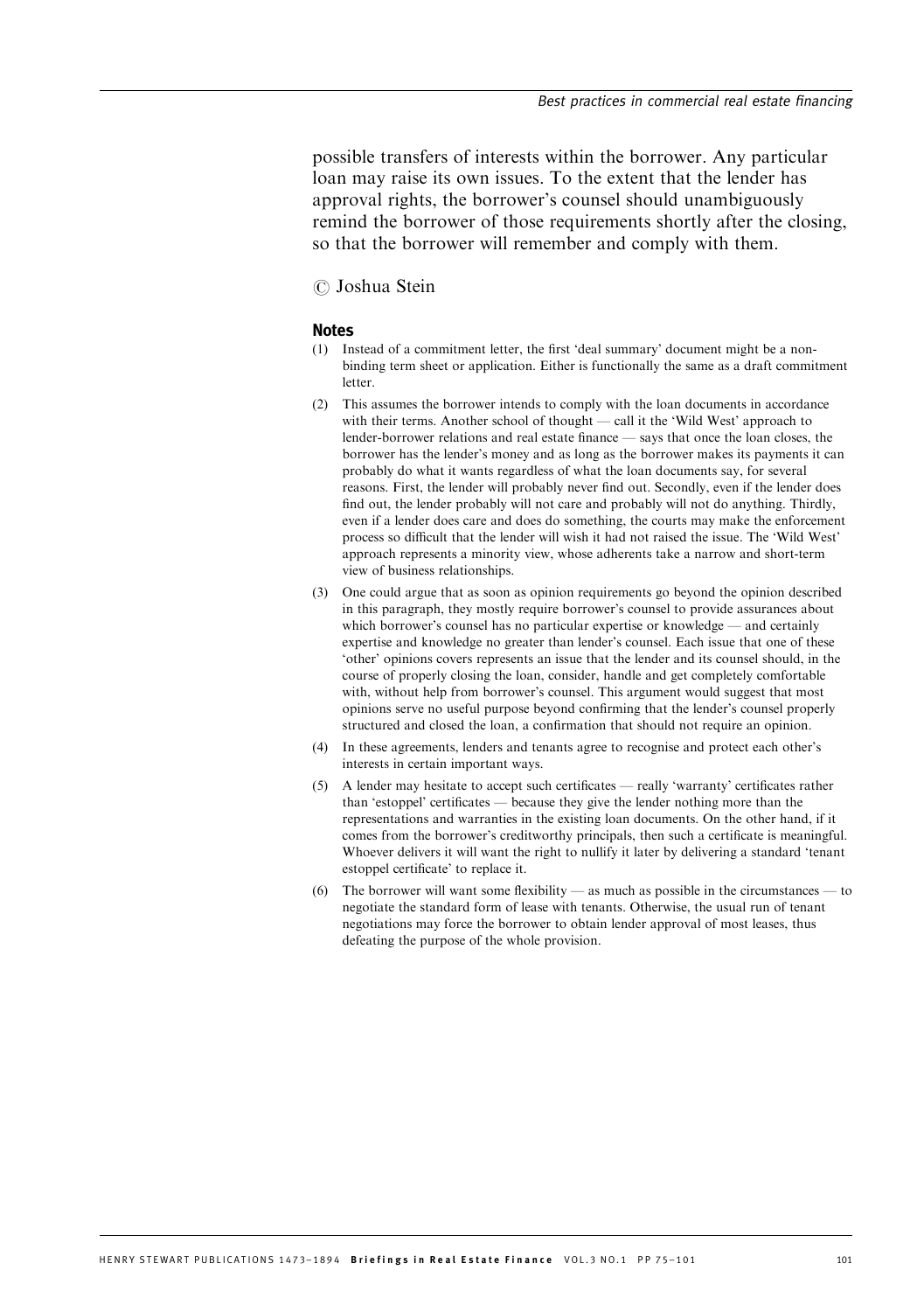possible transfers of interests within the borrower. Any particular loan may raise its own issues. To the extent that the lender has approval rights, the borrower's counsel should unambiguously remind the borrower of those requirements shortly after the closing, so that the borrower will remember and comply with them.

© Joshua Stein

## Notes

(1) Instead of a commitment letter, the first 'deal summary' document might be a non-binding term sheet or application. Either is functionally the same as a draft commitment letter.

(2) This assumes the borrower intends to comply with the loan documents in accordance with their terms. Another school of thought — call it the 'Wild West' approach to lender-borrower relations and real estate finance — says that once the loan closes, the borrower has the lender's money and as long as the borrower makes its payments it can probably do what it wants regardless of what the loan documents say, for several reasons. First, the lender will probably never find out. Secondly, even if the lender does find out, the lender probably will not care and probably will not do anything. Thirdly, even if a lender does care and does do something, the courts may make the enforcement process so difficult that the lender will wish it had not raised the issue. The 'Wild West' approach represents a minority view, whose adherents take a narrow and short-term view of business relationships.

(3) One could argue that as soon as opinion requirements go beyond the opinion described in this paragraph, they mostly require borrower's counsel to provide assurances about which borrower's counsel has no particular expertise or knowledge — and certainly expertise and knowledge no greater than lender's counsel. Each issue that one of these 'other' opinions covers represents an issue that the lender and its counsel should, in the course of properly closing the loan, consider, handle and get completely comfortable with, without help from borrower's counsel. This argument would suggest that most opinions serve no useful purpose beyond confirming that the lender's counsel properly structured and closed the loan, a confirmation that should not require an opinion.

(4) In these agreements, lenders and tenants agree to recognise and protect each other's interests in certain important ways.

(5) A lender may hesitate to accept such certificates — really 'warranty' certificates rather than 'estoppel' certificates — because they give the lender nothing more than the representations and warranties in the existing loan documents. On the other hand, if it comes from the borrower's creditworthy principals, then such a certificate is meaningful. Whoever delivers it will want the right to nullify it later by delivering a standard 'tenant estoppel certificate' to replace it.

(6) The borrower will want some flexibility — as much as possible in the circumstances — to negotiate the standard form of lease with tenants. Otherwise, the usual run of tenant negotiations may force the borrower to obtain lender approval of most leases, thus defeating the purpose of the whole provision.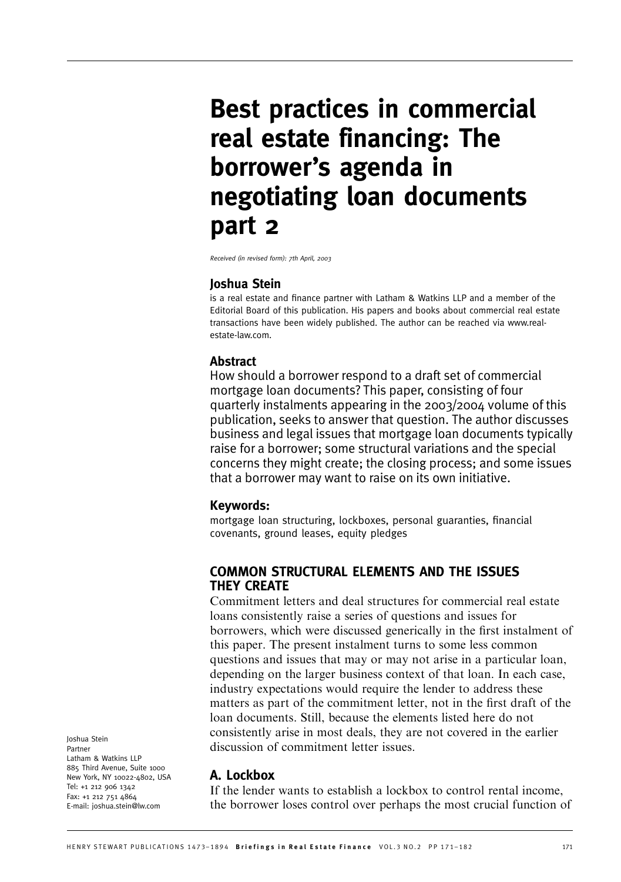# Best practices in commercial real estate financing: The borrower's agenda in negotiating loan documents part 2

*Received (in revised form): 7th April, 2003*

### Joshua Stein

is a real estate and finance partner with Latham & Watkins LLP and a member of the Editorial Board of this publication. His papers and books about commercial real estate transactions have been widely published. The author can be reached via www.real-estate-law.com.

### Abstract

How should a borrower respond to a draft set of commercial mortgage loan documents? This paper, consisting of four quarterly instalments appearing in the 2003/2004 volume of this publication, seeks to answer that question. The author discusses business and legal issues that mortgage loan documents typically raise for a borrower; some structural variations and the special concerns they might create; the closing process; and some issues that a borrower may want to raise on its own initiative.

### Keywords:

mortgage loan structuring, lockboxes, personal guaranties, financial covenants, ground leases, equity pledges

Joshua Stein
Partner
Latham & Watkins LLP
885 Third Avenue, Suite 1000
New York, NY 10022-4802, USA
Tel: +1 212 906 1342
Fax: +1 212 751 4864
E-mail: joshua.stein@lw.com

## COMMON STRUCTURAL ELEMENTS AND THE ISSUES THEY CREATE

Commitment letters and deal structures for commercial real estate loans consistently raise a series of questions and issues for borrowers, which were discussed generically in the first instalment of this paper. The present instalment turns to some less common questions and issues that may or may not arise in a particular loan, depending on the larger business context of that loan. In each case, industry expectations would require the lender to address these matters as part of the commitment letter, not in the first draft of the loan documents. Still, because the elements listed here do not consistently arise in most deals, they are not covered in the earlier discussion of commitment letter issues.

### A. Lockbox

If the lender wants to establish a lockbox to control rental income, the borrower loses control over perhaps the most crucial function of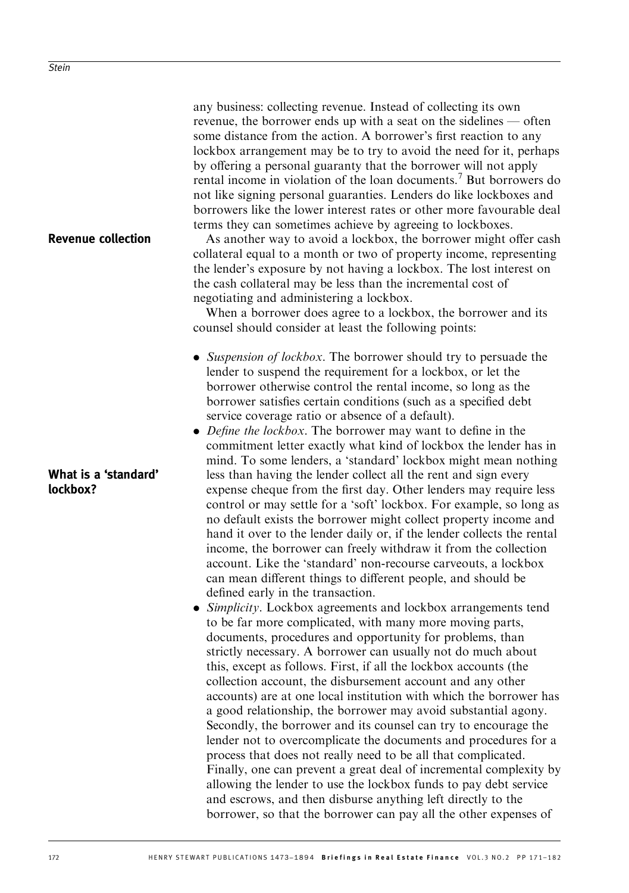any business: collecting revenue. Instead of collecting its own revenue, the borrower ends up with a seat on the sidelines — often some distance from the action. A borrower's first reaction to any lockbox arrangement may be to try to avoid the need for it, perhaps by offering a personal guaranty that the borrower will not apply rental income in violation of the loan documents.[7] But borrowers do not like signing personal guaranties. Lenders do like lockboxes and borrowers like the lower interest rates or other more favourable deal terms they can sometimes achieve by agreeing to lockboxes.

**Revenue collection**

As another way to avoid a lockbox, the borrower might offer cash collateral equal to a month or two of property income, representing the lender's exposure by not having a lockbox. The lost interest on the cash collateral may be less than the incremental cost of negotiating and administering a lockbox.

When a borrower does agree to a lockbox, the borrower and its counsel should consider at least the following points:

- *Suspension of lockbox*. The borrower should try to persuade the lender to suspend the requirement for a lockbox, or let the borrower otherwise control the rental income, so long as the borrower satisfies certain conditions (such as a specified debt service coverage ratio or absence of a default).
- *Define the lockbox*. The borrower may want to define in the commitment letter exactly what kind of lockbox the lender has in mind. To some lenders, a 'standard' lockbox might mean nothing less than having the lender collect all the rent and sign every expense cheque from the first day. Other lenders may require less control or may settle for a 'soft' lockbox. For example, so long as no default exists the borrower might collect property income and hand it over to the lender daily or, if the lender collects the rental income, the borrower can freely withdraw it from the collection account. Like the 'standard' non-recourse carveouts, a lockbox can mean different things to different people, and should be defined early in the transaction.

**What is a 'standard' lockbox?**

- *Simplicity*. Lockbox agreements and lockbox arrangements tend to be far more complicated, with many more moving parts, documents, procedures and opportunity for problems, than strictly necessary. A borrower can usually not do much about this, except as follows. First, if all the lockbox accounts (the collection account, the disbursement account and any other accounts) are at one local institution with which the borrower has a good relationship, the borrower may avoid substantial agony. Secondly, the borrower and its counsel can try to encourage the lender not to overcomplicate the documents and procedures for a process that does not really need to be all that complicated. Finally, one can prevent a great deal of incremental complexity by allowing the lender to use the lockbox funds to pay debt service and escrows, and then disburse anything left directly to the borrower, so that the borrower can pay all the other expenses of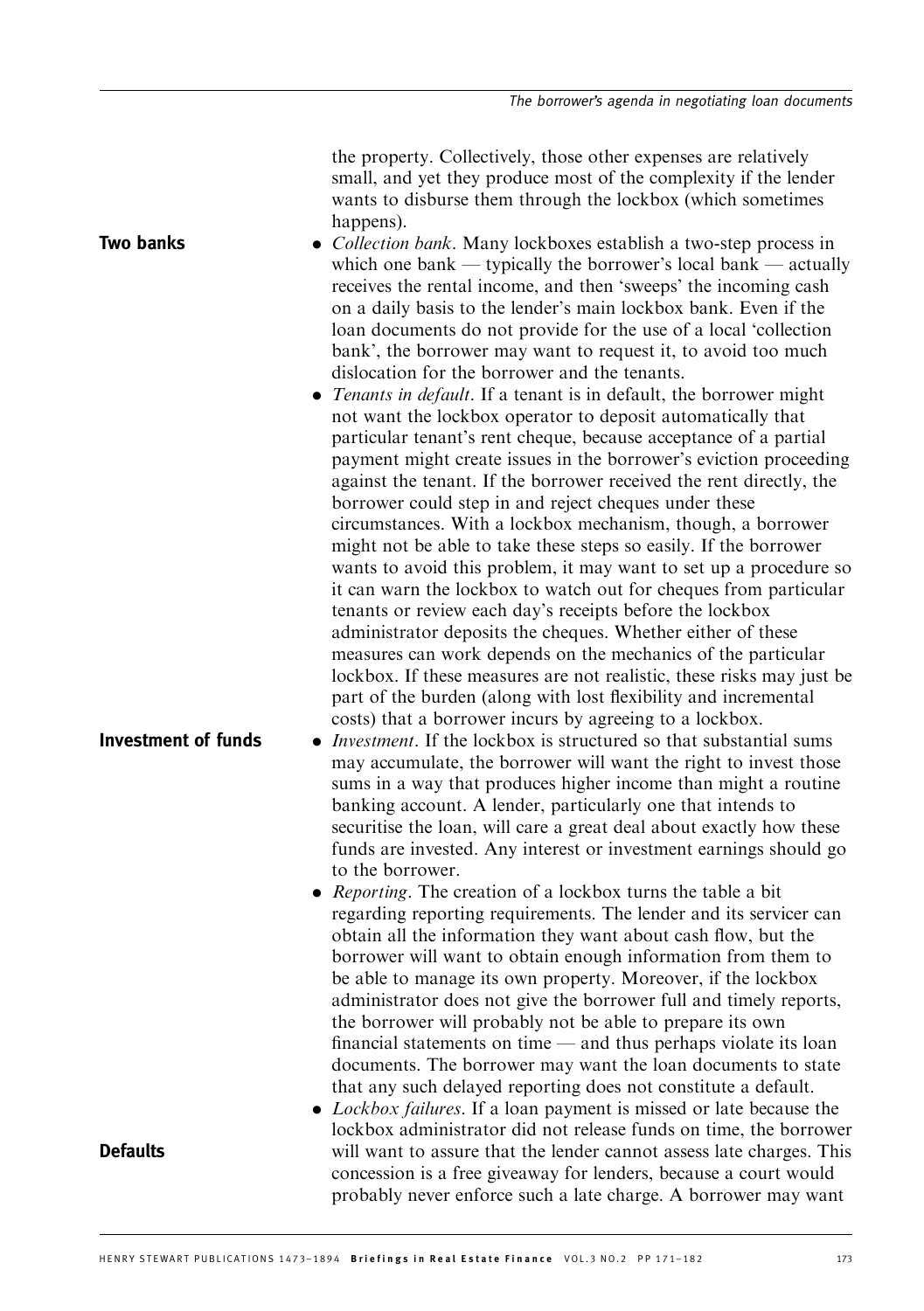the property. Collectively, those other expenses are relatively small, and yet they produce most of the complexity if the lender wants to disburse them through the lockbox (which sometimes happens).

**Two banks**

- *Collection bank*. Many lockboxes establish a two-step process in which one bank — typically the borrower's local bank — actually receives the rental income, and then 'sweeps' the incoming cash on a daily basis to the lender's main lockbox bank. Even if the loan documents do not provide for the use of a local 'collection bank', the borrower may want to request it, to avoid too much dislocation for the borrower and the tenants.
- *Tenants in default*. If a tenant is in default, the borrower might not want the lockbox operator to deposit automatically that particular tenant's rent cheque, because acceptance of a partial payment might create issues in the borrower's eviction proceeding against the tenant. If the borrower received the rent directly, the borrower could step in and reject cheques under these circumstances. With a lockbox mechanism, though, a borrower might not be able to take these steps so easily. If the borrower wants to avoid this problem, it may want to set up a procedure so it can warn the lockbox to watch out for cheques from particular tenants or review each day's receipts before the lockbox administrator deposits the cheques. Whether either of these measures can work depends on the mechanics of the particular lockbox. If these measures are not realistic, these risks may just be part of the burden (along with lost flexibility and incremental costs) that a borrower incurs by agreeing to a lockbox.

**Investment of funds**

- *Investment*. If the lockbox is structured so that substantial sums may accumulate, the borrower will want the right to invest those sums in a way that produces higher income than might a routine banking account. A lender, particularly one that intends to securitise the loan, will care a great deal about exactly how these funds are invested. Any interest or investment earnings should go to the borrower.
- *Reporting*. The creation of a lockbox turns the table a bit regarding reporting requirements. The lender and its servicer can obtain all the information they want about cash flow, but the borrower will want to obtain enough information from them to be able to manage its own property. Moreover, if the lockbox administrator does not give the borrower full and timely reports, the borrower will probably not be able to prepare its own financial statements on time — and thus perhaps violate its loan documents. The borrower may want the loan documents to state that any such delayed reporting does not constitute a default.

**Defaults**

- *Lockbox failures*. If a loan payment is missed or late because the lockbox administrator did not release funds on time, the borrower will want to assure that the lender cannot assess late charges. This concession is a free giveaway for lenders, because a court would probably never enforce such a late charge. A borrower may want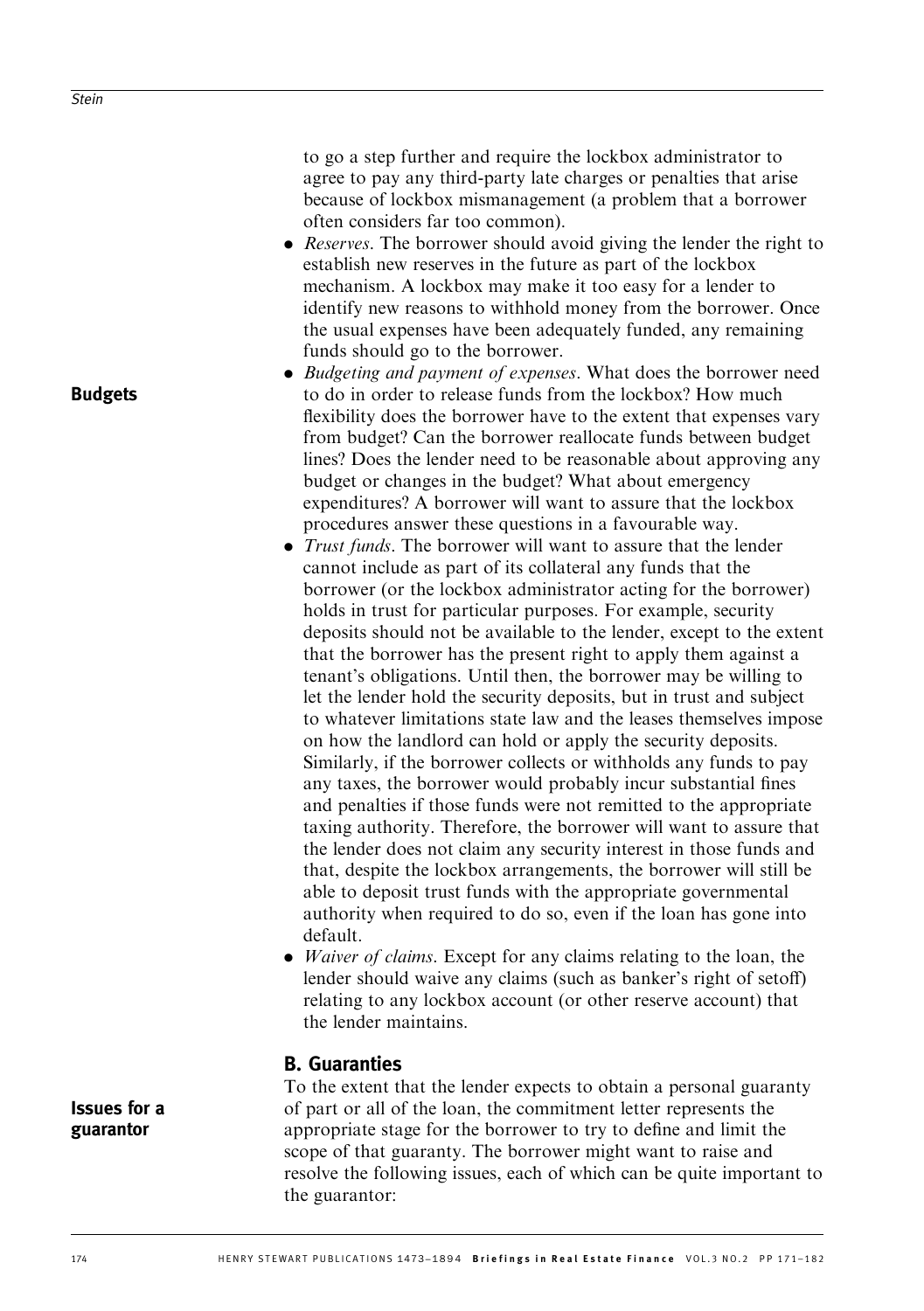to go a step further and require the lockbox administrator to agree to pay any third-party late charges or penalties that arise because of lockbox mismanagement (a problem that a borrower often considers far too common).

- *Reserves*. The borrower should avoid giving the lender the right to establish new reserves in the future as part of the lockbox mechanism. A lockbox may make it too easy for a lender to identify new reasons to withhold money from the borrower. Once the usual expenses have been adequately funded, any remaining funds should go to the borrower.

**Budgets**

- *Budgeting and payment of expenses*. What does the borrower need to do in order to release funds from the lockbox? How much flexibility does the borrower have to the extent that expenses vary from budget? Can the borrower reallocate funds between budget lines? Does the lender need to be reasonable about approving any budget or changes in the budget? What about emergency expenditures? A borrower will want to assure that the lockbox procedures answer these questions in a favourable way.
- *Trust funds*. The borrower will want to assure that the lender cannot include as part of its collateral any funds that the borrower (or the lockbox administrator acting for the borrower) holds in trust for particular purposes. For example, security deposits should not be available to the lender, except to the extent that the borrower has the present right to apply them against a tenant's obligations. Until then, the borrower may be willing to let the lender hold the security deposits, but in trust and subject to whatever limitations state law and the leases themselves impose on how the landlord can hold or apply the security deposits. Similarly, if the borrower collects or withholds any funds to pay any taxes, the borrower would probably incur substantial fines and penalties if those funds were not remitted to the appropriate taxing authority. Therefore, the borrower will want to assure that the lender does not claim any security interest in those funds and that, despite the lockbox arrangements, the borrower will still be able to deposit trust funds with the appropriate governmental authority when required to do so, even if the loan has gone into default.
- *Waiver of claims*. Except for any claims relating to the loan, the lender should waive any claims (such as banker's right of setoff) relating to any lockbox account (or other reserve account) that the lender maintains.

## B. Guaranties

**Issues for a guarantor**

To the extent that the lender expects to obtain a personal guaranty of part or all of the loan, the commitment letter represents the appropriate stage for the borrower to try to define and limit the scope of that guaranty. The borrower might want to raise and resolve the following issues, each of which can be quite important to the guarantor: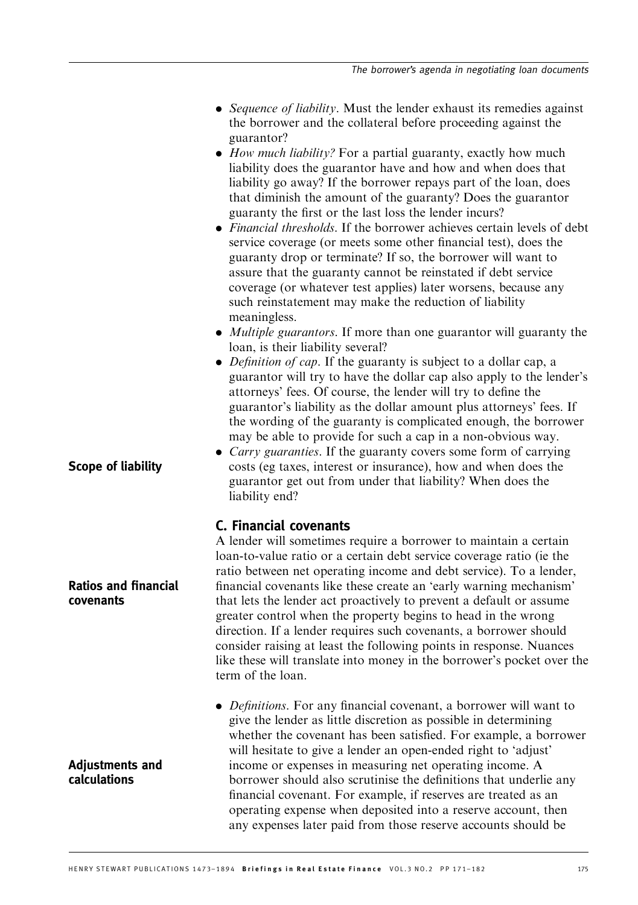- *Sequence of liability*. Must the lender exhaust its remedies against the borrower and the collateral before proceeding against the guarantor?
- *How much liability?* For a partial guaranty, exactly how much liability does the guarantor have and how and when does that liability go away? If the borrower repays part of the loan, does that diminish the amount of the guaranty? Does the guarantor guaranty the first or the last loss the lender incurs?
- *Financial thresholds*. If the borrower achieves certain levels of debt service coverage (or meets some other financial test), does the guaranty drop or terminate? If so, the borrower will want to assure that the guaranty cannot be reinstated if debt service coverage (or whatever test applies) later worsens, because any such reinstatement may make the reduction of liability meaningless.
- *Multiple guarantors*. If more than one guarantor will guaranty the loan, is their liability several?
- *Definition of cap*. If the guaranty is subject to a dollar cap, a guarantor will try to have the dollar cap also apply to the lender's attorneys' fees. Of course, the lender will try to define the guarantor's liability as the dollar amount plus attorneys' fees. If the wording of the guaranty is complicated enough, the borrower may be able to provide for such a cap in a non-obvious way.

**Scope of liability**

- *Carry guaranties*. If the guaranty covers some form of carrying costs (eg taxes, interest or insurance), how and when does the guarantor get out from under that liability? When does the liability end?

## C. Financial covenants

**Ratios and financial covenants**

A lender will sometimes require a borrower to maintain a certain loan-to-value ratio or a certain debt service coverage ratio (ie the ratio between net operating income and debt service). To a lender, financial covenants like these create an 'early warning mechanism' that lets the lender act proactively to prevent a default or assume greater control when the property begins to head in the wrong direction. If a lender requires such covenants, a borrower should consider raising at least the following points in response. Nuances like these will translate into money in the borrower's pocket over the term of the loan.

**Adjustments and calculations**

- *Definitions*. For any financial covenant, a borrower will want to give the lender as little discretion as possible in determining whether the covenant has been satisfied. For example, a borrower will hesitate to give a lender an open-ended right to 'adjust' income or expenses in measuring net operating income. A borrower should also scrutinise the definitions that underlie any financial covenant. For example, if reserves are treated as an operating expense when deposited into a reserve account, then any expenses later paid from those reserve accounts should be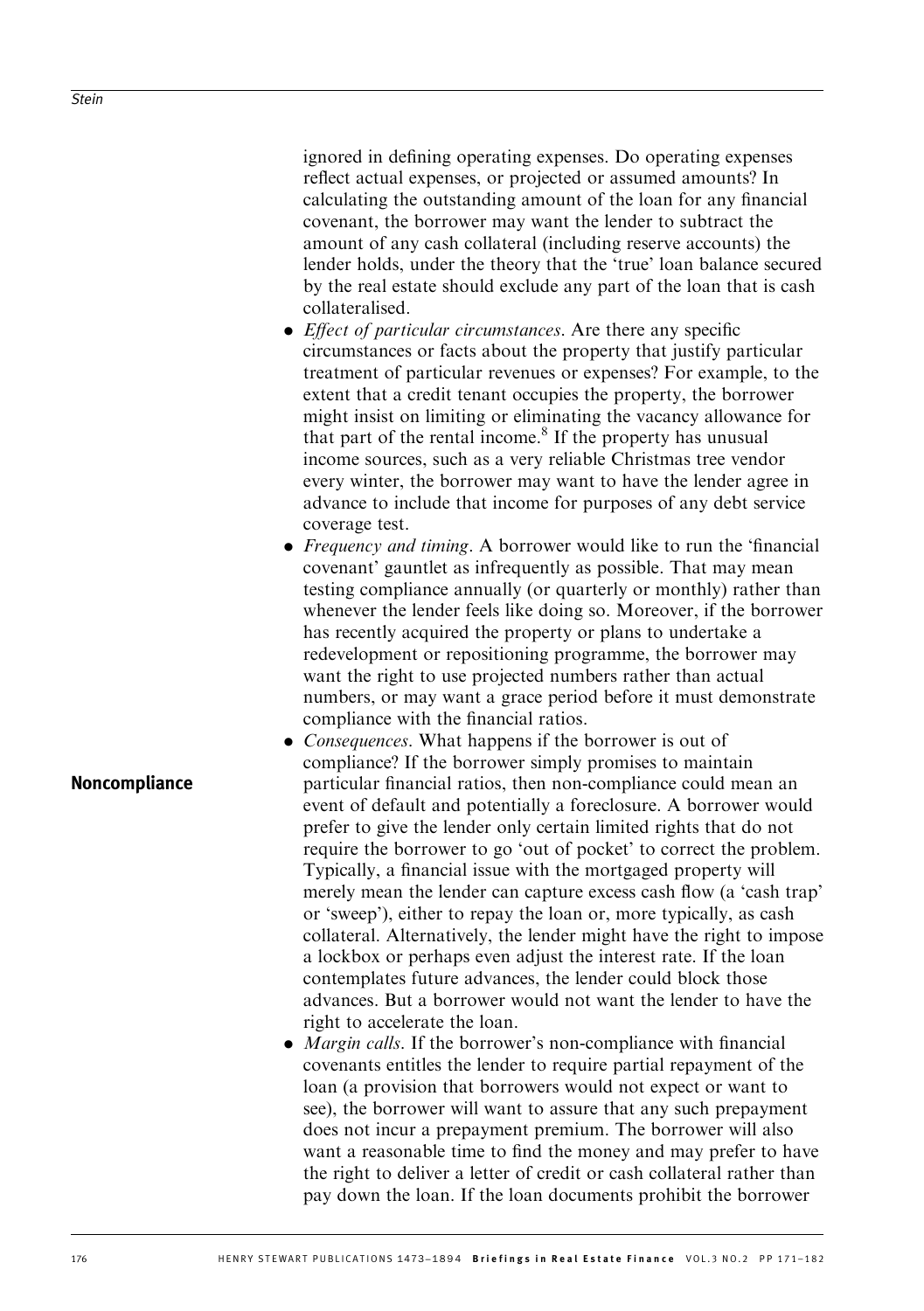ignored in defining operating expenses. Do operating expenses reflect actual expenses, or projected or assumed amounts? In calculating the outstanding amount of the loan for any financial covenant, the borrower may want the lender to subtract the amount of any cash collateral (including reserve accounts) the lender holds, under the theory that the 'true' loan balance secured by the real estate should exclude any part of the loan that is cash collateralised.

- *Effect of particular circumstances*. Are there any specific circumstances or facts about the property that justify particular treatment of particular revenues or expenses? For example, to the extent that a credit tenant occupies the property, the borrower might insist on limiting or eliminating the vacancy allowance for that part of the rental income.[8] If the property has unusual income sources, such as a very reliable Christmas tree vendor every winter, the borrower may want to have the lender agree in advance to include that income for purposes of any debt service coverage test.
- *Frequency and timing*. A borrower would like to run the 'financial covenant' gauntlet as infrequently as possible. That may mean testing compliance annually (or quarterly or monthly) rather than whenever the lender feels like doing so. Moreover, if the borrower has recently acquired the property or plans to undertake a redevelopment or repositioning programme, the borrower may want the right to use projected numbers rather than actual numbers, or may want a grace period before it must demonstrate compliance with the financial ratios.

**Noncompliance**

- *Consequences*. What happens if the borrower is out of compliance? If the borrower simply promises to maintain particular financial ratios, then non-compliance could mean an event of default and potentially a foreclosure. A borrower would prefer to give the lender only certain limited rights that do not require the borrower to go 'out of pocket' to correct the problem. Typically, a financial issue with the mortgaged property will merely mean the lender can capture excess cash flow (a 'cash trap' or 'sweep'), either to repay the loan or, more typically, as cash collateral. Alternatively, the lender might have the right to impose a lockbox or perhaps even adjust the interest rate. If the loan contemplates future advances, the lender could block those advances. But a borrower would not want the lender to have the right to accelerate the loan.
- *Margin calls*. If the borrower's non-compliance with financial covenants entitles the lender to require partial repayment of the loan (a provision that borrowers would not expect or want to see), the borrower will want to assure that any such prepayment does not incur a prepayment premium. The borrower will also want a reasonable time to find the money and may prefer to have the right to deliver a letter of credit or cash collateral rather than pay down the loan. If the loan documents prohibit the borrower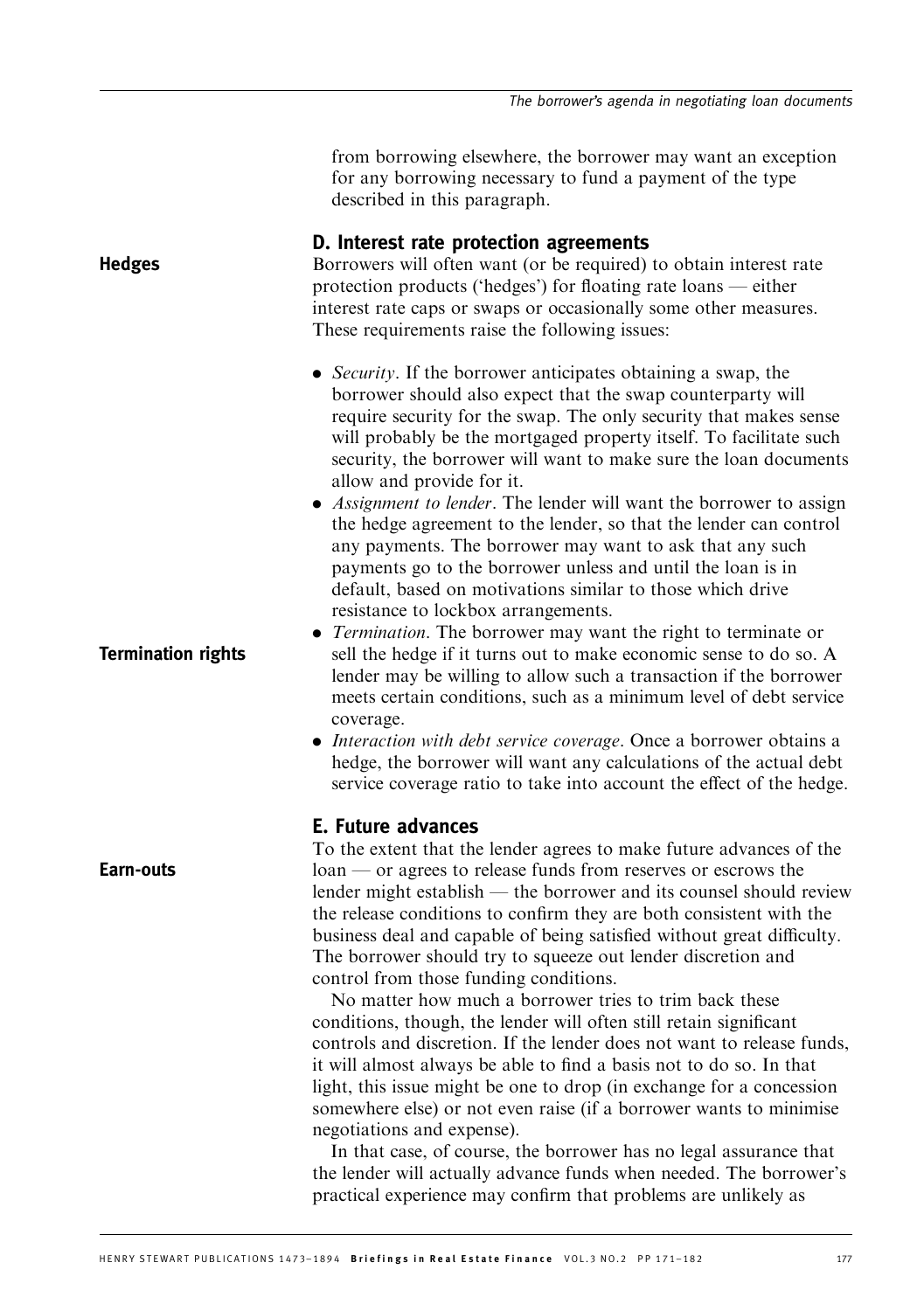from borrowing elsewhere, the borrower may want an exception for any borrowing necessary to fund a payment of the type described in this paragraph.

## D. Interest rate protection agreements

**Hedges**

Borrowers will often want (or be required) to obtain interest rate protection products ('hedges') for floating rate loans — either interest rate caps or swaps or occasionally some other measures. These requirements raise the following issues:

- *Security*. If the borrower anticipates obtaining a swap, the borrower should also expect that the swap counterparty will require security for the swap. The only security that makes sense will probably be the mortgaged property itself. To facilitate such security, the borrower will want to make sure the loan documents allow and provide for it.
- *Assignment to lender*. The lender will want the borrower to assign the hedge agreement to the lender, so that the lender can control any payments. The borrower may want to ask that any such payments go to the borrower unless and until the loan is in default, based on motivations similar to those which drive resistance to lockbox arrangements.
- *Termination*. The borrower may want the right to terminate or sell the hedge if it turns out to make economic sense to do so. A lender may be willing to allow such a transaction if the borrower meets certain conditions, such as a minimum level of debt service coverage.
- *Interaction with debt service coverage*. Once a borrower obtains a hedge, the borrower will want any calculations of the actual debt service coverage ratio to take into account the effect of the hedge.

**Termination rights**

## E. Future advances

**Earn-outs**

To the extent that the lender agrees to make future advances of the loan — or agrees to release funds from reserves or escrows the lender might establish — the borrower and its counsel should review the release conditions to confirm they are both consistent with the business deal and capable of being satisfied without great difficulty. The borrower should try to squeeze out lender discretion and control from those funding conditions.

No matter how much a borrower tries to trim back these conditions, though, the lender will often still retain significant controls and discretion. If the lender does not want to release funds, it will almost always be able to find a basis not to do so. In that light, this issue might be one to drop (in exchange for a concession somewhere else) or not even raise (if a borrower wants to minimise negotiations and expense).

In that case, of course, the borrower has no legal assurance that the lender will actually advance funds when needed. The borrower's practical experience may confirm that problems are unlikely as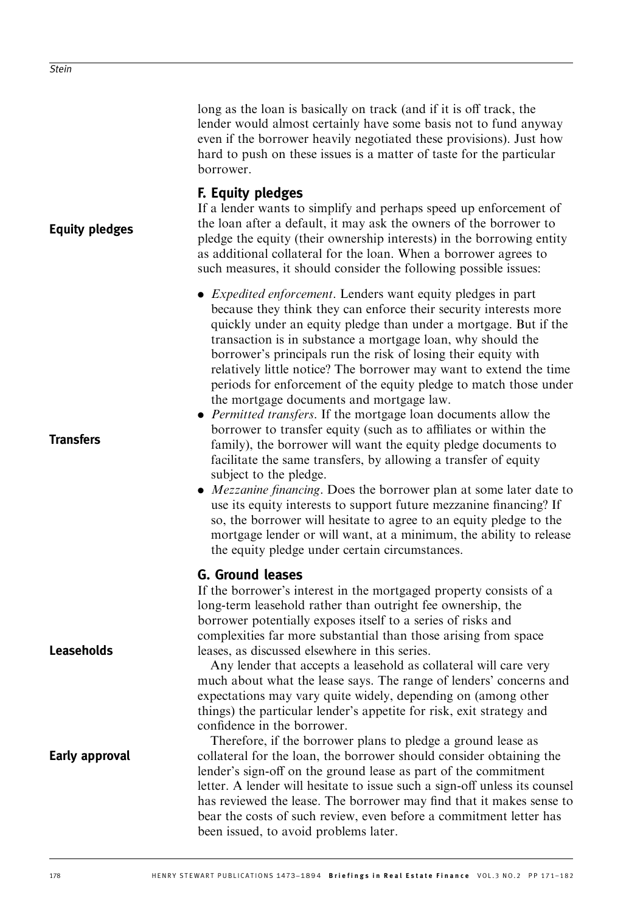long as the loan is basically on track (and if it is off track, the lender would almost certainly have some basis not to fund anyway even if the borrower heavily negotiated these provisions). Just how hard to push on these issues is a matter of taste for the particular borrower.

## F. Equity pledges

**Equity pledges**

If a lender wants to simplify and perhaps speed up enforcement of the loan after a default, it may ask the owners of the borrower to pledge the equity (their ownership interests) in the borrowing entity as additional collateral for the loan. When a borrower agrees to such measures, it should consider the following possible issues:

- *Expedited enforcement*. Lenders want equity pledges in part because they think they can enforce their security interests more quickly under an equity pledge than under a mortgage. But if the transaction is in substance a mortgage loan, why should the borrower's principals run the risk of losing their equity with relatively little notice? The borrower may want to extend the time periods for enforcement of the equity pledge to match those under the mortgage documents and mortgage law.
- *Permitted transfers*. If the mortgage loan documents allow the borrower to transfer equity (such as to affiliates or within the family), the borrower will want the equity pledge documents to facilitate the same transfers, by allowing a transfer of equity subject to the pledge.
- *Mezzanine financing*. Does the borrower plan at some later date to use its equity interests to support future mezzanine financing? If so, the borrower will hesitate to agree to an equity pledge to the mortgage lender or will want, at a minimum, the ability to release the equity pledge under certain circumstances.

**Transfers**

## G. Ground leases

**Leaseholds**

If the borrower's interest in the mortgaged property consists of a long-term leasehold rather than outright fee ownership, the borrower potentially exposes itself to a series of risks and complexities far more substantial than those arising from space leases, as discussed elsewhere in this series.

Any lender that accepts a leasehold as collateral will care very much about what the lease says. The range of lenders' concerns and expectations may vary quite widely, depending on (among other things) the particular lender's appetite for risk, exit strategy and confidence in the borrower.

**Early approval**

Therefore, if the borrower plans to pledge a ground lease as collateral for the loan, the borrower should consider obtaining the lender's sign-off on the ground lease as part of the commitment letter. A lender will hesitate to issue such a sign-off unless its counsel has reviewed the lease. The borrower may find that it makes sense to bear the costs of such review, even before a commitment letter has been issued, to avoid problems later.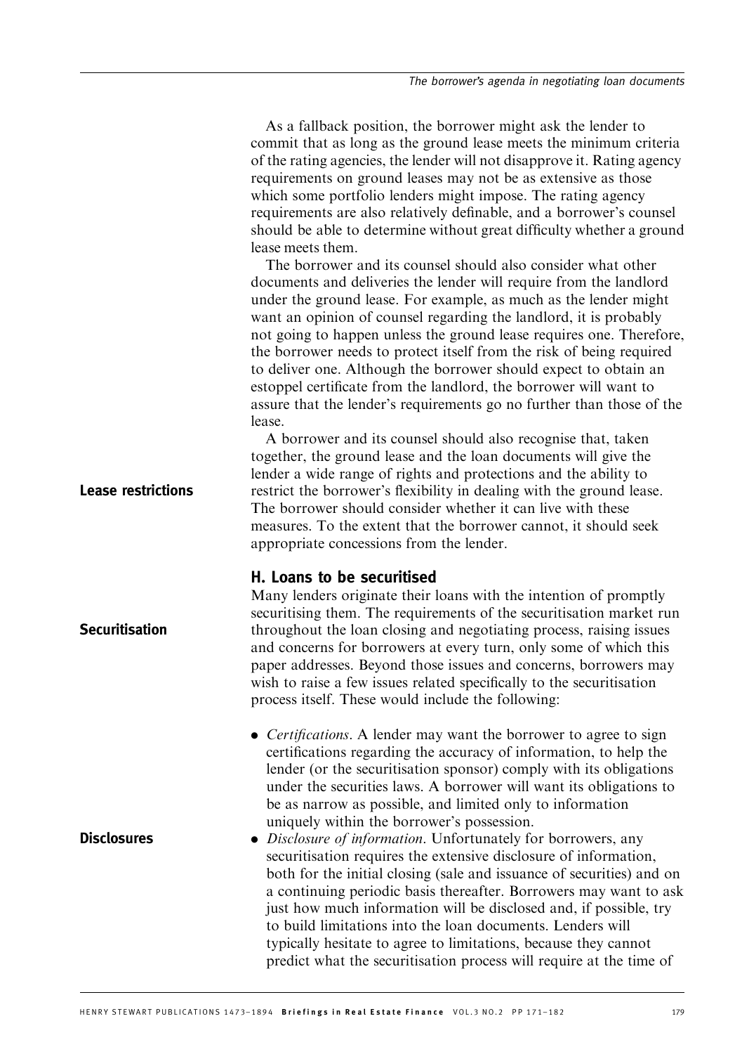As a fallback position, the borrower might ask the lender to commit that as long as the ground lease meets the minimum criteria of the rating agencies, the lender will not disapprove it. Rating agency requirements on ground leases may not be as extensive as those which some portfolio lenders might impose. The rating agency requirements are also relatively definable, and a borrower's counsel should be able to determine without great difficulty whether a ground lease meets them.

The borrower and its counsel should also consider what other documents and deliveries the lender will require from the landlord under the ground lease. For example, as much as the lender might want an opinion of counsel regarding the landlord, it is probably not going to happen unless the ground lease requires one. Therefore, the borrower needs to protect itself from the risk of being required to deliver one. Although the borrower should expect to obtain an estoppel certificate from the landlord, the borrower will want to assure that the lender's requirements go no further than those of the lease.

**Lease restrictions**

A borrower and its counsel should also recognise that, taken together, the ground lease and the loan documents will give the lender a wide range of rights and protections and the ability to restrict the borrower's flexibility in dealing with the ground lease. The borrower should consider whether it can live with these measures. To the extent that the borrower cannot, it should seek appropriate concessions from the lender.

## H. Loans to be securitised

**Securitisation**

Many lenders originate their loans with the intention of promptly securitising them. The requirements of the securitisation market run throughout the loan closing and negotiating process, raising issues and concerns for borrowers at every turn, only some of which this paper addresses. Beyond those issues and concerns, borrowers may wish to raise a few issues related specifically to the securitisation process itself. These would include the following:

- *Certifications*. A lender may want the borrower to agree to sign certifications regarding the accuracy of information, to help the lender (or the securitisation sponsor) comply with its obligations under the securities laws. A borrower will want its obligations to be as narrow as possible, and limited only to information uniquely within the borrower's possession.

**Disclosures**

- *Disclosure of information*. Unfortunately for borrowers, any securitisation requires the extensive disclosure of information, both for the initial closing (sale and issuance of securities) and on a continuing periodic basis thereafter. Borrowers may want to ask just how much information will be disclosed and, if possible, try to build limitations into the loan documents. Lenders will typically hesitate to agree to limitations, because they cannot predict what the securitisation process will require at the time of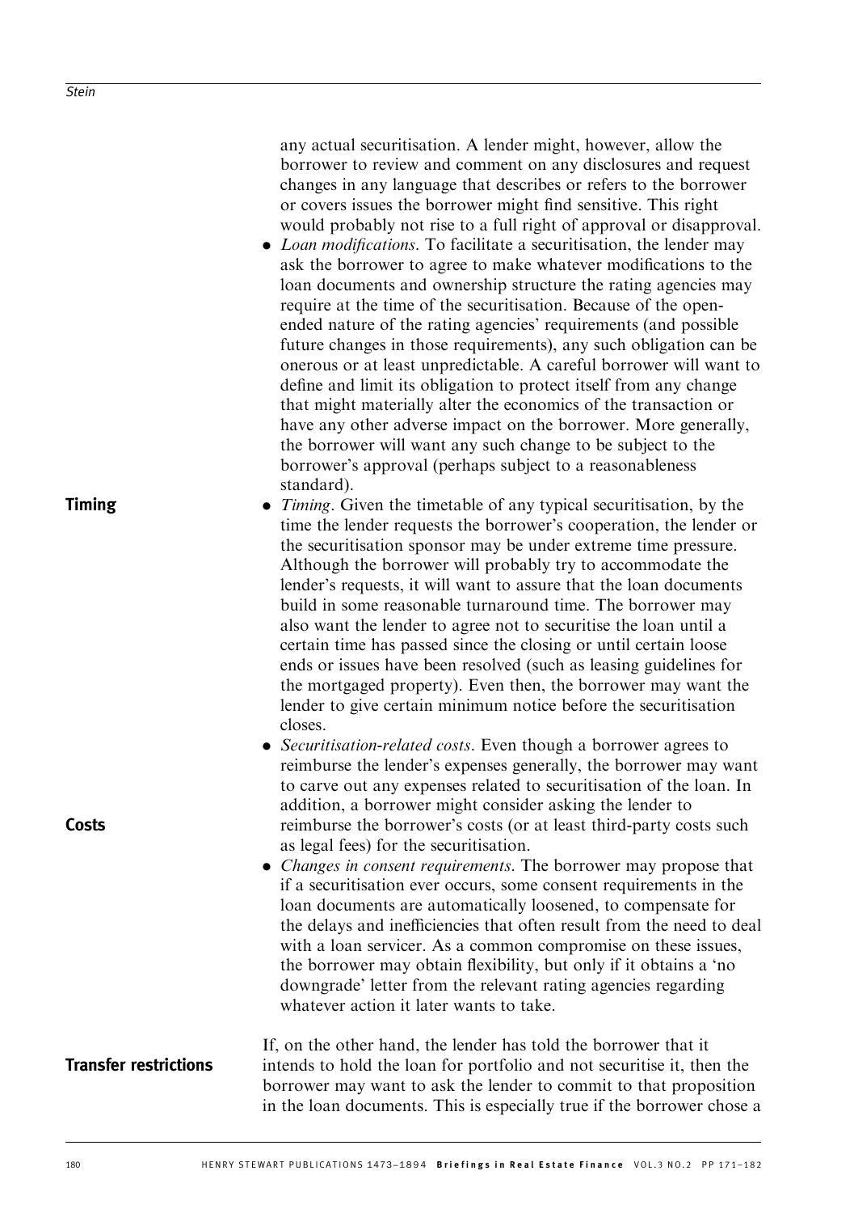any actual securitisation. A lender might, however, allow the borrower to review and comment on any disclosures and request changes in any language that describes or refers to the borrower or covers issues the borrower might find sensitive. This right would probably not rise to a full right of approval or disapproval.

- *Loan modifications*. To facilitate a securitisation, the lender may ask the borrower to agree to make whatever modifications to the loan documents and ownership structure the rating agencies may require at the time of the securitisation. Because of the open-ended nature of the rating agencies' requirements (and possible future changes in those requirements), any such obligation can be onerous or at least unpredictable. A careful borrower will want to define and limit its obligation to protect itself from any change that might materially alter the economics of the transaction or have any other adverse impact on the borrower. More generally, the borrower will want any such change to be subject to the borrower's approval (perhaps subject to a reasonableness standard).

**Timing**

- *Timing*. Given the timetable of any typical securitisation, by the time the lender requests the borrower's cooperation, the lender or the securitisation sponsor may be under extreme time pressure. Although the borrower will probably try to accommodate the lender's requests, it will want to assure that the loan documents build in some reasonable turnaround time. The borrower may also want the lender to agree not to securitise the loan until a certain time has passed since the closing or until certain loose ends or issues have been resolved (such as leasing guidelines for the mortgaged property). Even then, the borrower may want the lender to give certain minimum notice before the securitisation closes.

**Costs**

- *Securitisation-related costs*. Even though a borrower agrees to reimburse the lender's expenses generally, the borrower may want to carve out any expenses related to securitisation of the loan. In addition, a borrower might consider asking the lender to reimburse the borrower's costs (or at least third-party costs such as legal fees) for the securitisation.
- *Changes in consent requirements*. The borrower may propose that if a securitisation ever occurs, some consent requirements in the loan documents are automatically loosened, to compensate for the delays and inefficiencies that often result from the need to deal with a loan servicer. As a common compromise on these issues, the borrower may obtain flexibility, but only if it obtains a 'no downgrade' letter from the relevant rating agencies regarding whatever action it later wants to take.

**Transfer restrictions**

If, on the other hand, the lender has told the borrower that it intends to hold the loan for portfolio and not securitise it, then the borrower may want to ask the lender to commit to that proposition in the loan documents. This is especially true if the borrower chose a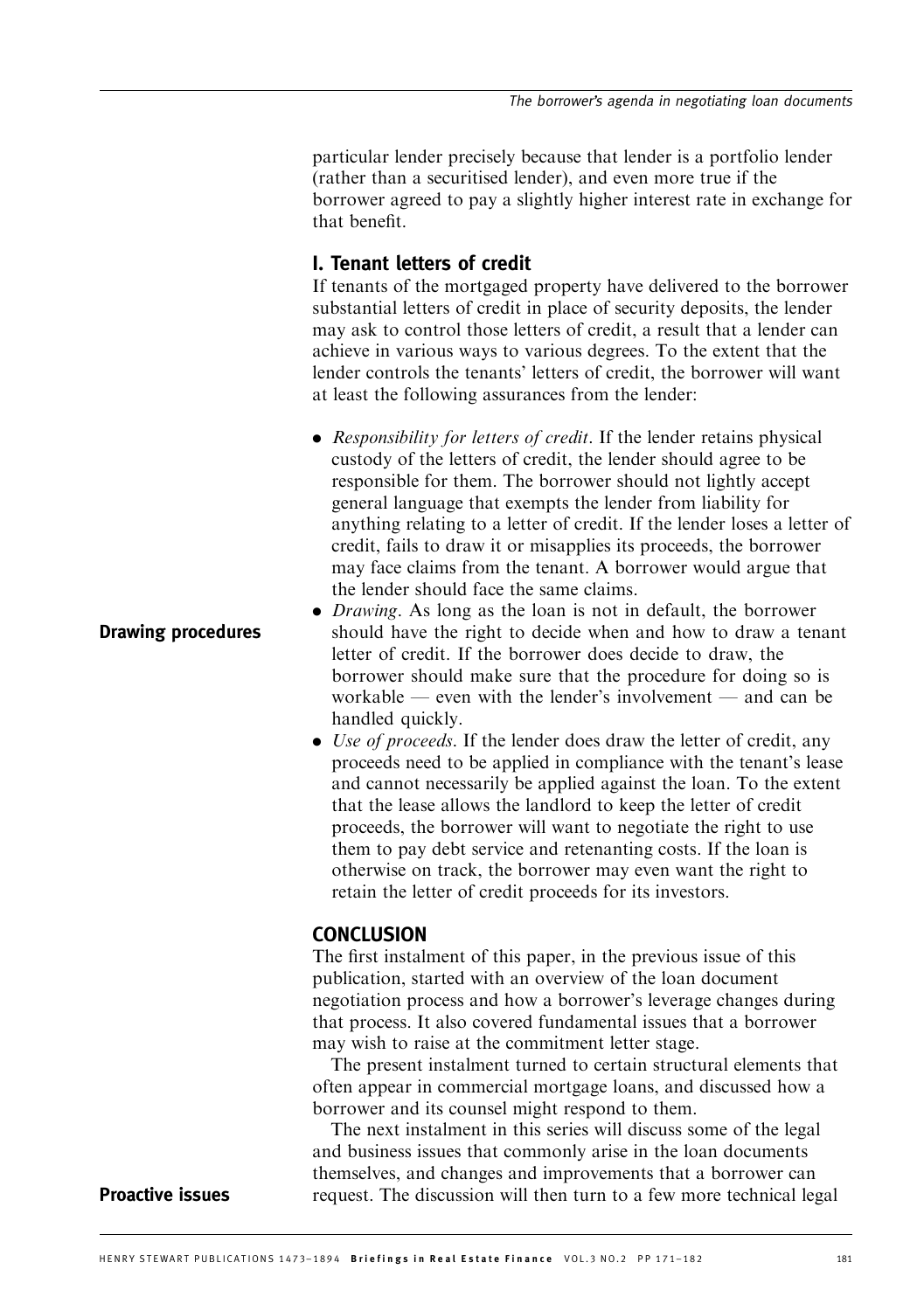particular lender precisely because that lender is a portfolio lender (rather than a securitised lender), and even more true if the borrower agreed to pay a slightly higher interest rate in exchange for that benefit.

### I. Tenant letters of credit

If tenants of the mortgaged property have delivered to the borrower substantial letters of credit in place of security deposits, the lender may ask to control those letters of credit, a result that a lender can achieve in various ways to various degrees. To the extent that the lender controls the tenants' letters of credit, the borrower will want at least the following assurances from the lender:

- *Responsibility for letters of credit*. If the lender retains physical custody of the letters of credit, the lender should agree to be responsible for them. The borrower should not lightly accept general language that exempts the lender from liability for anything relating to a letter of credit. If the lender loses a letter of credit, fails to draw it or misapplies its proceeds, the borrower may face claims from the tenant. A borrower would argue that the lender should face the same claims.
- *Drawing*. As long as the loan is not in default, the borrower should have the right to decide when and how to draw a tenant letter of credit. If the borrower does decide to draw, the borrower should make sure that the procedure for doing so is workable — even with the lender's involvement — and can be handled quickly.
- *Use of proceeds*. If the lender does draw the letter of credit, any proceeds need to be applied in compliance with the tenant's lease and cannot necessarily be applied against the loan. To the extent that the lease allows the landlord to keep the letter of credit proceeds, the borrower will want to negotiate the right to use them to pay debt service and retenanting costs. If the loan is otherwise on track, the borrower may even want the right to retain the letter of credit proceeds for its investors.

**Drawing procedures**

## CONCLUSION

The first instalment of this paper, in the previous issue of this publication, started with an overview of the loan document negotiation process and how a borrower's leverage changes during that process. It also covered fundamental issues that a borrower may wish to raise at the commitment letter stage.

The present instalment turned to certain structural elements that often appear in commercial mortgage loans, and discussed how a borrower and its counsel might respond to them.

The next instalment in this series will discuss some of the legal and business issues that commonly arise in the loan documents themselves, and changes and improvements that a borrower can request. The discussion will then turn to a few more technical legal

**Proactive issues**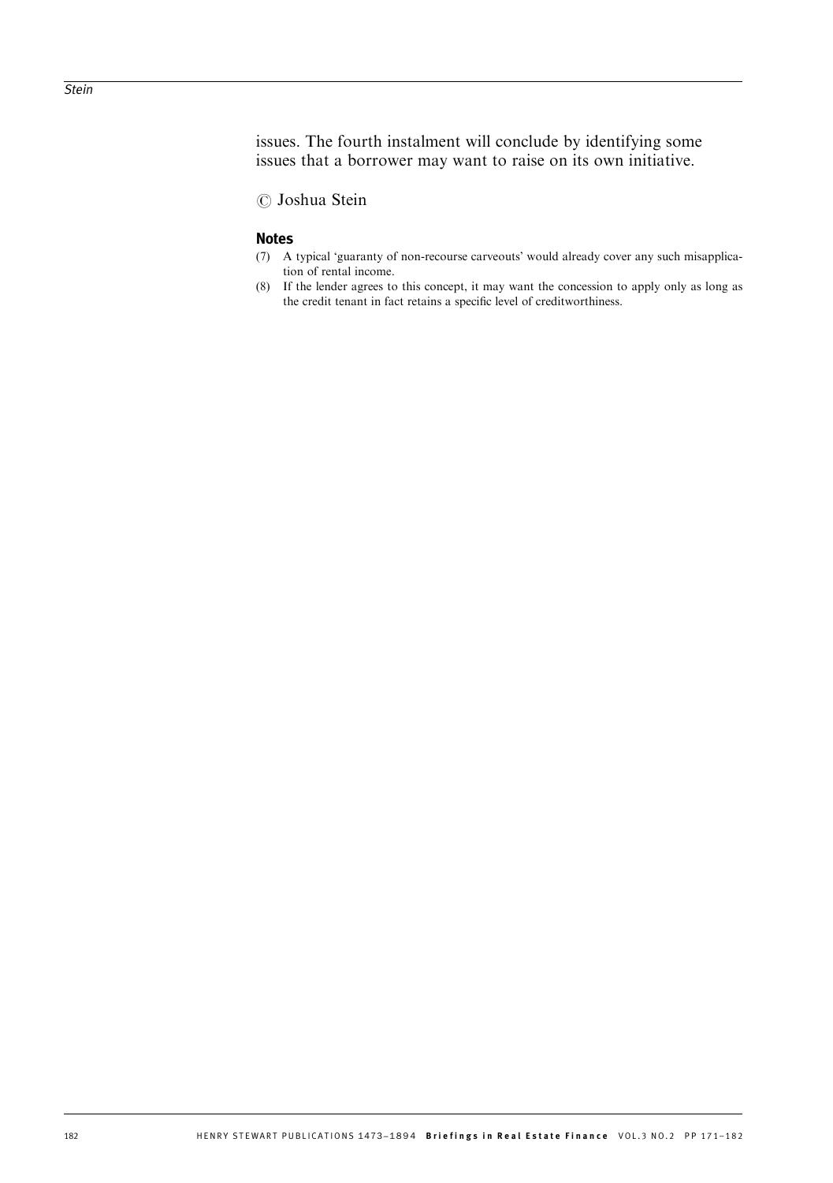issues. The fourth instalment will conclude by identifying some issues that a borrower may want to raise on its own initiative.

© Joshua Stein

## Notes

(7) A typical 'guaranty of non-recourse carveouts' would already cover any such misapplication of rental income.

(8) If the lender agrees to this concept, it may want the concession to apply only as long as the credit tenant in fact retains a specific level of creditworthiness.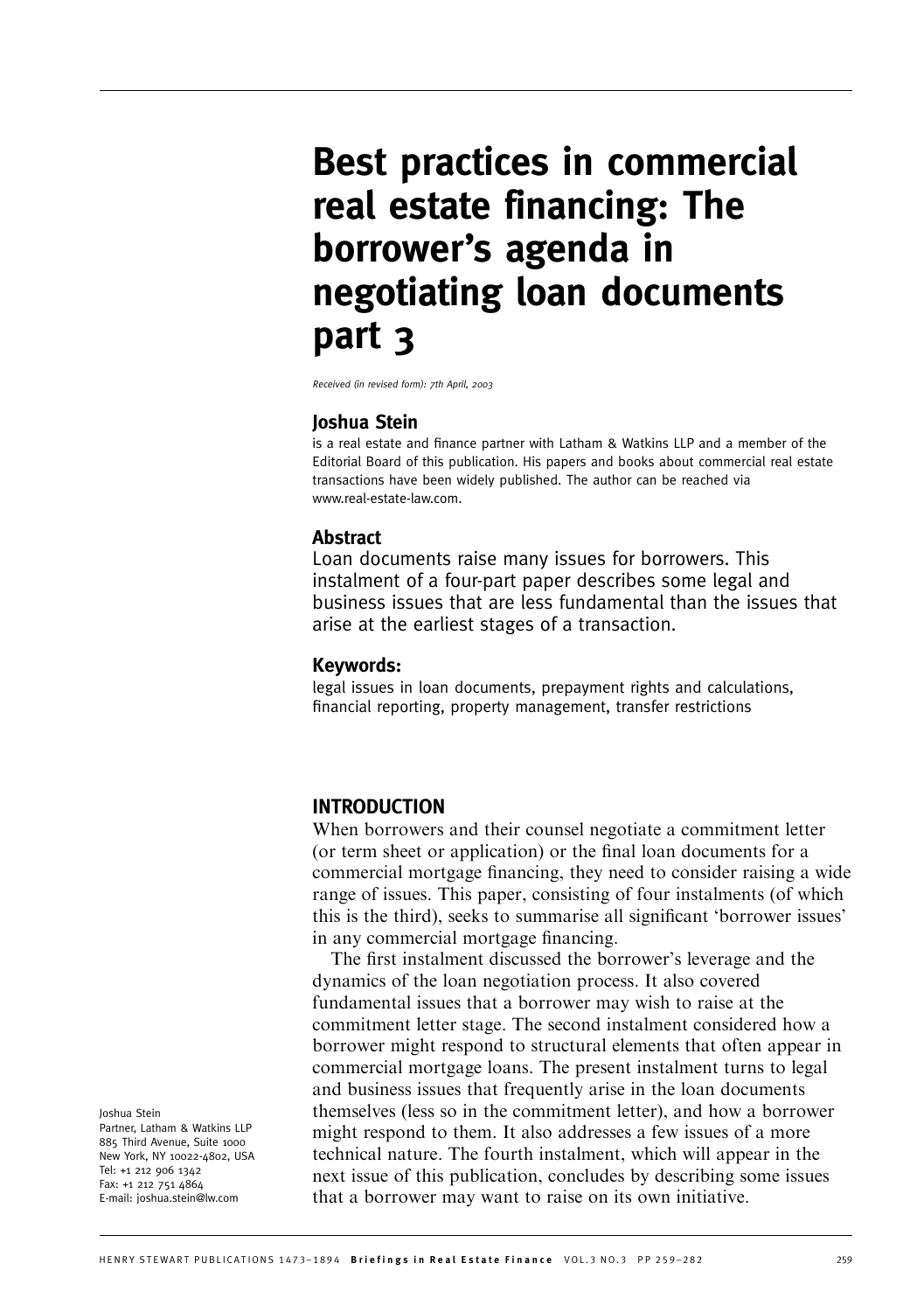# Best practices in commercial real estate financing: The borrower's agenda in negotiating loan documents part 3

*Received (in revised form): 7th April, 2003*

### Joshua Stein

is a real estate and finance partner with Latham & Watkins LLP and a member of the Editorial Board of this publication. His papers and books about commercial real estate transactions have been widely published. The author can be reached via www.real-estate-law.com.

### Abstract

Loan documents raise many issues for borrowers. This instalment of a four-part paper describes some legal and business issues that are less fundamental than the issues that arise at the earliest stages of a transaction.

### Keywords:

legal issues in loan documents, prepayment rights and calculations, financial reporting, property management, transfer restrictions

Joshua Stein
Partner, Latham & Watkins LLP
885 Third Avenue, Suite 1000
New York, NY 10022-4802, USA
Tel: +1 212 906 1342
Fax: +1 212 751 4864
E-mail: joshua.stein@lw.com

## INTRODUCTION

When borrowers and their counsel negotiate a commitment letter (or term sheet or application) or the final loan documents for a commercial mortgage financing, they need to consider raising a wide range of issues. This paper, consisting of four instalments (of which this is the third), seeks to summarise all significant 'borrower issues' in any commercial mortgage financing.

The first instalment discussed the borrower's leverage and the dynamics of the loan negotiation process. It also covered fundamental issues that a borrower may wish to raise at the commitment letter stage. The second instalment considered how a borrower might respond to structural elements that often appear in commercial mortgage loans. The present instalment turns to legal and business issues that frequently arise in the loan documents themselves (less so in the commitment letter), and how a borrower might respond to them. It also addresses a few issues of a more technical nature. The fourth instalment, which will appear in the next issue of this publication, concludes by describing some issues that a borrower may want to raise on its own initiative.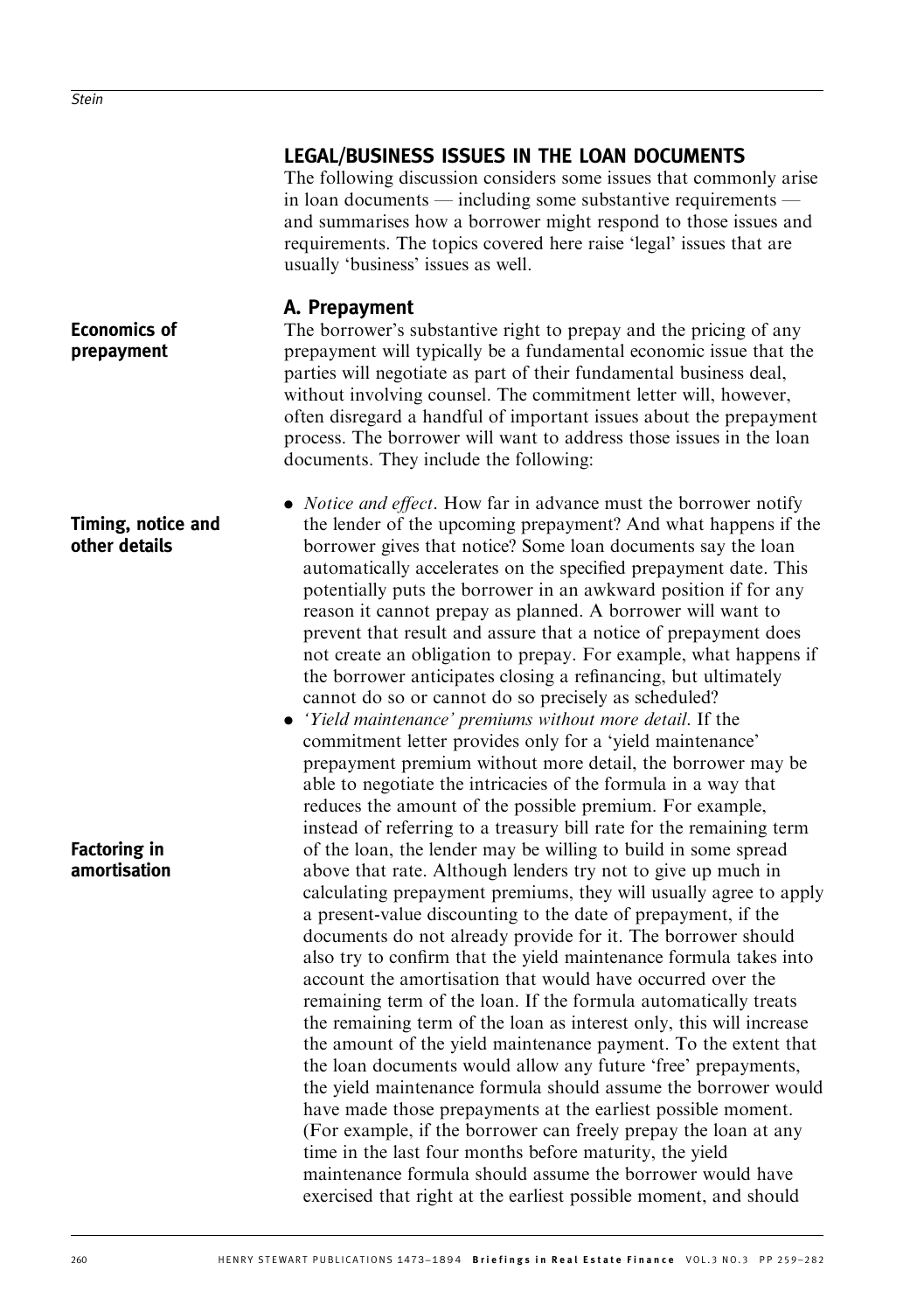## LEGAL/BUSINESS ISSUES IN THE LOAN DOCUMENTS

The following discussion considers some issues that commonly arise in loan documents — including some substantive requirements — and summarises how a borrower might respond to those issues and requirements. The topics covered here raise 'legal' issues that are usually 'business' issues as well.

### A. Prepayment

**Economics of prepayment**

The borrower's substantive right to prepay and the pricing of any prepayment will typically be a fundamental economic issue that the parties will negotiate as part of their fundamental business deal, without involving counsel. The commitment letter will, however, often disregard a handful of important issues about the prepayment process. The borrower will want to address those issues in the loan documents. They include the following:

**Timing, notice and other details**

- *Notice and effect*. How far in advance must the borrower notify the lender of the upcoming prepayment? And what happens if the borrower gives that notice? Some loan documents say the loan automatically accelerates on the specified prepayment date. This potentially puts the borrower in an awkward position if for any reason it cannot prepay as planned. A borrower will want to prevent that result and assure that a notice of prepayment does not create an obligation to prepay. For example, what happens if the borrower anticipates closing a refinancing, but ultimately cannot do so or cannot do so precisely as scheduled?
- *'Yield maintenance' premiums without more detail*. If the commitment letter provides only for a 'yield maintenance' prepayment premium without more detail, the borrower may be able to negotiate the intricacies of the formula in a way that reduces the amount of the possible premium. For example, instead of referring to a treasury bill rate for the remaining term of the loan, the lender may be willing to build in some spread above that rate. Although lenders try not to give up much in calculating prepayment premiums, they will usually agree to apply a present-value discounting to the date of prepayment, if the documents do not already provide for it. The borrower should also try to confirm that the yield maintenance formula takes into account the amortisation that would have occurred over the remaining term of the loan. If the formula automatically treats the remaining term of the loan as interest only, this will increase the amount of the yield maintenance payment. To the extent that the loan documents would allow any future 'free' prepayments, the yield maintenance formula should assume the borrower would have made those prepayments at the earliest possible moment. (For example, if the borrower can freely prepay the loan at any time in the last four months before maturity, the yield maintenance formula should assume the borrower would have exercised that right at the earliest possible moment, and should

**Factoring in amortisation**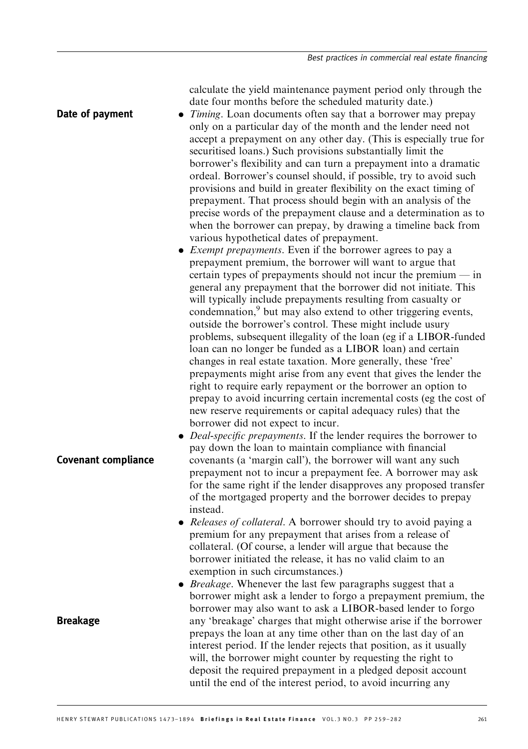calculate the yield maintenance payment period only through the date four months before the scheduled maturity date.)

**Date of payment**

- *Timing*. Loan documents often say that a borrower may prepay only on a particular day of the month and the lender need not accept a prepayment on any other day. (This is especially true for securitised loans.) Such provisions substantially limit the borrower's flexibility and can turn a prepayment into a dramatic ordeal. Borrower's counsel should, if possible, try to avoid such provisions and build in greater flexibility on the exact timing of prepayment. That process should begin with an analysis of the precise words of the prepayment clause and a determination as to when the borrower can prepay, by drawing a timeline back from various hypothetical dates of prepayment.
- *Exempt prepayments*. Even if the borrower agrees to pay a prepayment premium, the borrower will want to argue that certain types of prepayments should not incur the premium — in general any prepayment that the borrower did not initiate. This will typically include prepayments resulting from casualty or condemnation,[9] but may also extend to other triggering events, outside the borrower's control. These might include usury problems, subsequent illegality of the loan (eg if a LIBOR-funded loan can no longer be funded as a LIBOR loan) and certain changes in real estate taxation. More generally, these 'free' prepayments might arise from any event that gives the lender the right to require early repayment or the borrower an option to prepay to avoid incurring certain incremental costs (eg the cost of new reserve requirements or capital adequacy rules) that the borrower did not expect to incur.

**Covenant compliance**

- *Deal-specific prepayments*. If the lender requires the borrower to pay down the loan to maintain compliance with financial covenants (a 'margin call'), the borrower will want any such prepayment not to incur a prepayment fee. A borrower may ask for the same right if the lender disapproves any proposed transfer of the mortgaged property and the borrower decides to prepay instead.
- *Releases of collateral*. A borrower should try to avoid paying a premium for any prepayment that arises from a release of collateral. (Of course, a lender will argue that because the borrower initiated the release, it has no valid claim to an exemption in such circumstances.)

**Breakage**

- *Breakage*. Whenever the last few paragraphs suggest that a borrower might ask a lender to forgo a prepayment premium, the borrower may also want to ask a LIBOR-based lender to forgo any 'breakage' charges that might otherwise arise if the borrower prepays the loan at any time other than on the last day of an interest period. If the lender rejects that position, as it usually will, the borrower might counter by requesting the right to deposit the required prepayment in a pledged deposit account until the end of the interest period, to avoid incurring any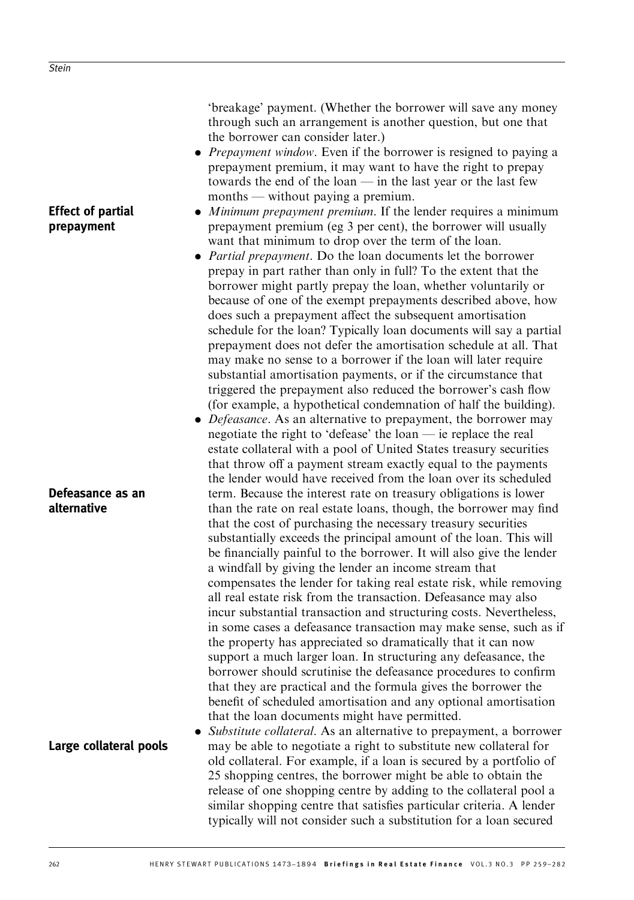'breakage' payment. (Whether the borrower will save any money through such an arrangement is another question, but one that the borrower can consider later.)

- *Prepayment window*. Even if the borrower is resigned to paying a prepayment premium, it may want to have the right to prepay towards the end of the loan — in the last year or the last few months — without paying a premium.

**Effect of partial prepayment**

- *Minimum prepayment premium*. If the lender requires a minimum prepayment premium (eg 3 per cent), the borrower will usually want that minimum to drop over the term of the loan.
- *Partial prepayment*. Do the loan documents let the borrower prepay in part rather than only in full? To the extent that the borrower might partly prepay the loan, whether voluntarily or because of one of the exempt prepayments described above, how does such a prepayment affect the subsequent amortisation schedule for the loan? Typically loan documents will say a partial prepayment does not defer the amortisation schedule at all. That may make no sense to a borrower if the loan will later require substantial amortisation payments, or if the circumstance that triggered the prepayment also reduced the borrower's cash flow (for example, a hypothetical condemnation of half the building).

**Defeasance as an alternative**

- *Defeasance*. As an alternative to prepayment, the borrower may negotiate the right to 'defease' the loan — ie replace the real estate collateral with a pool of United States treasury securities that throw off a payment stream exactly equal to the payments the lender would have received from the loan over its scheduled term. Because the interest rate on treasury obligations is lower than the rate on real estate loans, though, the borrower may find that the cost of purchasing the necessary treasury securities substantially exceeds the principal amount of the loan. This will be financially painful to the borrower. It will also give the lender a windfall by giving the lender an income stream that compensates the lender for taking real estate risk, while removing all real estate risk from the transaction. Defeasance may also incur substantial transaction and structuring costs. Nevertheless, in some cases a defeasance transaction may make sense, such as if the property has appreciated so dramatically that it can now support a much larger loan. In structuring any defeasance, the borrower should scrutinise the defeasance procedures to confirm that they are practical and the formula gives the borrower the benefit of scheduled amortisation and any optional amortisation that the loan documents might have permitted.

**Large collateral pools**

- *Substitute collateral*. As an alternative to prepayment, a borrower may be able to negotiate a right to substitute new collateral for old collateral. For example, if a loan is secured by a portfolio of 25 shopping centres, the borrower might be able to obtain the release of one shopping centre by adding to the collateral pool a similar shopping centre that satisfies particular criteria. A lender typically will not consider such a substitution for a loan secured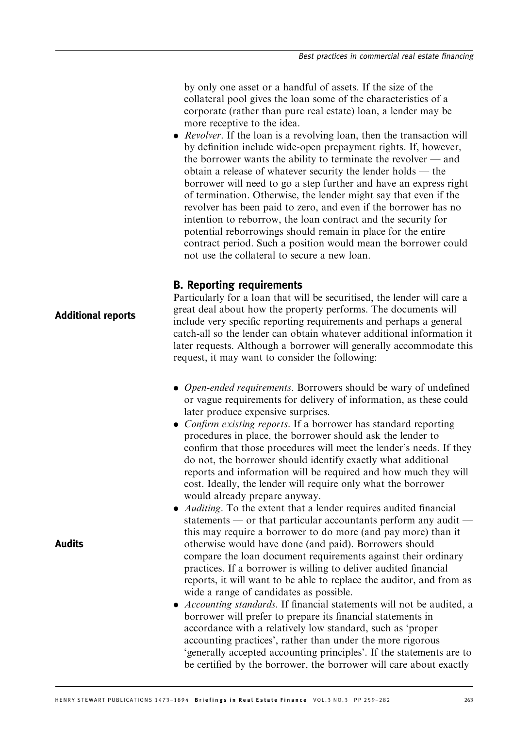by only one asset or a handful of assets. If the size of the collateral pool gives the loan some of the characteristics of a corporate (rather than pure real estate) loan, a lender may be more receptive to the idea.

- *Revolver*. If the loan is a revolving loan, then the transaction will by definition include wide-open prepayment rights. If, however, the borrower wants the ability to terminate the revolver — and obtain a release of whatever security the lender holds — the borrower will need to go a step further and have an express right of termination. Otherwise, the lender might say that even if the revolver has been paid to zero, and even if the borrower has no intention to reborrow, the loan contract and the security for potential reborrowings should remain in place for the entire contract period. Such a position would mean the borrower could not use the collateral to secure a new loan.

## B. Reporting requirements

**Additional reports**

Particularly for a loan that will be securitised, the lender will care a great deal about how the property performs. The documents will include very specific reporting requirements and perhaps a general catch-all so the lender can obtain whatever additional information it later requests. Although a borrower will generally accommodate this request, it may want to consider the following:

- *Open-ended requirements*. Borrowers should be wary of undefined or vague requirements for delivery of information, as these could later produce expensive surprises.
- *Confirm existing reports*. If a borrower has standard reporting procedures in place, the borrower should ask the lender to confirm that those procedures will meet the lender's needs. If they do not, the borrower should identify exactly what additional reports and information will be required and how much they will cost. Ideally, the lender will require only what the borrower would already prepare anyway.
- *Auditing*. To the extent that a lender requires audited financial statements — or that particular accountants perform any audit — this may require a borrower to do more (and pay more) than it otherwise would have done (and paid). Borrowers should compare the loan document requirements against their ordinary practices. If a borrower is willing to deliver audited financial reports, it will want to be able to replace the auditor, and from as wide a range of candidates as possible.

**Audits**

- *Accounting standards*. If financial statements will not be audited, a borrower will prefer to prepare its financial statements in accordance with a relatively low standard, such as 'proper accounting practices', rather than under the more rigorous 'generally accepted accounting principles'. If the statements are to be certified by the borrower, the borrower will care about exactly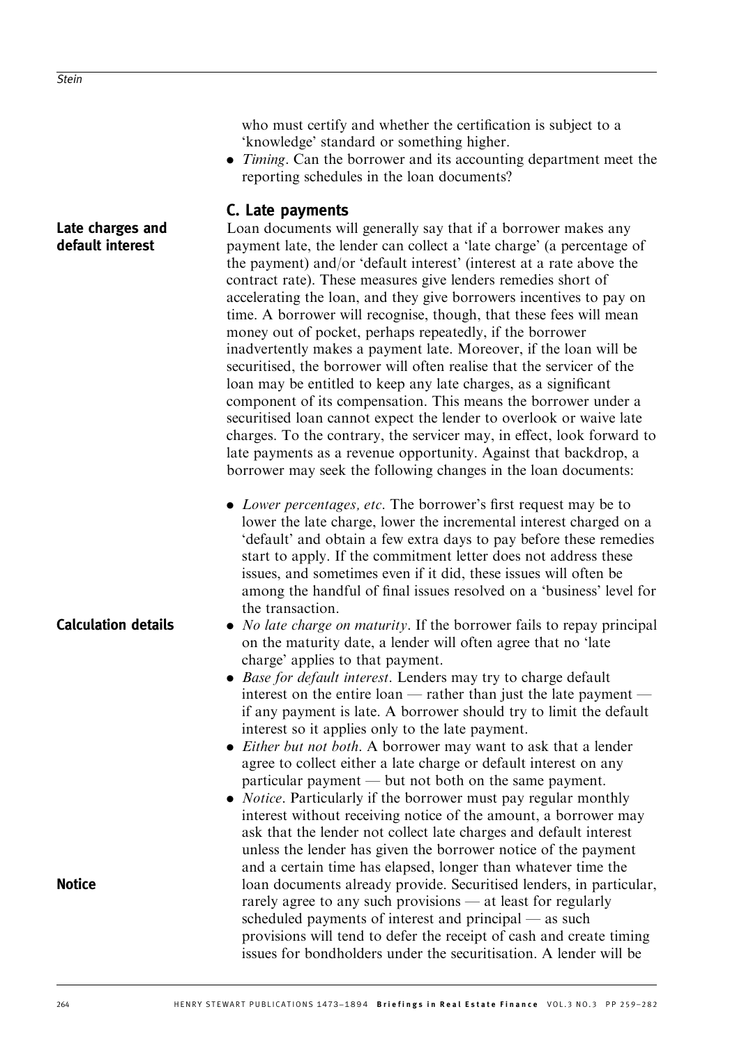who must certify and whether the certification is subject to a 'knowledge' standard or something higher.

- *Timing*. Can the borrower and its accounting department meet the reporting schedules in the loan documents?

### C. Late payments

**Late charges and default interest**

Loan documents will generally say that if a borrower makes any payment late, the lender can collect a 'late charge' (a percentage of the payment) and/or 'default interest' (interest at a rate above the contract rate). These measures give lenders remedies short of accelerating the loan, and they give borrowers incentives to pay on time. A borrower will recognise, though, that these fees will mean money out of pocket, perhaps repeatedly, if the borrower inadvertently makes a payment late. Moreover, if the loan will be securitised, the borrower will often realise that the servicer of the loan may be entitled to keep any late charges, as a significant component of its compensation. This means the borrower under a securitised loan cannot expect the lender to overlook or waive late charges. To the contrary, the servicer may, in effect, look forward to late payments as a revenue opportunity. Against that backdrop, a borrower may seek the following changes in the loan documents:

- *Lower percentages, etc*. The borrower's first request may be to lower the late charge, lower the incremental interest charged on a 'default' and obtain a few extra days to pay before these remedies start to apply. If the commitment letter does not address these issues, and sometimes even if it did, these issues will often be among the handful of final issues resolved on a 'business' level for the transaction.

**Calculation details**

- *No late charge on maturity*. If the borrower fails to repay principal on the maturity date, a lender will often agree that no 'late charge' applies to that payment.
- *Base for default interest*. Lenders may try to charge default interest on the entire loan — rather than just the late payment — if any payment is late. A borrower should try to limit the default interest so it applies only to the late payment.
- *Either but not both*. A borrower may want to ask that a lender agree to collect either a late charge or default interest on any particular payment — but not both on the same payment.

**Notice**

- *Notice*. Particularly if the borrower must pay regular monthly interest without receiving notice of the amount, a borrower may ask that the lender not collect late charges and default interest unless the lender has given the borrower notice of the payment and a certain time has elapsed, longer than whatever time the loan documents already provide. Securitised lenders, in particular, rarely agree to any such provisions — at least for regularly scheduled payments of interest and principal — as such provisions will tend to defer the receipt of cash and create timing issues for bondholders under the securitisation. A lender will be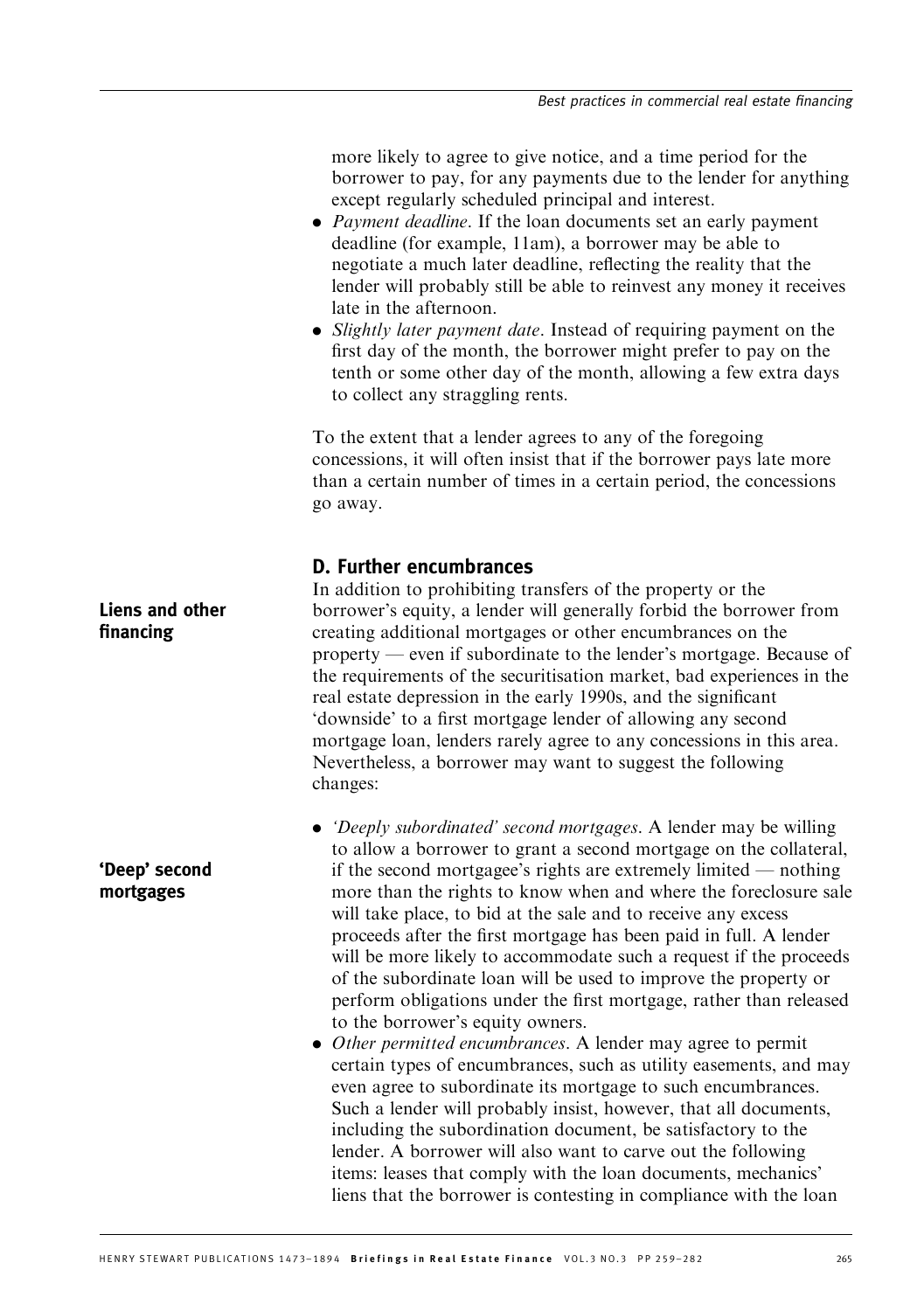more likely to agree to give notice, and a time period for the borrower to pay, for any payments due to the lender for anything except regularly scheduled principal and interest.

- *Payment deadline*. If the loan documents set an early payment deadline (for example, 11am), a borrower may be able to negotiate a much later deadline, reflecting the reality that the lender will probably still be able to reinvest any money it receives late in the afternoon.
- *Slightly later payment date*. Instead of requiring payment on the first day of the month, the borrower might prefer to pay on the tenth or some other day of the month, allowing a few extra days to collect any straggling rents.

To the extent that a lender agrees to any of the foregoing concessions, it will often insist that if the borrower pays late more than a certain number of times in a certain period, the concessions go away.

## D. Further encumbrances

**Liens and other financing**

In addition to prohibiting transfers of the property or the borrower's equity, a lender will generally forbid the borrower from creating additional mortgages or other encumbrances on the property — even if subordinate to the lender's mortgage. Because of the requirements of the securitisation market, bad experiences in the real estate depression in the early 1990s, and the significant 'downside' to a first mortgage lender of allowing any second mortgage loan, lenders rarely agree to any concessions in this area. Nevertheless, a borrower may want to suggest the following changes:

**'Deep' second mortgages**

- *'Deeply subordinated' second mortgages*. A lender may be willing to allow a borrower to grant a second mortgage on the collateral, if the second mortgagee's rights are extremely limited — nothing more than the rights to know when and where the foreclosure sale will take place, to bid at the sale and to receive any excess proceeds after the first mortgage has been paid in full. A lender will be more likely to accommodate such a request if the proceeds of the subordinate loan will be used to improve the property or perform obligations under the first mortgage, rather than released to the borrower's equity owners.
- *Other permitted encumbrances*. A lender may agree to permit certain types of encumbrances, such as utility easements, and may even agree to subordinate its mortgage to such encumbrances. Such a lender will probably insist, however, that all documents, including the subordination document, be satisfactory to the lender. A borrower will also want to carve out the following items: leases that comply with the loan documents, mechanics' liens that the borrower is contesting in compliance with the loan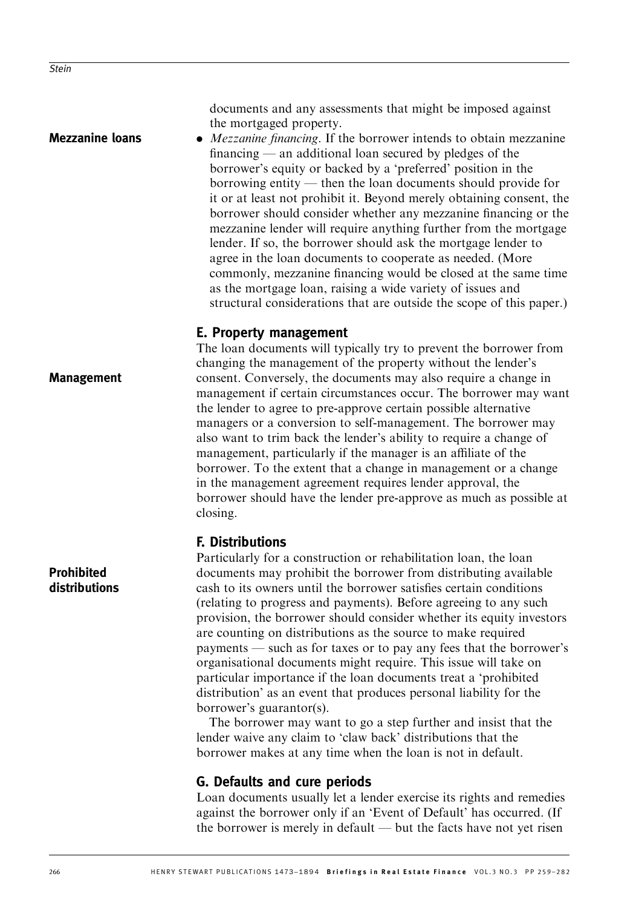documents and any assessments that might be imposed against the mortgaged property.

**Mezzanine loans**

- *Mezzanine financing*. If the borrower intends to obtain mezzanine financing — an additional loan secured by pledges of the borrower's equity or backed by a 'preferred' position in the borrowing entity — then the loan documents should provide for it or at least not prohibit it. Beyond merely obtaining consent, the borrower should consider whether any mezzanine financing or the mezzanine lender will require anything further from the mortgage lender. If so, the borrower should ask the mortgage lender to agree in the loan documents to cooperate as needed. (More commonly, mezzanine financing would be closed at the same time as the mortgage loan, raising a wide variety of issues and structural considerations that are outside the scope of this paper.)

## E. Property management

**Management**

The loan documents will typically try to prevent the borrower from changing the management of the property without the lender's consent. Conversely, the documents may also require a change in management if certain circumstances occur. The borrower may want the lender to agree to pre-approve certain possible alternative managers or a conversion to self-management. The borrower may also want to trim back the lender's ability to require a change of management, particularly if the manager is an affiliate of the borrower. To the extent that a change in management or a change in the management agreement requires lender approval, the borrower should have the lender pre-approve as much as possible at closing.

## F. Distributions

**Prohibited distributions**

Particularly for a construction or rehabilitation loan, the loan documents may prohibit the borrower from distributing available cash to its owners until the borrower satisfies certain conditions (relating to progress and payments). Before agreeing to any such provision, the borrower should consider whether its equity investors are counting on distributions as the source to make required payments — such as for taxes or to pay any fees that the borrower's organisational documents might require. This issue will take on particular importance if the loan documents treat a 'prohibited distribution' as an event that produces personal liability for the borrower's guarantor(s).

The borrower may want to go a step further and insist that the lender waive any claim to 'claw back' distributions that the borrower makes at any time when the loan is not in default.

## G. Defaults and cure periods

Loan documents usually let a lender exercise its rights and remedies against the borrower only if an 'Event of Default' has occurred. (If the borrower is merely in default — but the facts have not yet risen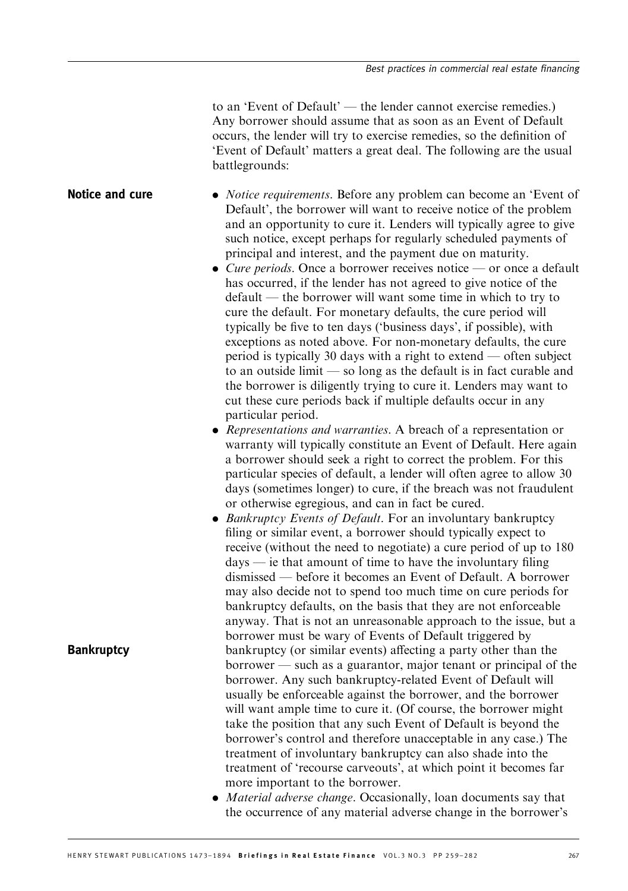to an 'Event of Default' — the lender cannot exercise remedies.) Any borrower should assume that as soon as an Event of Default occurs, the lender will try to exercise remedies, so the definition of 'Event of Default' matters a great deal. The following are the usual battlegrounds:

**Notice and cure**

- *Notice requirements*. Before any problem can become an 'Event of Default', the borrower will want to receive notice of the problem and an opportunity to cure it. Lenders will typically agree to give such notice, except perhaps for regularly scheduled payments of principal and interest, and the payment due on maturity.
- *Cure periods*. Once a borrower receives notice — or once a default has occurred, if the lender has not agreed to give notice of the default — the borrower will want some time in which to try to cure the default. For monetary defaults, the cure period will typically be five to ten days ('business days', if possible), with exceptions as noted above. For non-monetary defaults, the cure period is typically 30 days with a right to extend — often subject to an outside limit — so long as the default is in fact curable and the borrower is diligently trying to cure it. Lenders may want to cut these cure periods back if multiple defaults occur in any particular period.
- *Representations and warranties*. A breach of a representation or warranty will typically constitute an Event of Default. Here again a borrower should seek a right to correct the problem. For this particular species of default, a lender will often agree to allow 30 days (sometimes longer) to cure, if the breach was not fraudulent or otherwise egregious, and can in fact be cured.
- *Bankruptcy Events of Default*. For an involuntary bankruptcy filing or similar event, a borrower should typically expect to receive (without the need to negotiate) a cure period of up to 180 days — ie that amount of time to have the involuntary filing dismissed — before it becomes an Event of Default. A borrower may also decide not to spend too much time on cure periods for bankruptcy defaults, on the basis that they are not enforceable anyway. That is not an unreasonable approach to the issue, but a borrower must be wary of Events of Default triggered by bankruptcy (or similar events) affecting a party other than the borrower — such as a guarantor, major tenant or principal of the borrower. Any such bankruptcy-related Event of Default will usually be enforceable against the borrower, and the borrower will want ample time to cure it. (Of course, the borrower might take the position that any such Event of Default is beyond the borrower's control and therefore unacceptable in any case.) The treatment of involuntary bankruptcy can also shade into the treatment of 'recourse carveouts', at which point it becomes far more important to the borrower.

**Bankruptcy**

- *Material adverse change*. Occasionally, loan documents say that the occurrence of any material adverse change in the borrower's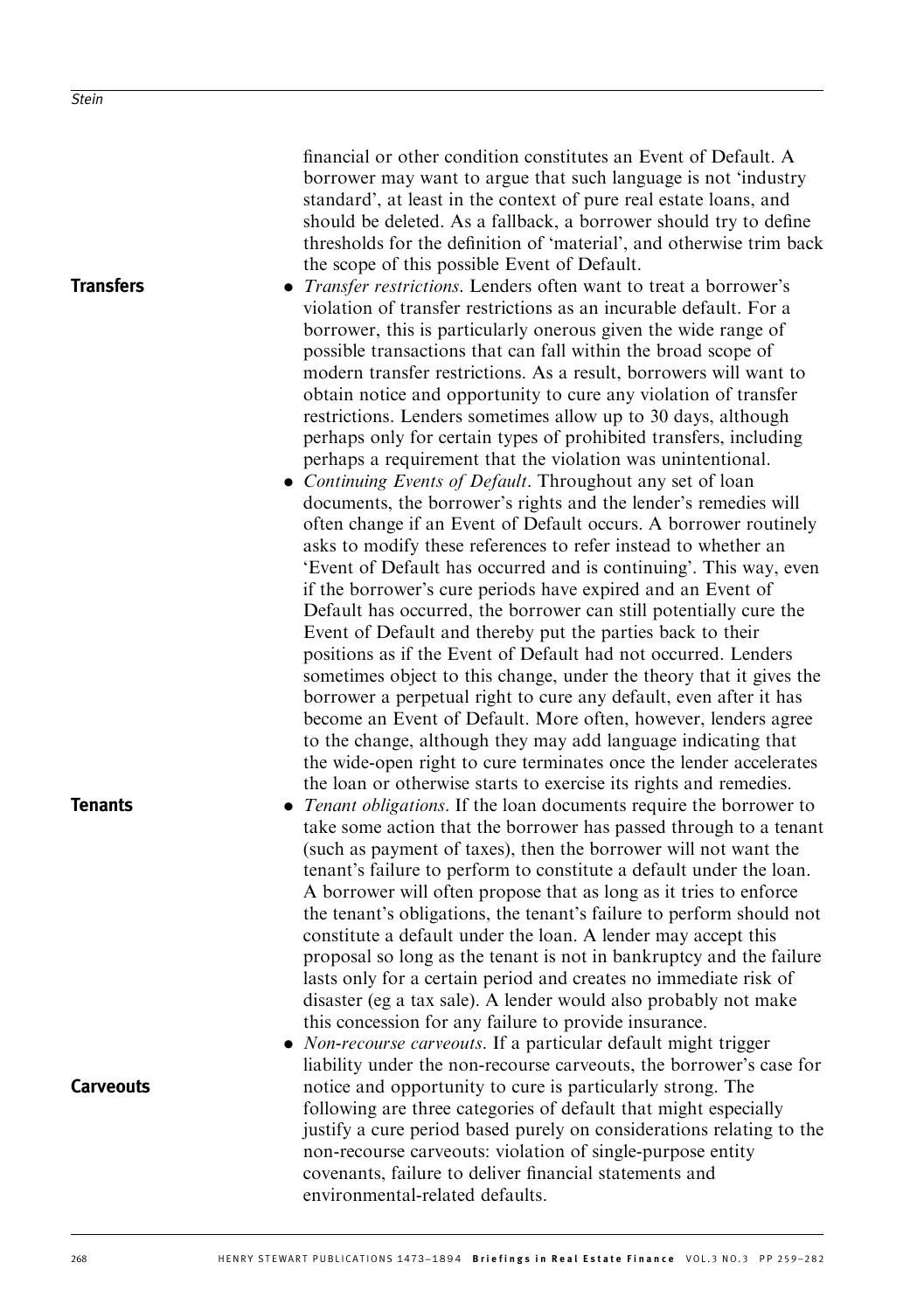financial or other condition constitutes an Event of Default. A borrower may want to argue that such language is not 'industry standard', at least in the context of pure real estate loans, and should be deleted. As a fallback, a borrower should try to define thresholds for the definition of 'material', and otherwise trim back the scope of this possible Event of Default.

**Transfers**

- *Transfer restrictions*. Lenders often want to treat a borrower's violation of transfer restrictions as an incurable default. For a borrower, this is particularly onerous given the wide range of possible transactions that can fall within the broad scope of modern transfer restrictions. As a result, borrowers will want to obtain notice and opportunity to cure any violation of transfer restrictions. Lenders sometimes allow up to 30 days, although perhaps only for certain types of prohibited transfers, including perhaps a requirement that the violation was unintentional.
- *Continuing Events of Default*. Throughout any set of loan documents, the borrower's rights and the lender's remedies will often change if an Event of Default occurs. A borrower routinely asks to modify these references to refer instead to whether an 'Event of Default has occurred and is continuing'. This way, even if the borrower's cure periods have expired and an Event of Default has occurred, the borrower can still potentially cure the Event of Default and thereby put the parties back to their positions as if the Event of Default had not occurred. Lenders sometimes object to this change, under the theory that it gives the borrower a perpetual right to cure any default, even after it has become an Event of Default. More often, however, lenders agree to the change, although they may add language indicating that the wide-open right to cure terminates once the lender accelerates the loan or otherwise starts to exercise its rights and remedies.

**Tenants**

- *Tenant obligations*. If the loan documents require the borrower to take some action that the borrower has passed through to a tenant (such as payment of taxes), then the borrower will not want the tenant's failure to perform to constitute a default under the loan. A borrower will often propose that as long as it tries to enforce the tenant's obligations, the tenant's failure to perform should not constitute a default under the loan. A lender may accept this proposal so long as the tenant is not in bankruptcy and the failure lasts only for a certain period and creates no immediate risk of disaster (eg a tax sale). A lender would also probably not make this concession for any failure to provide insurance.

**Carveouts**

- *Non-recourse carveouts*. If a particular default might trigger liability under the non-recourse carveouts, the borrower's case for notice and opportunity to cure is particularly strong. The following are three categories of default that might especially justify a cure period based purely on considerations relating to the non-recourse carveouts: violation of single-purpose entity covenants, failure to deliver financial statements and environmental-related defaults.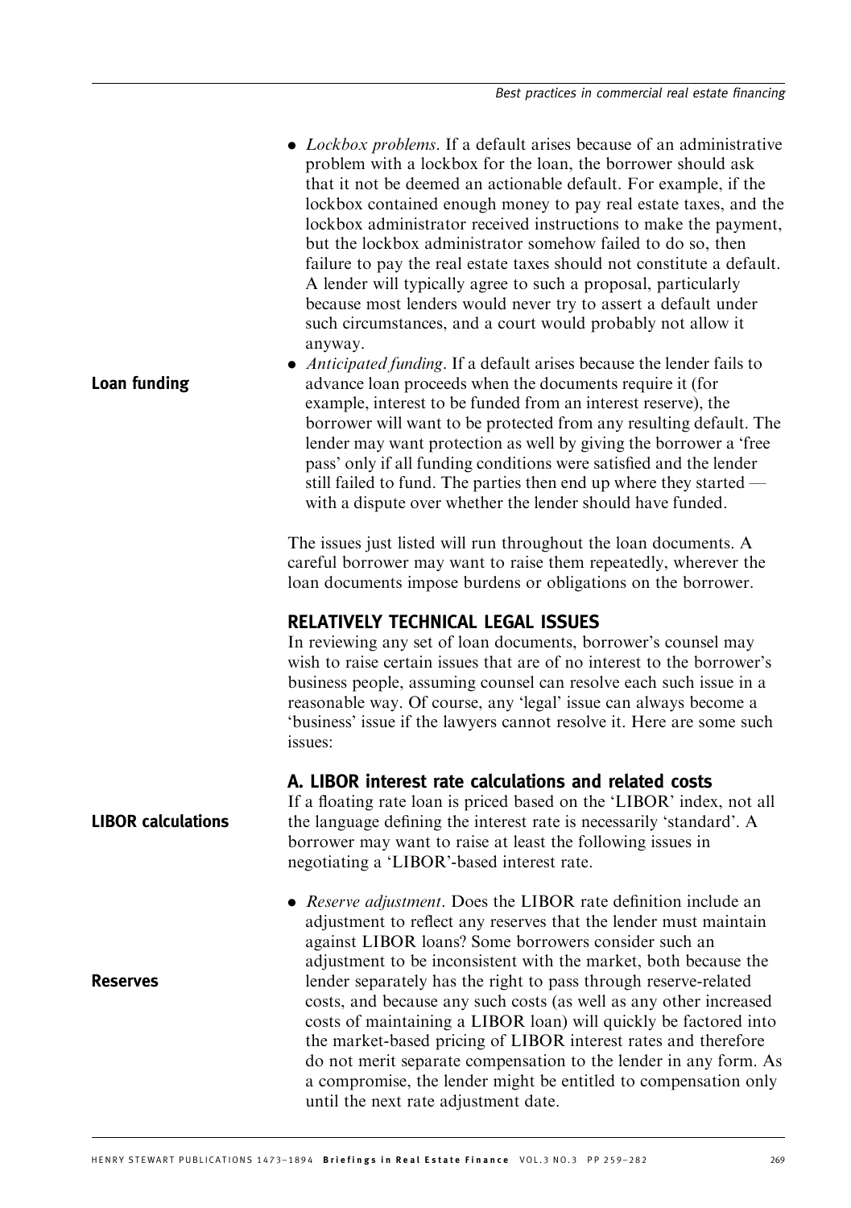- *Lockbox problems*. If a default arises because of an administrative problem with a lockbox for the loan, the borrower should ask that it not be deemed an actionable default. For example, if the lockbox contained enough money to pay real estate taxes, and the lockbox administrator received instructions to make the payment, but the lockbox administrator somehow failed to do so, then failure to pay the real estate taxes should not constitute a default. A lender will typically agree to such a proposal, particularly because most lenders would never try to assert a default under such circumstances, and a court would probably not allow it anyway.

**Loan funding**

- *Anticipated funding*. If a default arises because the lender fails to advance loan proceeds when the documents require it (for example, interest to be funded from an interest reserve), the borrower will want to be protected from any resulting default. The lender may want protection as well by giving the borrower a 'free pass' only if all funding conditions were satisfied and the lender still failed to fund. The parties then end up where they started — with a dispute over whether the lender should have funded.

The issues just listed will run throughout the loan documents. A careful borrower may want to raise them repeatedly, wherever the loan documents impose burdens or obligations on the borrower.

## RELATIVELY TECHNICAL LEGAL ISSUES

In reviewing any set of loan documents, borrower's counsel may wish to raise certain issues that are of no interest to the borrower's business people, assuming counsel can resolve each such issue in a reasonable way. Of course, any 'legal' issue can always become a 'business' issue if the lawyers cannot resolve it. Here are some such issues:

### A. LIBOR interest rate calculations and related costs

**LIBOR calculations**

If a floating rate loan is priced based on the 'LIBOR' index, not all the language defining the interest rate is necessarily 'standard'. A borrower may want to raise at least the following issues in negotiating a 'LIBOR'-based interest rate.

**Reserves**

- *Reserve adjustment*. Does the LIBOR rate definition include an adjustment to reflect any reserves that the lender must maintain against LIBOR loans? Some borrowers consider such an adjustment to be inconsistent with the market, both because the lender separately has the right to pass through reserve-related costs, and because any such costs (as well as any other increased costs of maintaining a LIBOR loan) will quickly be factored into the market-based pricing of LIBOR interest rates and therefore do not merit separate compensation to the lender in any form. As a compromise, the lender might be entitled to compensation only until the next rate adjustment date.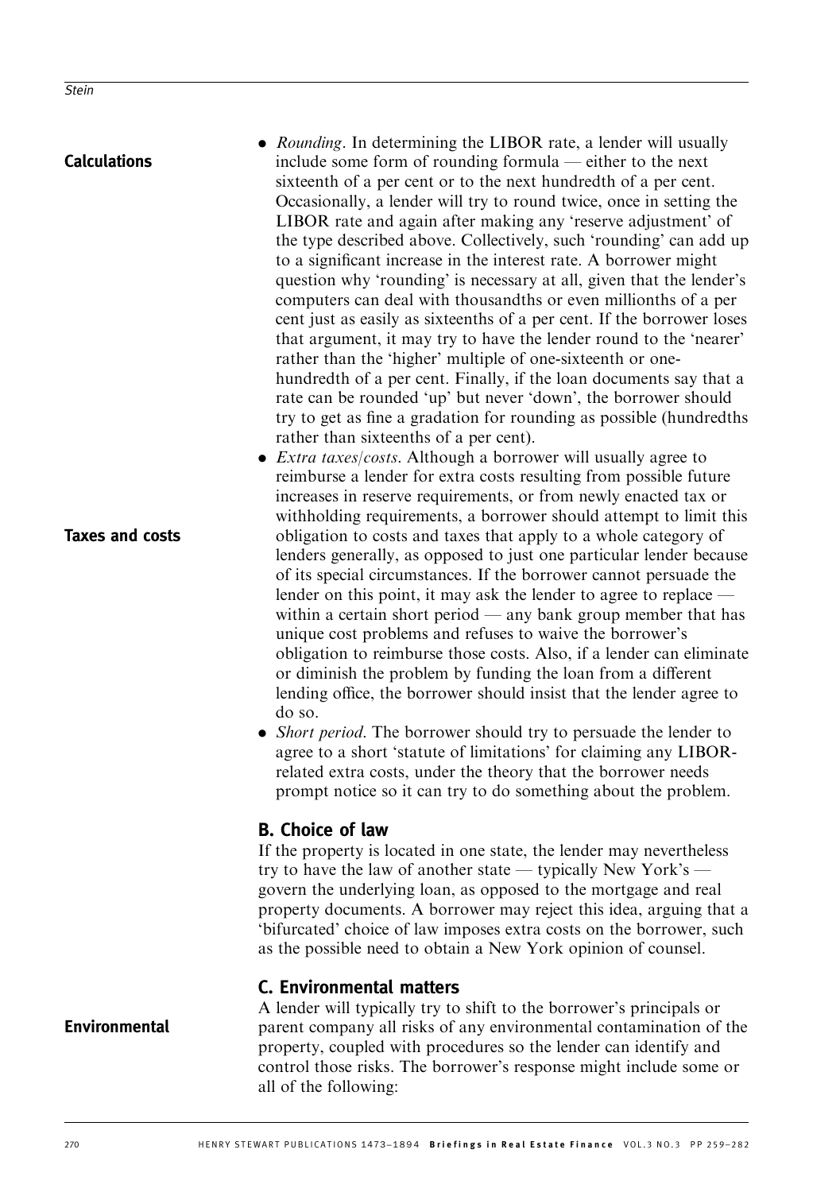**Calculations**

- *Rounding*. In determining the LIBOR rate, a lender will usually include some form of rounding formula — either to the next sixteenth of a per cent or to the next hundredth of a per cent. Occasionally, a lender will try to round twice, once in setting the LIBOR rate and again after making any 'reserve adjustment' of the type described above. Collectively, such 'rounding' can add up to a significant increase in the interest rate. A borrower might question why 'rounding' is necessary at all, given that the lender's computers can deal with thousandths or even millionths of a per cent just as easily as sixteenths of a per cent. If the borrower loses that argument, it may try to have the lender round to the 'nearer' rather than the 'higher' multiple of one-sixteenth or one-hundredth of a per cent. Finally, if the loan documents say that a rate can be rounded 'up' but never 'down', the borrower should try to get as fine a gradation for rounding as possible (hundredths rather than sixteenths of a per cent).

**Taxes and costs**

- *Extra taxes/costs*. Although a borrower will usually agree to reimburse a lender for extra costs resulting from possible future increases in reserve requirements, or from newly enacted tax or withholding requirements, a borrower should attempt to limit this obligation to costs and taxes that apply to a whole category of lenders generally, as opposed to just one particular lender because of its special circumstances. If the borrower cannot persuade the lender on this point, it may ask the lender to agree to replace — within a certain short period — any bank group member that has unique cost problems and refuses to waive the borrower's obligation to reimburse those costs. Also, if a lender can eliminate or diminish the problem by funding the loan from a different lending office, the borrower should insist that the lender agree to do so.
- *Short period*. The borrower should try to persuade the lender to agree to a short 'statute of limitations' for claiming any LIBOR-related extra costs, under the theory that the borrower needs prompt notice so it can try to do something about the problem.

### B. Choice of law

If the property is located in one state, the lender may nevertheless try to have the law of another state — typically New York's — govern the underlying loan, as opposed to the mortgage and real property documents. A borrower may reject this idea, arguing that a 'bifurcated' choice of law imposes extra costs on the borrower, such as the possible need to obtain a New York opinion of counsel.

### C. Environmental matters

**Environmental**

A lender will typically try to shift to the borrower's principals or parent company all risks of any environmental contamination of the property, coupled with procedures so the lender can identify and control those risks. The borrower's response might include some or all of the following: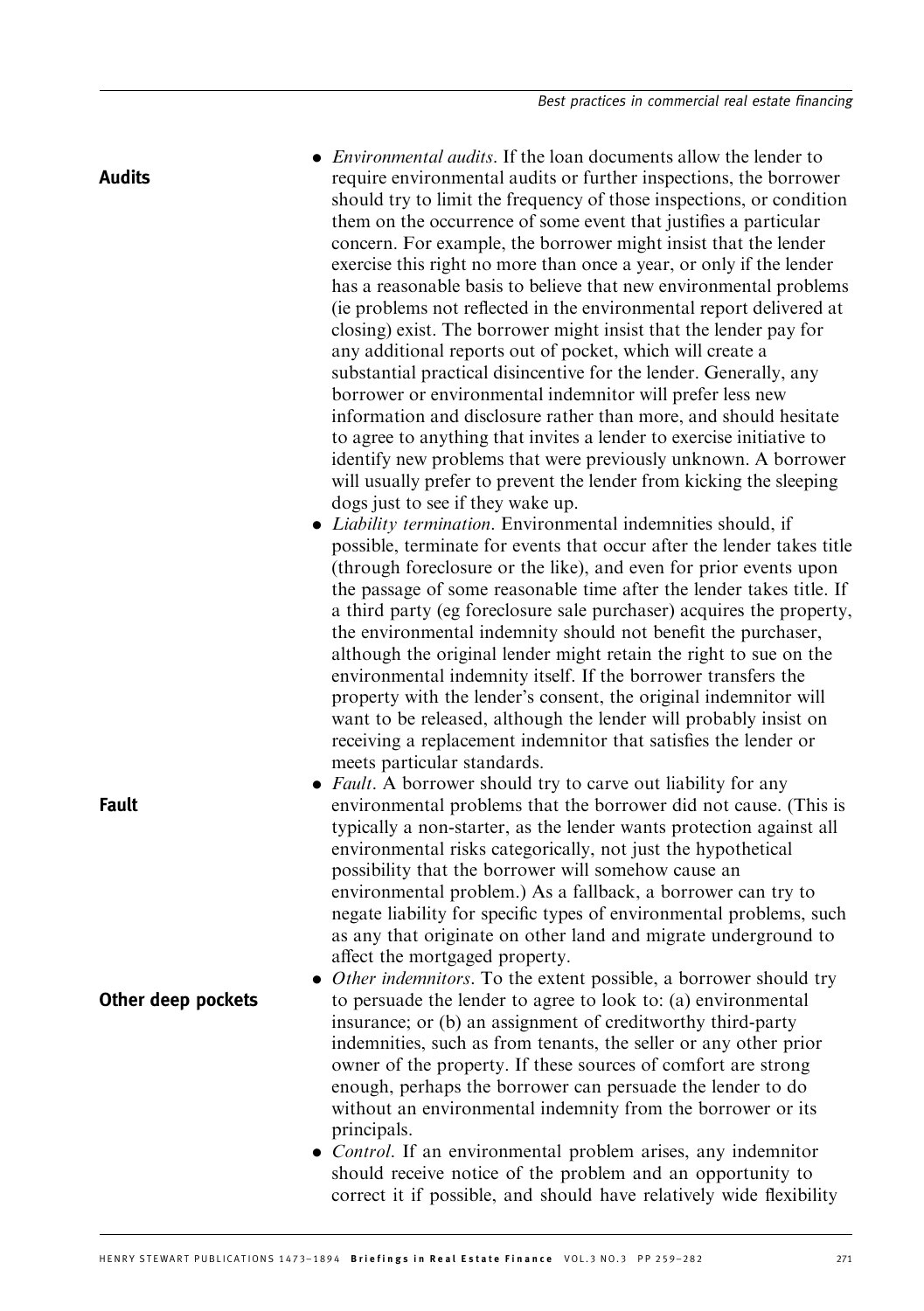**Audits**

- *Environmental audits*. If the loan documents allow the lender to require environmental audits or further inspections, the borrower should try to limit the frequency of those inspections, or condition them on the occurrence of some event that justifies a particular concern. For example, the borrower might insist that the lender exercise this right no more than once a year, or only if the lender has a reasonable basis to believe that new environmental problems (ie problems not reflected in the environmental report delivered at closing) exist. The borrower might insist that the lender pay for any additional reports out of pocket, which will create a substantial practical disincentive for the lender. Generally, any borrower or environmental indemnitor will prefer less new information and disclosure rather than more, and should hesitate to agree to anything that invites a lender to exercise initiative to identify new problems that were previously unknown. A borrower will usually prefer to prevent the lender from kicking the sleeping dogs just to see if they wake up.
- *Liability termination*. Environmental indemnities should, if possible, terminate for events that occur after the lender takes title (through foreclosure or the like), and even for prior events upon the passage of some reasonable time after the lender takes title. If a third party (eg foreclosure sale purchaser) acquires the property, the environmental indemnity should not benefit the purchaser, although the original lender might retain the right to sue on the environmental indemnity itself. If the borrower transfers the property with the lender's consent, the original indemnitor will want to be released, although the lender will probably insist on receiving a replacement indemnitor that satisfies the lender or meets particular standards.

**Fault**

- *Fault*. A borrower should try to carve out liability for any environmental problems that the borrower did not cause. (This is typically a non-starter, as the lender wants protection against all environmental risks categorically, not just the hypothetical possibility that the borrower will somehow cause an environmental problem.) As a fallback, a borrower can try to negate liability for specific types of environmental problems, such as any that originate on other land and migrate underground to affect the mortgaged property.

**Other deep pockets**

- *Other indemnitors*. To the extent possible, a borrower should try to persuade the lender to agree to look to: (a) environmental insurance; or (b) an assignment of creditworthy third-party indemnities, such as from tenants, the seller or any other prior owner of the property. If these sources of comfort are strong enough, perhaps the borrower can persuade the lender to do without an environmental indemnity from the borrower or its principals.
- *Control*. If an environmental problem arises, any indemnitor should receive notice of the problem and an opportunity to correct it if possible, and should have relatively wide flexibility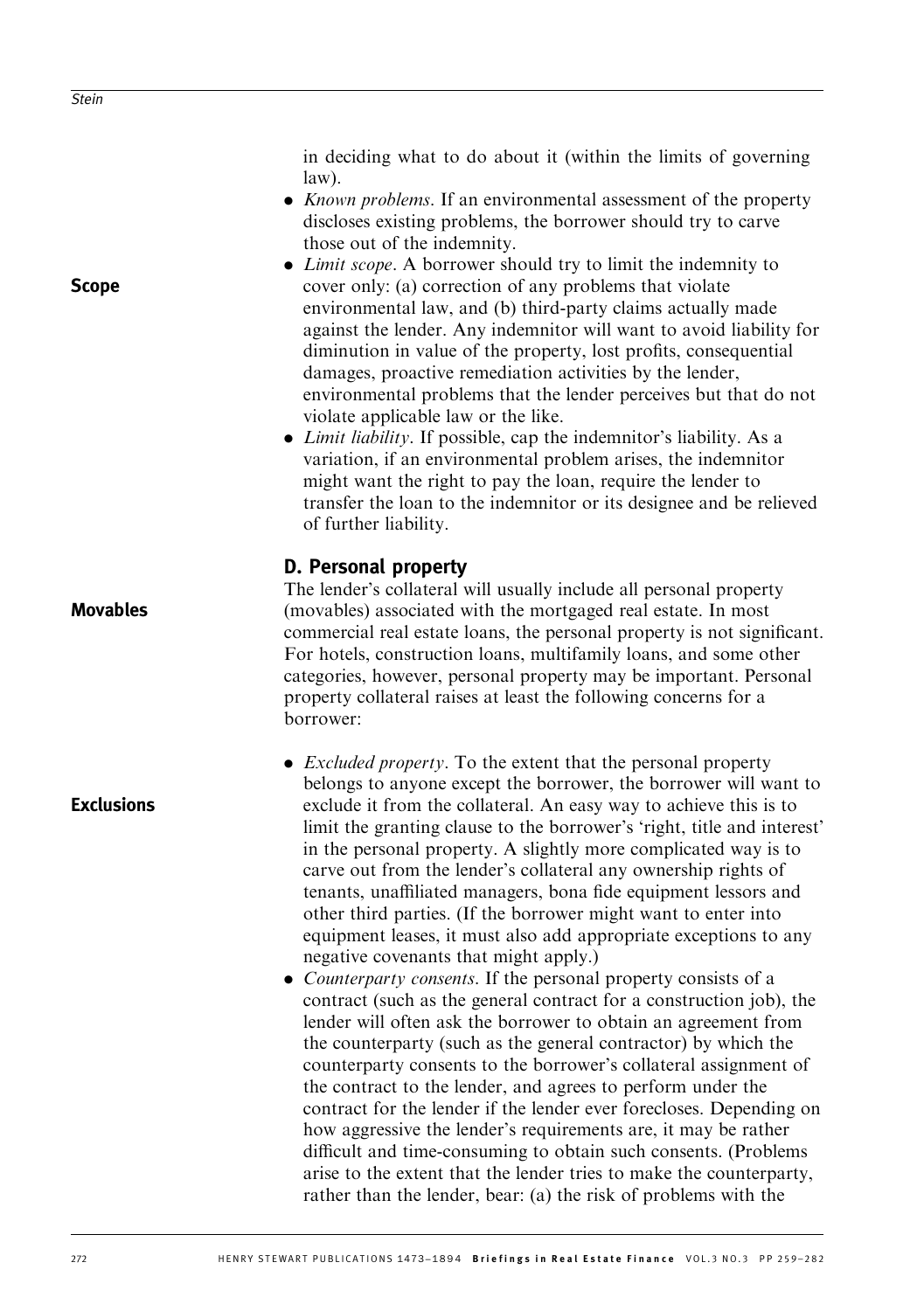in deciding what to do about it (within the limits of governing law).

- *Known problems*. If an environmental assessment of the property discloses existing problems, the borrower should try to carve those out of the indemnity.

**Scope**

- *Limit scope*. A borrower should try to limit the indemnity to cover only: (a) correction of any problems that violate environmental law, and (b) third-party claims actually made against the lender. Any indemnitor will want to avoid liability for diminution in value of the property, lost profits, consequential damages, proactive remediation activities by the lender, environmental problems that the lender perceives but that do not violate applicable law or the like.
- *Limit liability*. If possible, cap the indemnitor's liability. As a variation, if an environmental problem arises, the indemnitor might want the right to pay the loan, require the lender to transfer the loan to the indemnitor or its designee and be relieved of further liability.

## D. Personal property

**Movables**

The lender's collateral will usually include all personal property (movables) associated with the mortgaged real estate. In most commercial real estate loans, the personal property is not significant. For hotels, construction loans, multifamily loans, and some other categories, however, personal property may be important. Personal property collateral raises at least the following concerns for a borrower:

**Exclusions**

- *Excluded property*. To the extent that the personal property belongs to anyone except the borrower, the borrower will want to exclude it from the collateral. An easy way to achieve this is to limit the granting clause to the borrower's 'right, title and interest' in the personal property. A slightly more complicated way is to carve out from the lender's collateral any ownership rights of tenants, unaffiliated managers, bona fide equipment lessors and other third parties. (If the borrower might want to enter into equipment leases, it must also add appropriate exceptions to any negative covenants that might apply.)
- *Counterparty consents*. If the personal property consists of a contract (such as the general contract for a construction job), the lender will often ask the borrower to obtain an agreement from the counterparty (such as the general contractor) by which the counterparty consents to the borrower's collateral assignment of the contract to the lender, and agrees to perform under the contract for the lender if the lender ever forecloses. Depending on how aggressive the lender's requirements are, it may be rather difficult and time-consuming to obtain such consents. (Problems arise to the extent that the lender tries to make the counterparty, rather than the lender, bear: (a) the risk of problems with the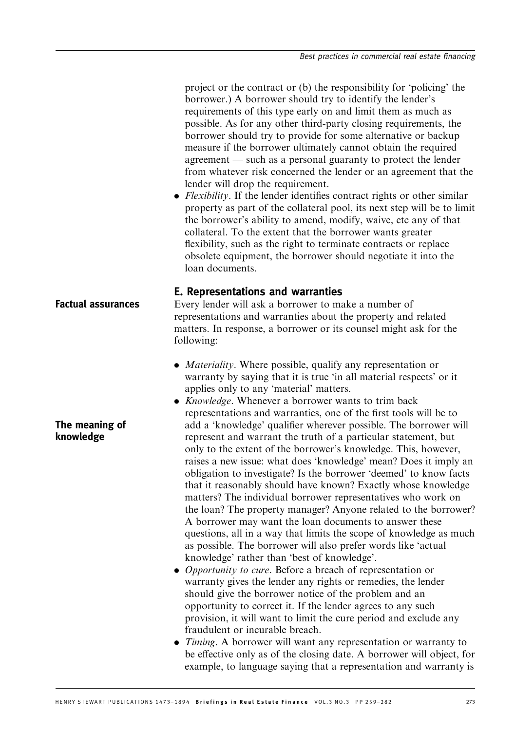project or the contract or (b) the responsibility for 'policing' the borrower.) A borrower should try to identify the lender's requirements of this type early on and limit them as much as possible. As for any other third-party closing requirements, the borrower should try to provide for some alternative or backup measure if the borrower ultimately cannot obtain the required agreement — such as a personal guaranty to protect the lender from whatever risk concerned the lender or an agreement that the lender will drop the requirement.

- *Flexibility*. If the lender identifies contract rights or other similar property as part of the collateral pool, its next step will be to limit the borrower's ability to amend, modify, waive, etc any of that collateral. To the extent that the borrower wants greater flexibility, such as the right to terminate contracts or replace obsolete equipment, the borrower should negotiate it into the loan documents.

## E. Representations and warranties

**Factual assurances**

Every lender will ask a borrower to make a number of representations and warranties about the property and related matters. In response, a borrower or its counsel might ask for the following:

- *Materiality*. Where possible, qualify any representation or warranty by saying that it is true 'in all material respects' or it applies only to any 'material' matters.
- *Knowledge*. Whenever a borrower wants to trim back representations and warranties, one of the first tools will be to add a 'knowledge' qualifier wherever possible. The borrower will represent and warrant the truth of a particular statement, but only to the extent of the borrower's knowledge. This, however, raises a new issue: what does 'knowledge' mean? Does it imply an obligation to investigate? Is the borrower 'deemed' to know facts that it reasonably should have known? Exactly whose knowledge matters? The individual borrower representatives who work on the loan? The property manager? Anyone related to the borrower? A borrower may want the loan documents to answer these questions, all in a way that limits the scope of knowledge as much as possible. The borrower will also prefer words like 'actual knowledge' rather than 'best of knowledge'.

**The meaning of knowledge**

- *Opportunity to cure*. Before a breach of representation or warranty gives the lender any rights or remedies, the lender should give the borrower notice of the problem and an opportunity to correct it. If the lender agrees to any such provision, it will want to limit the cure period and exclude any fraudulent or incurable breach.
- *Timing*. A borrower will want any representation or warranty to be effective only as of the closing date. A borrower will object, for example, to language saying that a representation and warranty is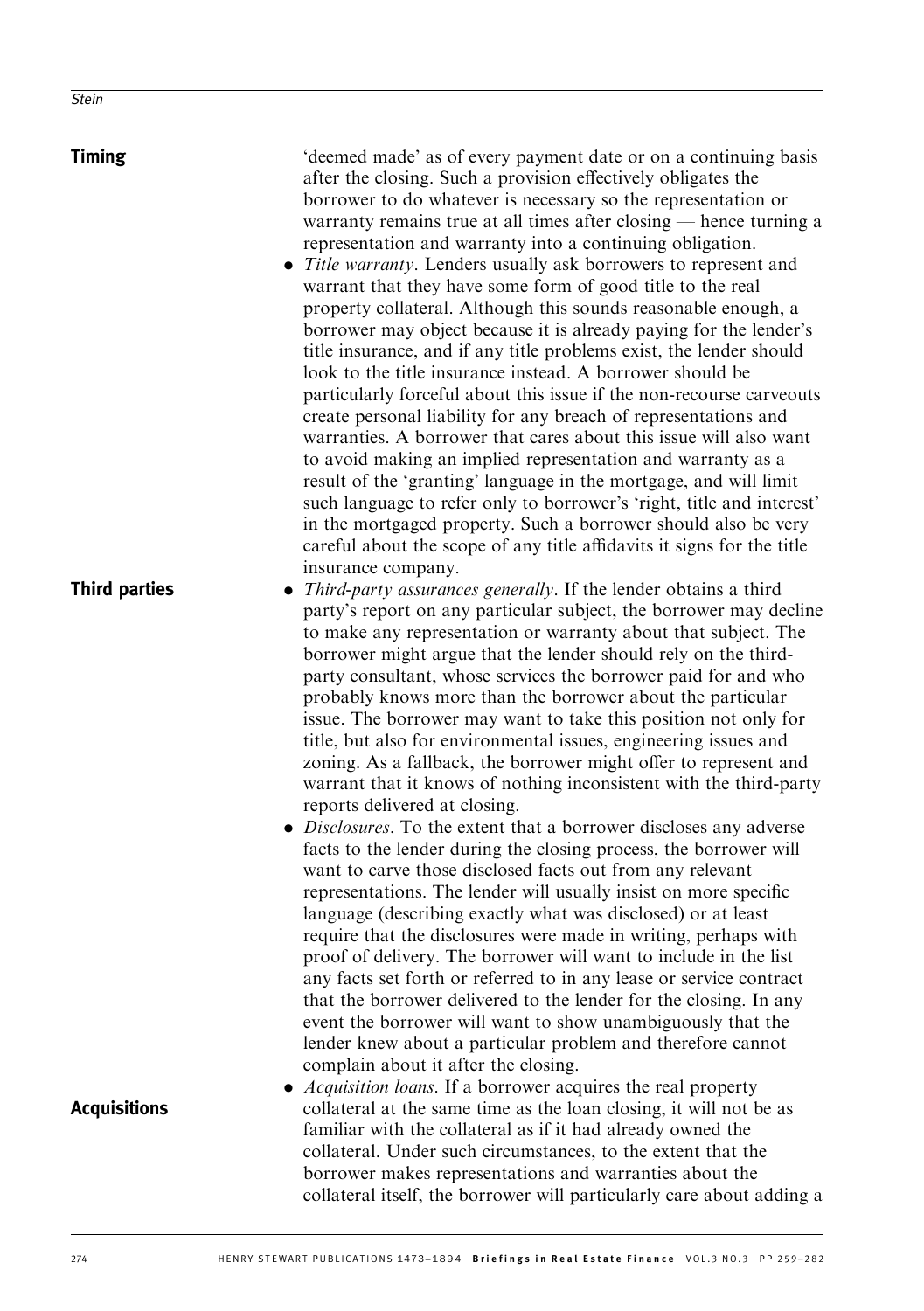**Timing**

'deemed made' as of every payment date or on a continuing basis after the closing. Such a provision effectively obligates the borrower to do whatever is necessary so the representation or warranty remains true at all times after closing — hence turning a representation and warranty into a continuing obligation.

- *Title warranty*. Lenders usually ask borrowers to represent and warrant that they have some form of good title to the real property collateral. Although this sounds reasonable enough, a borrower may object because it is already paying for the lender's title insurance, and if any title problems exist, the lender should look to the title insurance instead. A borrower should be particularly forceful about this issue if the non-recourse carveouts create personal liability for any breach of representations and warranties. A borrower that cares about this issue will also want to avoid making an implied representation and warranty as a result of the 'granting' language in the mortgage, and will limit such language to refer only to borrower's 'right, title and interest' in the mortgaged property. Such a borrower should also be very careful about the scope of any title affidavits it signs for the title insurance company.

**Third parties**

- *Third-party assurances generally*. If the lender obtains a third party's report on any particular subject, the borrower may decline to make any representation or warranty about that subject. The borrower might argue that the lender should rely on the third-party consultant, whose services the borrower paid for and who probably knows more than the borrower about the particular issue. The borrower may want to take this position not only for title, but also for environmental issues, engineering issues and zoning. As a fallback, the borrower might offer to represent and warrant that it knows of nothing inconsistent with the third-party reports delivered at closing.
- *Disclosures*. To the extent that a borrower discloses any adverse facts to the lender during the closing process, the borrower will want to carve those disclosed facts out from any relevant representations. The lender will usually insist on more specific language (describing exactly what was disclosed) or at least require that the disclosures were made in writing, perhaps with proof of delivery. The borrower will want to include in the list any facts set forth or referred to in any lease or service contract that the borrower delivered to the lender for the closing. In any event the borrower will want to show unambiguously that the lender knew about a particular problem and therefore cannot complain about it after the closing.

**Acquisitions**

- *Acquisition loans*. If a borrower acquires the real property collateral at the same time as the loan closing, it will not be as familiar with the collateral as if it had already owned the collateral. Under such circumstances, to the extent that the borrower makes representations and warranties about the collateral itself, the borrower will particularly care about adding a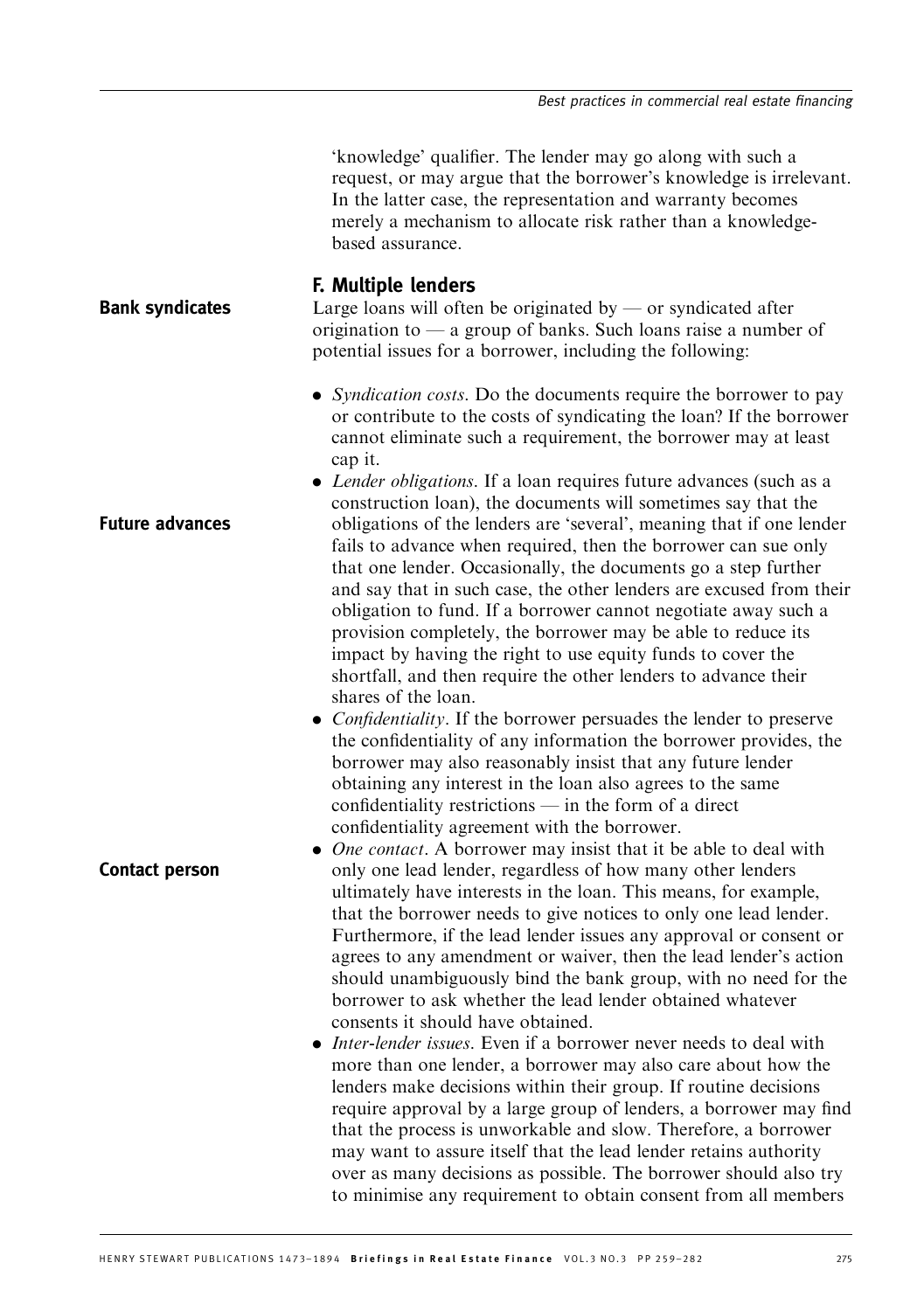'knowledge' qualifier. The lender may go along with such a request, or may argue that the borrower's knowledge is irrelevant. In the latter case, the representation and warranty becomes merely a mechanism to allocate risk rather than a knowledge-based assurance.

### F. Multiple lenders

**Bank syndicates**

Large loans will often be originated by — or syndicated after origination to — a group of banks. Such loans raise a number of potential issues for a borrower, including the following:

- *Syndication costs*. Do the documents require the borrower to pay or contribute to the costs of syndicating the loan? If the borrower cannot eliminate such a requirement, the borrower may at least cap it.
- *Lender obligations*. If a loan requires future advances (such as a construction loan), the documents will sometimes say that the obligations of the lenders are 'several', meaning that if one lender fails to advance when required, then the borrower can sue only that one lender. Occasionally, the documents go a step further and say that in such case, the other lenders are excused from their obligation to fund. If a borrower cannot negotiate away such a provision completely, the borrower may be able to reduce its impact by having the right to use equity funds to cover the shortfall, and then require the other lenders to advance their shares of the loan.

**Future advances**

- *Confidentiality*. If the borrower persuades the lender to preserve the confidentiality of any information the borrower provides, the borrower may also reasonably insist that any future lender obtaining any interest in the loan also agrees to the same confidentiality restrictions — in the form of a direct confidentiality agreement with the borrower.
- *One contact*. A borrower may insist that it be able to deal with only one lead lender, regardless of how many other lenders ultimately have interests in the loan. This means, for example, that the borrower needs to give notices to only one lead lender. Furthermore, if the lead lender issues any approval or consent or agrees to any amendment or waiver, then the lead lender's action should unambiguously bind the bank group, with no need for the borrower to ask whether the lead lender obtained whatever consents it should have obtained.

**Contact person**

- *Inter-lender issues*. Even if a borrower never needs to deal with more than one lender, a borrower may also care about how the lenders make decisions within their group. If routine decisions require approval by a large group of lenders, a borrower may find that the process is unworkable and slow. Therefore, a borrower may want to assure itself that the lead lender retains authority over as many decisions as possible. The borrower should also try to minimise any requirement to obtain consent from all members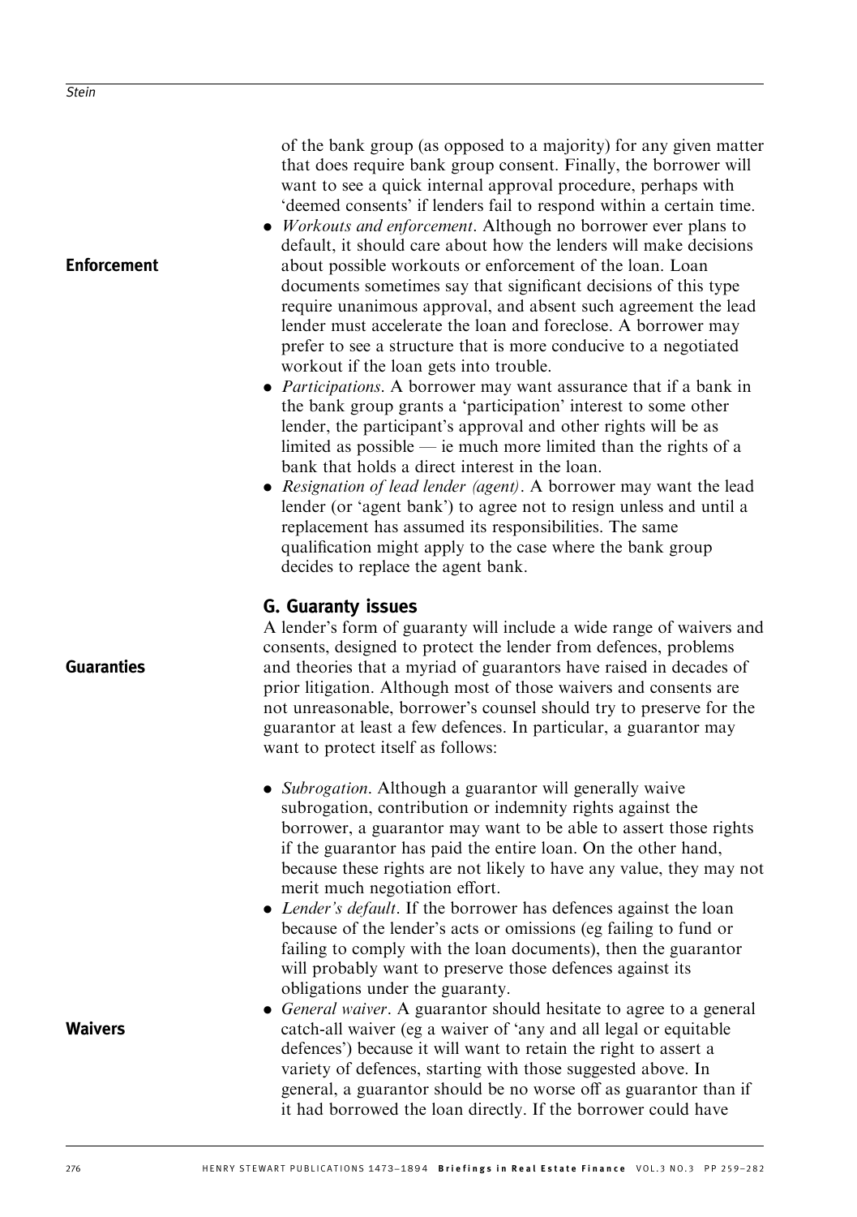of the bank group (as opposed to a majority) for any given matter that does require bank group consent. Finally, the borrower will want to see a quick internal approval procedure, perhaps with 'deemed consents' if lenders fail to respond within a certain time.

**Enforcement**

- *Workouts and enforcement*. Although no borrower ever plans to default, it should care about how the lenders will make decisions about possible workouts or enforcement of the loan. Loan documents sometimes say that significant decisions of this type require unanimous approval, and absent such agreement the lead lender must accelerate the loan and foreclose. A borrower may prefer to see a structure that is more conducive to a negotiated workout if the loan gets into trouble.
- *Participations*. A borrower may want assurance that if a bank in the bank group grants a 'participation' interest to some other lender, the participant's approval and other rights will be as limited as possible — ie much more limited than the rights of a bank that holds a direct interest in the loan.
- *Resignation of lead lender (agent)*. A borrower may want the lead lender (or 'agent bank') to agree not to resign unless and until a replacement has assumed its responsibilities. The same qualification might apply to the case where the bank group decides to replace the agent bank.

## G. Guaranty issues

**Guaranties**

A lender's form of guaranty will include a wide range of waivers and consents, designed to protect the lender from defences, problems and theories that a myriad of guarantors have raised in decades of prior litigation. Although most of those waivers and consents are not unreasonable, borrower's counsel should try to preserve for the guarantor at least a few defences. In particular, a guarantor may want to protect itself as follows:

- *Subrogation*. Although a guarantor will generally waive subrogation, contribution or indemnity rights against the borrower, a guarantor may want to be able to assert those rights if the guarantor has paid the entire loan. On the other hand, because these rights are not likely to have any value, they may not merit much negotiation effort.
- *Lender's default*. If the borrower has defences against the loan because of the lender's acts or omissions (eg failing to fund or failing to comply with the loan documents), then the guarantor will probably want to preserve those defences against its obligations under the guaranty.

**Waivers**

- *General waiver*. A guarantor should hesitate to agree to a general catch-all waiver (eg a waiver of 'any and all legal or equitable defences') because it will want to retain the right to assert a variety of defences, starting with those suggested above. In general, a guarantor should be no worse off as guarantor than if it had borrowed the loan directly. If the borrower could have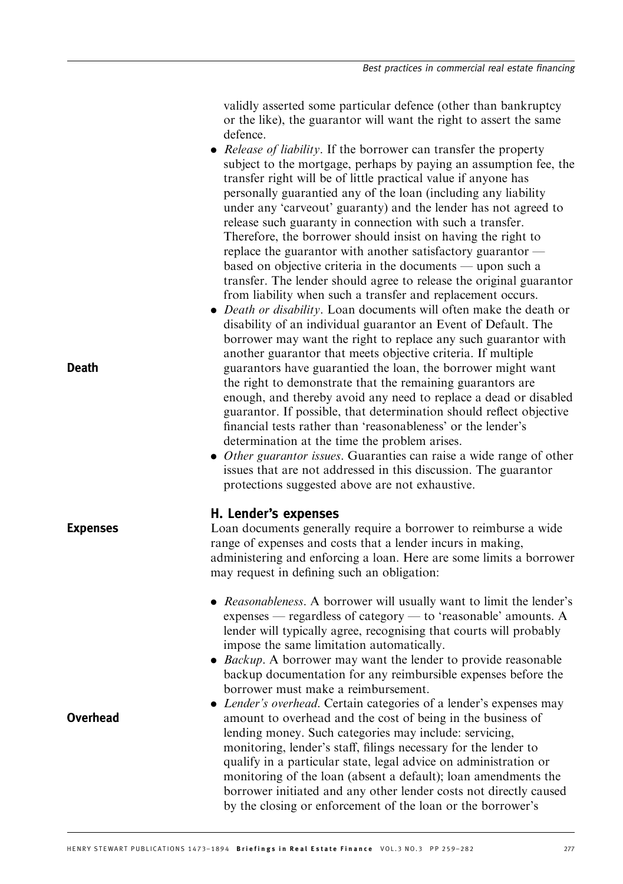validly asserted some particular defence (other than bankruptcy or the like), the guarantor will want the right to assert the same defence.

- *Release of liability*. If the borrower can transfer the property subject to the mortgage, perhaps by paying an assumption fee, the transfer right will be of little practical value if anyone has personally guarantied any of the loan (including any liability under any 'carveout' guaranty) and the lender has not agreed to release such guaranty in connection with such a transfer. Therefore, the borrower should insist on having the right to replace the guarantor with another satisfactory guarantor — based on objective criteria in the documents — upon such a transfer. The lender should agree to release the original guarantor from liability when such a transfer and replacement occurs.
- *Death or disability*. Loan documents will often make the death or disability of an individual guarantor an Event of Default. The borrower may want the right to replace any such guarantor with another guarantor that meets objective criteria. If multiple guarantors have guarantied the loan, the borrower might want the right to demonstrate that the remaining guarantors are enough, and thereby avoid any need to replace a dead or disabled guarantor. If possible, that determination should reflect objective financial tests rather than 'reasonableness' or the lender's determination at the time the problem arises.
- *Other guarantor issues*. Guaranties can raise a wide range of other issues that are not addressed in this discussion. The guarantor protections suggested above are not exhaustive.

**Death**

## H. Lender's expenses

**Expenses**

Loan documents generally require a borrower to reimburse a wide range of expenses and costs that a lender incurs in making, administering and enforcing a loan. Here are some limits a borrower may request in defining such an obligation:

- *Reasonableness*. A borrower will usually want to limit the lender's expenses — regardless of category — to 'reasonable' amounts. A lender will typically agree, recognising that courts will probably impose the same limitation automatically.
- *Backup*. A borrower may want the lender to provide reasonable backup documentation for any reimbursible expenses before the borrower must make a reimbursement.
- *Lender's overhead*. Certain categories of a lender's expenses may amount to overhead and the cost of being in the business of lending money. Such categories may include: servicing, monitoring, lender's staff, filings necessary for the lender to qualify in a particular state, legal advice on administration or monitoring of the loan (absent a default); loan amendments the borrower initiated and any other lender costs not directly caused by the closing or enforcement of the loan or the borrower's

**Overhead**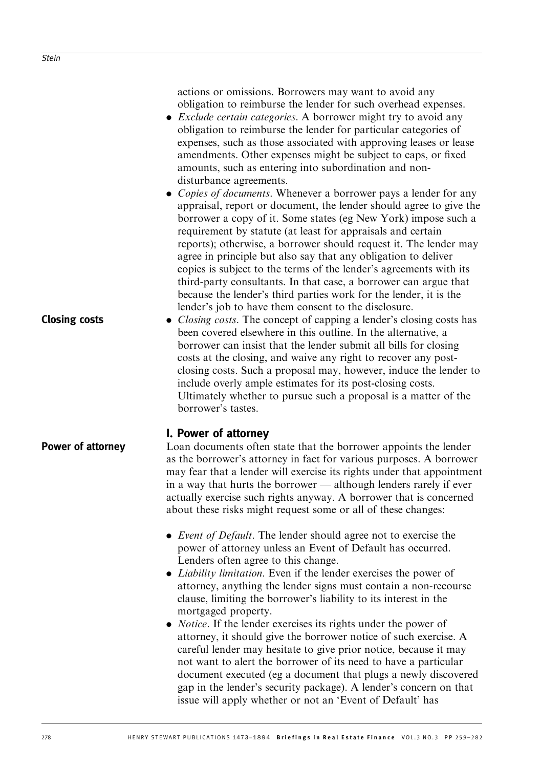actions or omissions. Borrowers may want to avoid any obligation to reimburse the lender for such overhead expenses.

- *Exclude certain categories*. A borrower might try to avoid any obligation to reimburse the lender for particular categories of expenses, such as those associated with approving leases or lease amendments. Other expenses might be subject to caps, or fixed amounts, such as entering into subordination and non-disturbance agreements.
- *Copies of documents*. Whenever a borrower pays a lender for any appraisal, report or document, the lender should agree to give the borrower a copy of it. Some states (eg New York) impose such a requirement by statute (at least for appraisals and certain reports); otherwise, a borrower should request it. The lender may agree in principle but also say that any obligation to deliver copies is subject to the terms of the lender's agreements with its third-party consultants. In that case, a borrower can argue that because the lender's third parties work for the lender, it is the lender's job to have them consent to the disclosure.
- *Closing costs*. The concept of capping a lender's closing costs has been covered elsewhere in this outline. In the alternative, a borrower can insist that the lender submit all bills for closing costs at the closing, and waive any right to recover any post-closing costs. Such a proposal may, however, induce the lender to include overly ample estimates for its post-closing costs. Ultimately whether to pursue such a proposal is a matter of the borrower's tastes.

## I. Power of attorney

Loan documents often state that the borrower appoints the lender as the borrower's attorney in fact for various purposes. A borrower may fear that a lender will exercise its rights under that appointment in a way that hurts the borrower — although lenders rarely if ever actually exercise such rights anyway. A borrower that is concerned about these risks might request some or all of these changes:

- *Event of Default*. The lender should agree not to exercise the power of attorney unless an Event of Default has occurred. Lenders often agree to this change.
- *Liability limitation*. Even if the lender exercises the power of attorney, anything the lender signs must contain a non-recourse clause, limiting the borrower's liability to its interest in the mortgaged property.
- *Notice*. If the lender exercises its rights under the power of attorney, it should give the borrower notice of such exercise. A careful lender may hesitate to give prior notice, because it may not want to alert the borrower of its need to have a particular document executed (eg a document that plugs a newly discovered gap in the lender's security package). A lender's concern on that issue will apply whether or not an 'Event of Default' has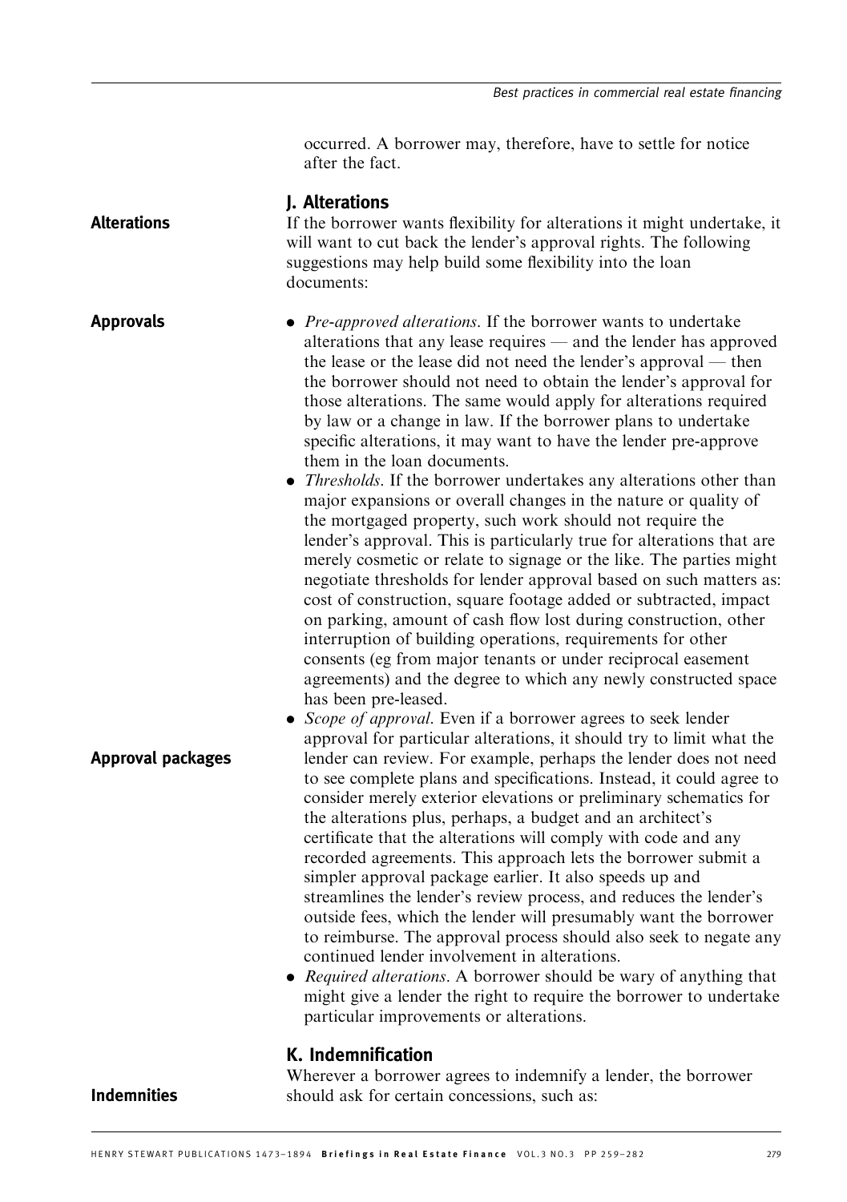occurred. A borrower may, therefore, have to settle for notice after the fact.

**Alterations**

## J. Alterations

If the borrower wants flexibility for alterations it might undertake, it will want to cut back the lender's approval rights. The following suggestions may help build some flexibility into the loan documents:

**Approvals**

- *Pre-approved alterations*. If the borrower wants to undertake alterations that any lease requires — and the lender has approved the lease or the lease did not need the lender's approval — then the borrower should not need to obtain the lender's approval for those alterations. The same would apply for alterations required by law or a change in law. If the borrower plans to undertake specific alterations, it may want to have the lender pre-approve them in the loan documents.
- *Thresholds*. If the borrower undertakes any alterations other than major expansions or overall changes in the nature or quality of the mortgaged property, such work should not require the lender's approval. This is particularly true for alterations that are merely cosmetic or relate to signage or the like. The parties might negotiate thresholds for lender approval based on such matters as: cost of construction, square footage added or subtracted, impact on parking, amount of cash flow lost during construction, other interruption of building operations, requirements for other consents (eg from major tenants or under reciprocal easement agreements) and the degree to which any newly constructed space has been pre-leased.
- *Scope of approval*. Even if a borrower agrees to seek lender approval for particular alterations, it should try to limit what the lender can review. For example, perhaps the lender does not need to see complete plans and specifications. Instead, it could agree to consider merely exterior elevations or preliminary schematics for the alterations plus, perhaps, a budget and an architect's certificate that the alterations will comply with code and any recorded agreements. This approach lets the borrower submit a simpler approval package earlier. It also speeds up and streamlines the lender's review process, and reduces the lender's outside fees, which the lender will presumably want the borrower to reimburse. The approval process should also seek to negate any continued lender involvement in alterations.

**Approval packages**

- *Required alterations*. A borrower should be wary of anything that might give a lender the right to require the borrower to undertake particular improvements or alterations.

## K. Indemnification

**Indemnities**

Wherever a borrower agrees to indemnify a lender, the borrower should ask for certain concessions, such as: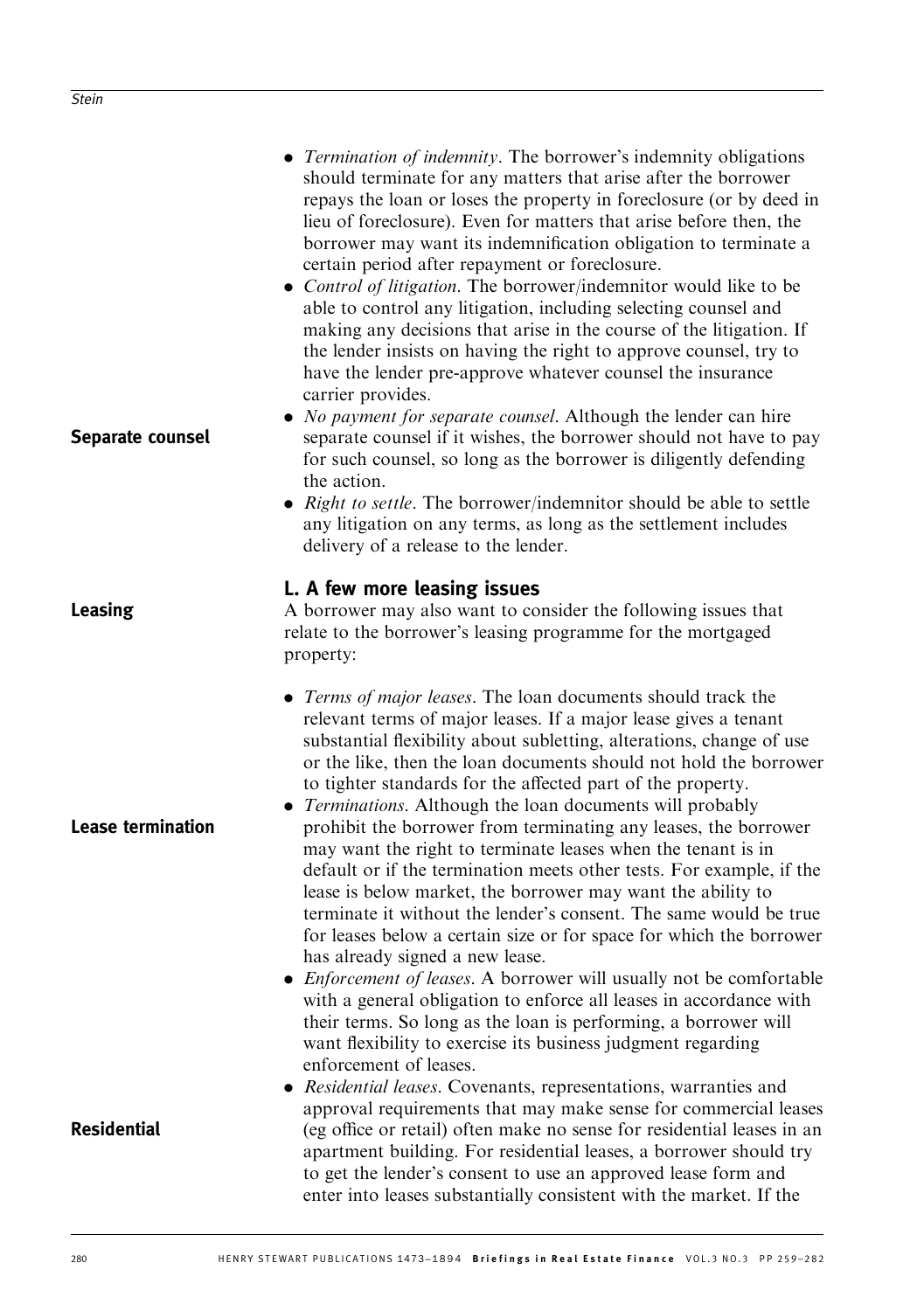- *Termination of indemnity*. The borrower's indemnity obligations should terminate for any matters that arise after the borrower repays the loan or loses the property in foreclosure (or by deed in lieu of foreclosure). Even for matters that arise before then, the borrower may want its indemnification obligation to terminate a certain period after repayment or foreclosure.
- *Control of litigation*. The borrower/indemnitor would like to be able to control any litigation, including selecting counsel and making any decisions that arise in the course of the litigation. If the lender insists on having the right to approve counsel, try to have the lender pre-approve whatever counsel the insurance carrier provides.
- *No payment for separate counsel*. Although the lender can hire separate counsel if it wishes, the borrower should not have to pay for such counsel, so long as the borrower is diligently defending the action.
- *Right to settle*. The borrower/indemnitor should be able to settle any litigation on any terms, as long as the settlement includes delivery of a release to the lender.

## L. A few more leasing issues

A borrower may also want to consider the following issues that relate to the borrower's leasing programme for the mortgaged property:

- *Terms of major leases*. The loan documents should track the relevant terms of major leases. If a major lease gives a tenant substantial flexibility about subletting, alterations, change of use or the like, then the loan documents should not hold the borrower to tighter standards for the affected part of the property.
- *Terminations*. Although the loan documents will probably prohibit the borrower from terminating any leases, the borrower may want the right to terminate leases when the tenant is in default or if the termination meets other tests. For example, if the lease is below market, the borrower may want the ability to terminate it without the lender's consent. The same would be true for leases below a certain size or for space for which the borrower has already signed a new lease.
- *Enforcement of leases*. A borrower will usually not be comfortable with a general obligation to enforce all leases in accordance with their terms. So long as the loan is performing, a borrower will want flexibility to exercise its business judgment regarding enforcement of leases.
- *Residential leases*. Covenants, representations, warranties and approval requirements that may make sense for commercial leases (eg office or retail) often make no sense for residential leases in an apartment building. For residential leases, a borrower should try to get the lender's consent to use an approved lease form and enter into leases substantially consistent with the market. If the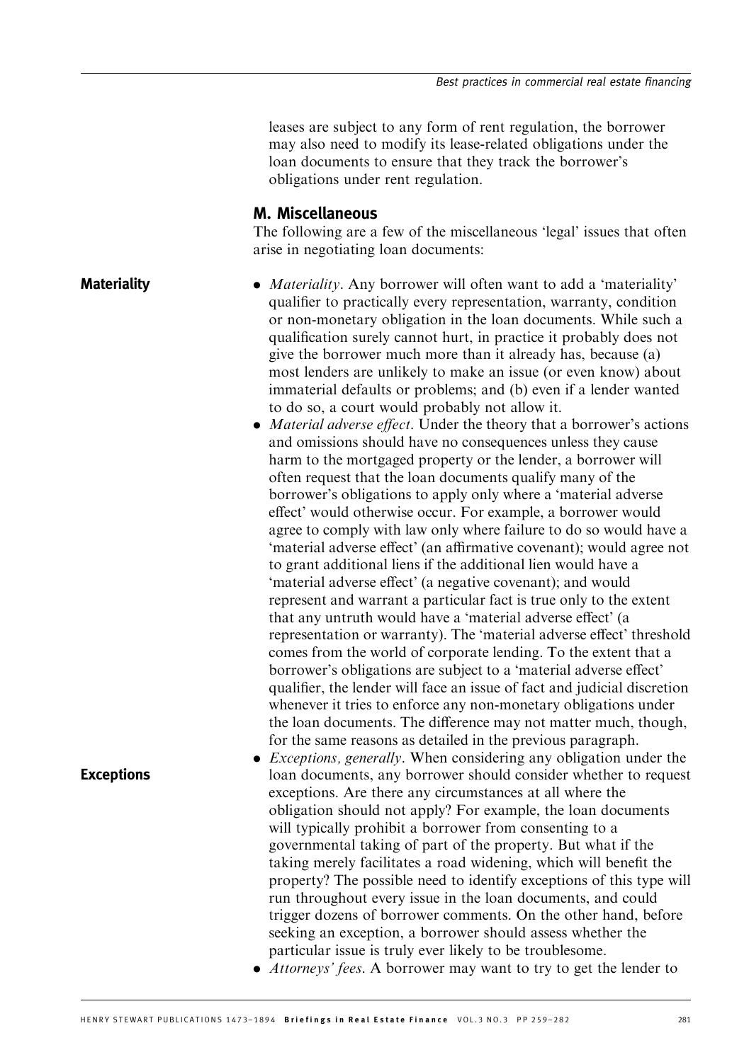leases are subject to any form of rent regulation, the borrower may also need to modify its lease-related obligations under the loan documents to ensure that they track the borrower's obligations under rent regulation.

## M. Miscellaneous

The following are a few of the miscellaneous 'legal' issues that often arise in negotiating loan documents:

**Materiality**

- *Materiality*. Any borrower will often want to add a 'materiality' qualifier to practically every representation, warranty, condition or non-monetary obligation in the loan documents. While such a qualification surely cannot hurt, in practice it probably does not give the borrower much more than it already has, because (a) most lenders are unlikely to make an issue (or even know) about immaterial defaults or problems; and (b) even if a lender wanted to do so, a court would probably not allow it.
- *Material adverse effect*. Under the theory that a borrower's actions and omissions should have no consequences unless they cause harm to the mortgaged property or the lender, a borrower will often request that the loan documents qualify many of the borrower's obligations to apply only where a 'material adverse effect' would otherwise occur. For example, a borrower would agree to comply with law only where failure to do so would have a 'material adverse effect' (an affirmative covenant); would agree not to grant additional liens if the additional lien would have a 'material adverse effect' (a negative covenant); and would represent and warrant a particular fact is true only to the extent that any untruth would have a 'material adverse effect' (a representation or warranty). The 'material adverse effect' threshold comes from the world of corporate lending. To the extent that a borrower's obligations are subject to a 'material adverse effect' qualifier, the lender will face an issue of fact and judicial discretion whenever it tries to enforce any non-monetary obligations under the loan documents. The difference may not matter much, though, for the same reasons as detailed in the previous paragraph.

**Exceptions**

- *Exceptions, generally*. When considering any obligation under the loan documents, any borrower should consider whether to request exceptions. Are there any circumstances at all where the obligation should not apply? For example, the loan documents will typically prohibit a borrower from consenting to a governmental taking of part of the property. But what if the taking merely facilitates a road widening, which will benefit the property? The possible need to identify exceptions of this type will run throughout every issue in the loan documents, and could trigger dozens of borrower comments. On the other hand, before seeking an exception, a borrower should assess whether the particular issue is truly ever likely to be troublesome.
- *Attorneys' fees*. A borrower may want to try to get the lender to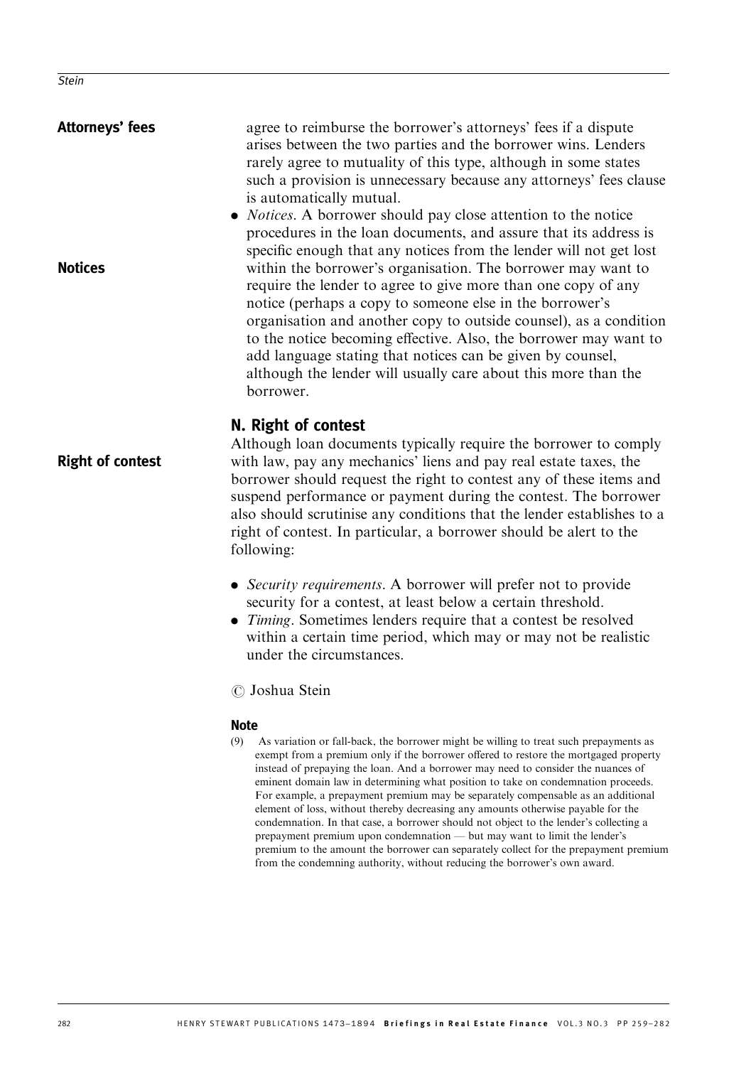agree to reimburse the borrower's attorneys' fees if a dispute arises between the two parties and the borrower wins. Lenders rarely agree to mutuality of this type, although in some states such a provision is unnecessary because any attorneys' fees clause is automatically mutual.

- *Notices*. A borrower should pay close attention to the notice procedures in the loan documents, and assure that its address is specific enough that any notices from the lender will not get lost within the borrower's organisation. The borrower may want to require the lender to agree to give more than one copy of any notice (perhaps a copy to someone else in the borrower's organisation and another copy to outside counsel), as a condition to the notice becoming effective. Also, the borrower may want to add language stating that notices can be given by counsel, although the lender will usually care about this more than the borrower.

## N. Right of contest

Although loan documents typically require the borrower to comply with law, pay any mechanics' liens and pay real estate taxes, the borrower should request the right to contest any of these items and suspend performance or payment during the contest. The borrower also should scrutinise any conditions that the lender establishes to a right of contest. In particular, a borrower should be alert to the following:

- *Security requirements*. A borrower will prefer not to provide security for a contest, at least below a certain threshold.
- *Timing*. Sometimes lenders require that a contest be resolved within a certain time period, which may or may not be realistic under the circumstances.

© Joshua Stein

### Note

(9) As variation or fall-back, the borrower might be willing to treat such prepayments as exempt from a premium only if the borrower offered to restore the mortgaged property instead of prepaying the loan. And a borrower may need to consider the nuances of eminent domain law in determining what position to take on condemnation proceeds. For example, a prepayment premium may be separately compensable as an additional element of loss, without thereby decreasing any amounts otherwise payable for the condemnation. In that case, a borrower should not object to the lender's collecting a prepayment premium upon condemnation — but may want to limit the lender's premium to the amount the borrower can separately collect for the prepayment premium from the condemning authority, without reducing the borrower's own award.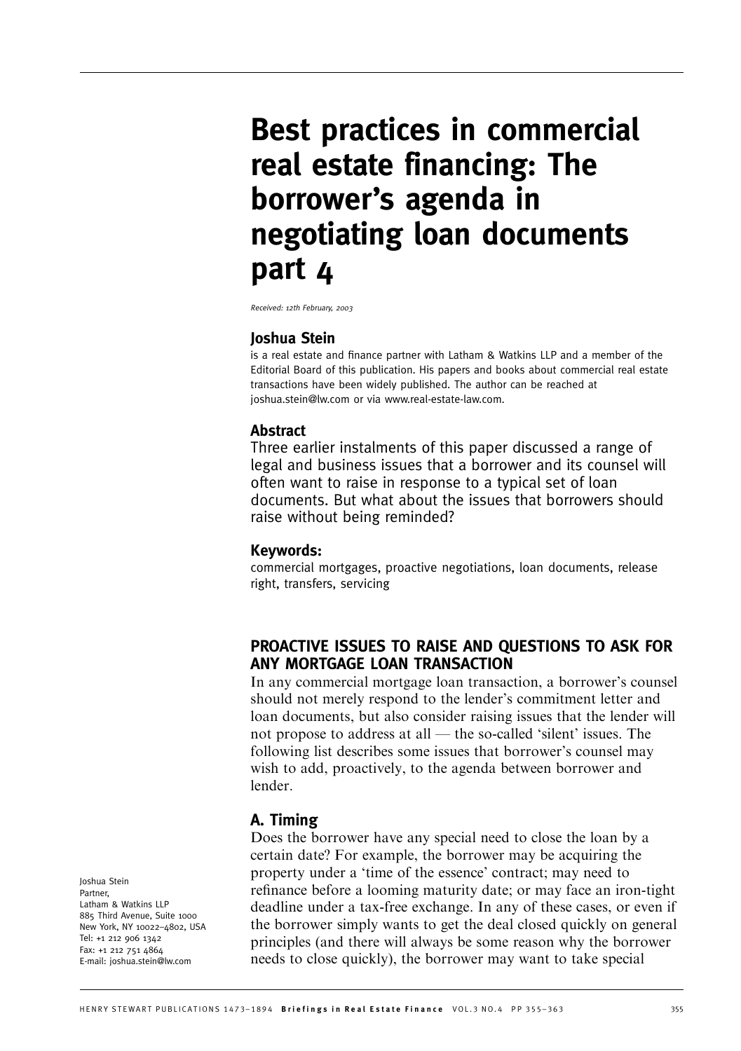# Best practices in commercial real estate financing: The borrower's agenda in negotiating loan documents part 4

*Received: 12th February, 2003*

### Joshua Stein

is a real estate and finance partner with Latham & Watkins LLP and a member of the Editorial Board of this publication. His papers and books about commercial real estate transactions have been widely published. The author can be reached at joshua.stein@lw.com or via www.real-estate-law.com.

### Abstract

Three earlier instalments of this paper discussed a range of legal and business issues that a borrower and its counsel will often want to raise in response to a typical set of loan documents. But what about the issues that borrowers should raise without being reminded?

### Keywords:

commercial mortgages, proactive negotiations, loan documents, release right, transfers, servicing

Joshua Stein
Partner,
Latham & Watkins LLP
885 Third Avenue, Suite 1000
New York, NY 10022–4802, USA
Tel: +1 212 906 1342
Fax: +1 212 751 4864
E-mail: joshua.stein@lw.com

## PROACTIVE ISSUES TO RAISE AND QUESTIONS TO ASK FOR ANY MORTGAGE LOAN TRANSACTION

In any commercial mortgage loan transaction, a borrower's counsel should not merely respond to the lender's commitment letter and loan documents, but also consider raising issues that the lender will not propose to address at all — the so-called 'silent' issues. The following list describes some issues that borrower's counsel may wish to add, proactively, to the agenda between borrower and lender.

### A. Timing

Does the borrower have any special need to close the loan by a certain date? For example, the borrower may be acquiring the property under a 'time of the essence' contract; may need to refinance before a looming maturity date; or may face an iron-tight deadline under a tax-free exchange. In any of these cases, or even if the borrower simply wants to get the deal closed quickly on general principles (and there will always be some reason why the borrower needs to close quickly), the borrower may want to take special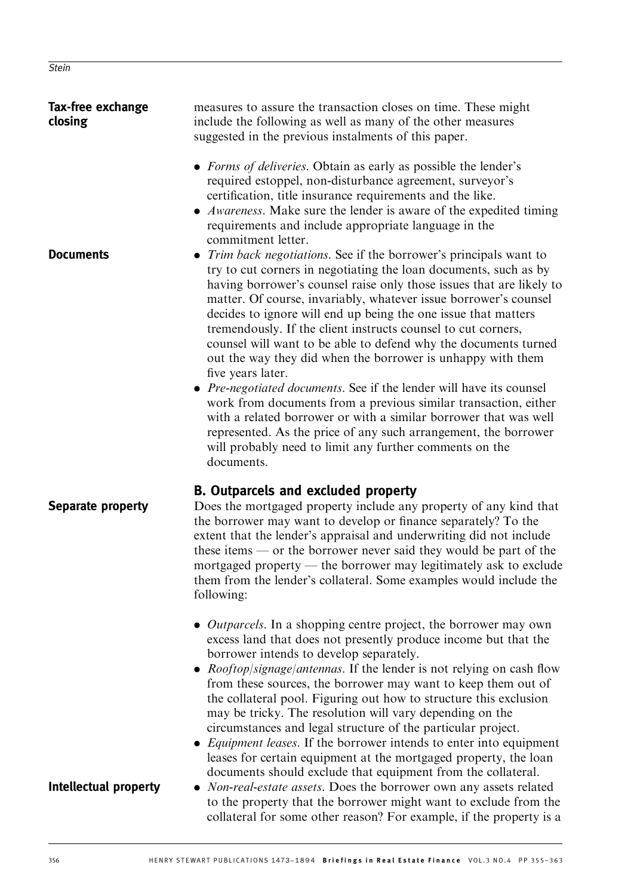**Tax-free exchange closing**

measures to assure the transaction closes on time. These might include the following as well as many of the other measures suggested in the previous instalments of this paper.

- *Forms of deliveries*. Obtain as early as possible the lender's required estoppel, non-disturbance agreement, surveyor's certification, title insurance requirements and the like.
- *Awareness*. Make sure the lender is aware of the expedited timing requirements and include appropriate language in the commitment letter.

**Documents**

- *Trim back negotiations*. See if the borrower's principals want to try to cut corners in negotiating the loan documents, such as by having borrower's counsel raise only those issues that are likely to matter. Of course, invariably, whatever issue borrower's counsel decides to ignore will end up being the one issue that matters tremendously. If the client instructs counsel to cut corners, counsel will want to be able to defend why the documents turned out the way they did when the borrower is unhappy with them five years later.
- *Pre-negotiated documents*. See if the lender will have its counsel work from documents from a previous similar transaction, either with a related borrower or with a similar borrower that was well represented. As the price of any such arrangement, the borrower will probably need to limit any further comments on the documents.

## B. Outparcels and excluded property

**Separate property**

Does the mortgaged property include any property of any kind that the borrower may want to develop or finance separately? To the extent that the lender's appraisal and underwriting did not include these items — or the borrower never said they would be part of the mortgaged property — the borrower may legitimately ask to exclude them from the lender's collateral. Some examples would include the following:

- *Outparcels*. In a shopping centre project, the borrower may own excess land that does not presently produce income but that the borrower intends to develop separately.
- *Rooftop/signage/antennas*. If the lender is not relying on cash flow from these sources, the borrower may want to keep them out of the collateral pool. Figuring out how to structure this exclusion may be tricky. The resolution will vary depending on the circumstances and legal structure of the particular project.
- *Equipment leases*. If the borrower intends to enter into equipment leases for certain equipment at the mortgaged property, the loan documents should exclude that equipment from the collateral.

**Intellectual property**

- *Non-real-estate assets*. Does the borrower own any assets related to the property that the borrower might want to exclude from the collateral for some other reason? For example, if the property is a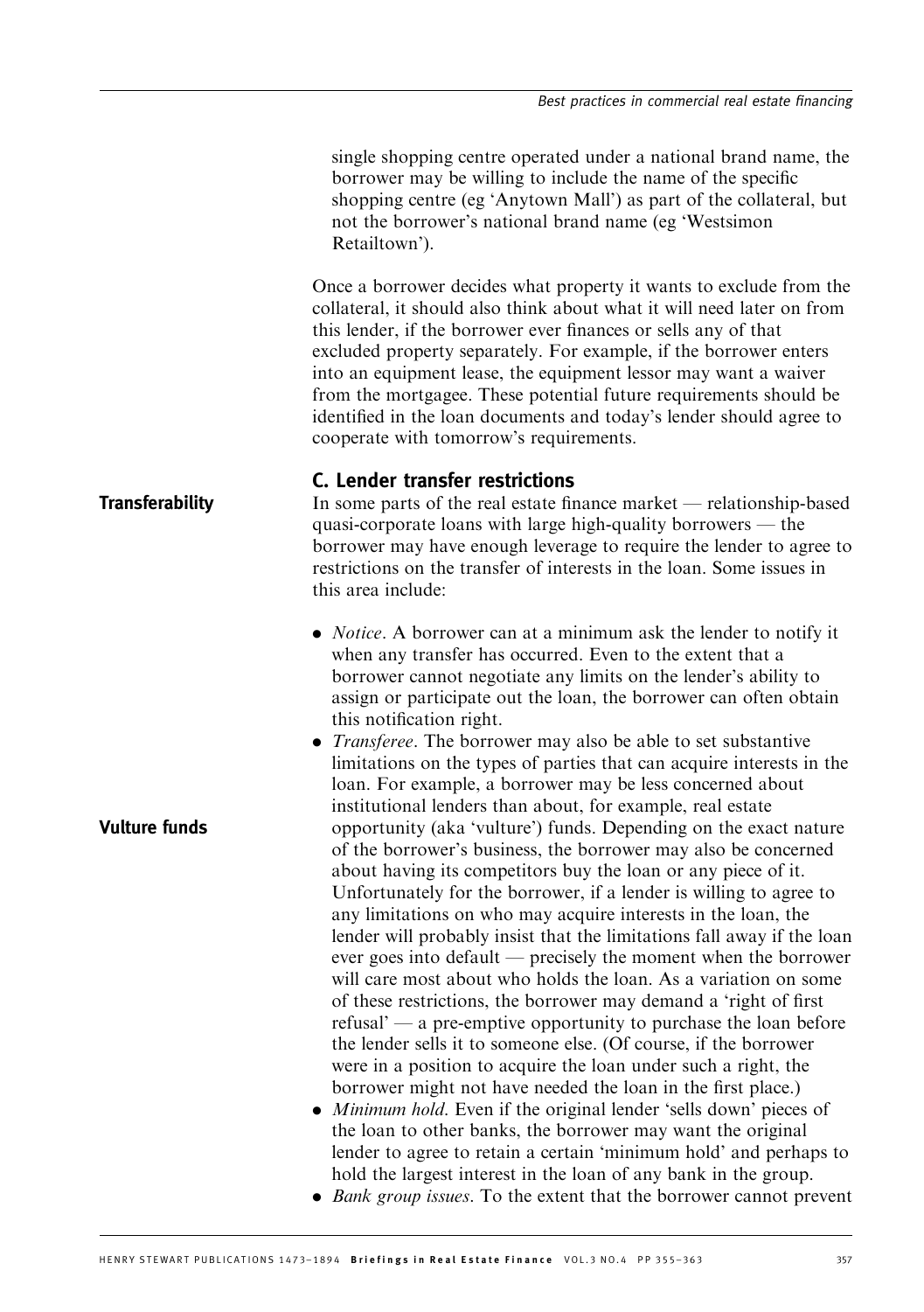single shopping centre operated under a national brand name, the borrower may be willing to include the name of the specific shopping centre (eg 'Anytown Mall') as part of the collateral, but not the borrower's national brand name (eg 'Westsimon Retailtown').

Once a borrower decides what property it wants to exclude from the collateral, it should also think about what it will need later on from this lender, if the borrower ever finances or sells any of that excluded property separately. For example, if the borrower enters into an equipment lease, the equipment lessor may want a waiver from the mortgagee. These potential future requirements should be identified in the loan documents and today's lender should agree to cooperate with tomorrow's requirements.

### C. Lender transfer restrictions

**Transferability**

In some parts of the real estate finance market — relationship-based quasi-corporate loans with large high-quality borrowers — the borrower may have enough leverage to require the lender to agree to restrictions on the transfer of interests in the loan. Some issues in this area include:

- *Notice*. A borrower can at a minimum ask the lender to notify it when any transfer has occurred. Even to the extent that a borrower cannot negotiate any limits on the lender's ability to assign or participate out the loan, the borrower can often obtain this notification right.
- *Transferee*. The borrower may also be able to set substantive limitations on the types of parties that can acquire interests in the loan. For example, a borrower may be less concerned about institutional lenders than about, for example, real estate opportunity (aka 'vulture') funds. Depending on the exact nature of the borrower's business, the borrower may also be concerned about having its competitors buy the loan or any piece of it. Unfortunately for the borrower, if a lender is willing to agree to any limitations on who may acquire interests in the loan, the lender will probably insist that the limitations fall away if the loan ever goes into default — precisely the moment when the borrower will care most about who holds the loan. As a variation on some of these restrictions, the borrower may demand a 'right of first refusal' — a pre-emptive opportunity to purchase the loan before the lender sells it to someone else. (Of course, if the borrower were in a position to acquire the loan under such a right, the borrower might not have needed the loan in the first place.)

**Vulture funds**

- *Minimum hold*. Even if the original lender 'sells down' pieces of the loan to other banks, the borrower may want the original lender to agree to retain a certain 'minimum hold' and perhaps to hold the largest interest in the loan of any bank in the group.
- *Bank group issues*. To the extent that the borrower cannot prevent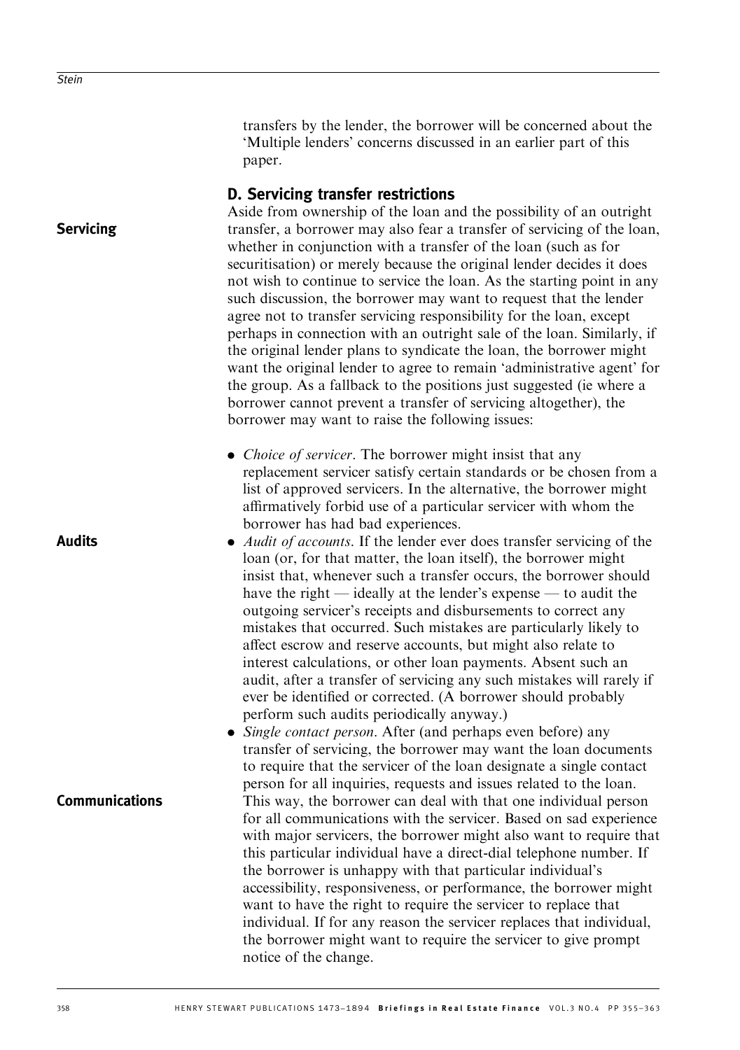transfers by the lender, the borrower will be concerned about the 'Multiple lenders' concerns discussed in an earlier part of this paper.

### D. Servicing transfer restrictions

**Servicing**

Aside from ownership of the loan and the possibility of an outright transfer, a borrower may also fear a transfer of servicing of the loan, whether in conjunction with a transfer of the loan (such as for securitisation) or merely because the original lender decides it does not wish to continue to service the loan. As the starting point in any such discussion, the borrower may want to request that the lender agree not to transfer servicing responsibility for the loan, except perhaps in connection with an outright sale of the loan. Similarly, if the original lender plans to syndicate the loan, the borrower might want the original lender to agree to remain 'administrative agent' for the group. As a fallback to the positions just suggested (ie where a borrower cannot prevent a transfer of servicing altogether), the borrower may want to raise the following issues:

- *Choice of servicer*. The borrower might insist that any replacement servicer satisfy certain standards or be chosen from a list of approved servicers. In the alternative, the borrower might affirmatively forbid use of a particular servicer with whom the borrower has had bad experiences.

**Audits**

- *Audit of accounts*. If the lender ever does transfer servicing of the loan (or, for that matter, the loan itself), the borrower might insist that, whenever such a transfer occurs, the borrower should have the right — ideally at the lender's expense — to audit the outgoing servicer's receipts and disbursements to correct any mistakes that occurred. Such mistakes are particularly likely to affect escrow and reserve accounts, but might also relate to interest calculations, or other loan payments. Absent such an audit, after a transfer of servicing any such mistakes will rarely if ever be identified or corrected. (A borrower should probably perform such audits periodically anyway.)
- *Single contact person*. After (and perhaps even before) any transfer of servicing, the borrower may want the loan documents to require that the servicer of the loan designate a single contact person for all inquiries, requests and issues related to the loan. This way, the borrower can deal with that one individual person for all communications with the servicer. Based on sad experience with major servicers, the borrower might also want to require that this particular individual have a direct-dial telephone number. If the borrower is unhappy with that particular individual's accessibility, responsiveness, or performance, the borrower might want to have the right to require the servicer to replace that individual. If for any reason the servicer replaces that individual, the borrower might want to require the servicer to give prompt notice of the change.

**Communications**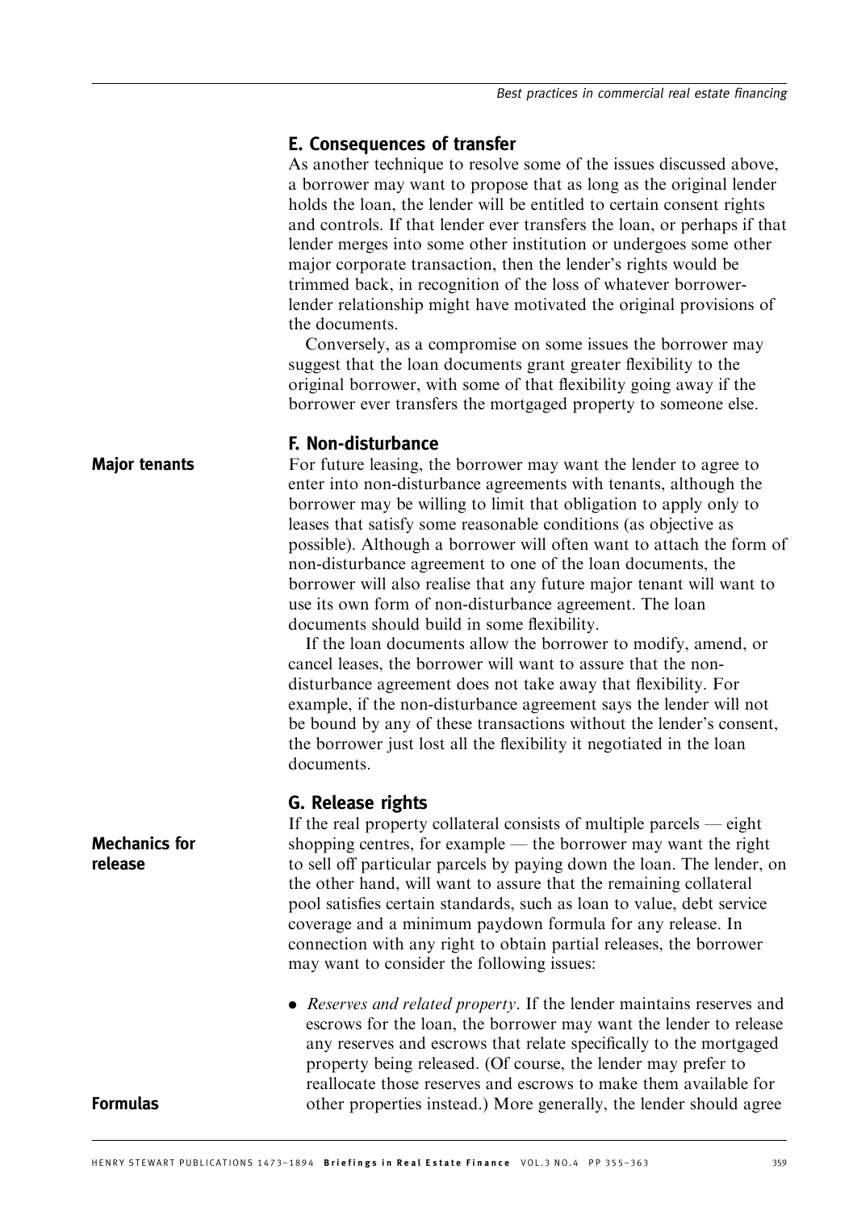## E. Consequences of transfer

As another technique to resolve some of the issues discussed above, a borrower may want to propose that as long as the original lender holds the loan, the lender will be entitled to certain consent rights and controls. If that lender ever transfers the loan, or perhaps if that lender merges into some other institution or undergoes some other major corporate transaction, then the lender's rights would be trimmed back, in recognition of the loss of whatever borrower-lender relationship might have motivated the original provisions of the documents.

Conversely, as a compromise on some issues the borrower may suggest that the loan documents grant greater flexibility to the original borrower, with some of that flexibility going away if the borrower ever transfers the mortgaged property to someone else.

## F. Non-disturbance

**Major tenants**

For future leasing, the borrower may want the lender to agree to enter into non-disturbance agreements with tenants, although the borrower may be willing to limit that obligation to apply only to leases that satisfy some reasonable conditions (as objective as possible). Although a borrower will often want to attach the form of non-disturbance agreement to one of the loan documents, the borrower will also realise that any future major tenant will want to use its own form of non-disturbance agreement. The loan documents should build in some flexibility.

If the loan documents allow the borrower to modify, amend, or cancel leases, the borrower will want to assure that the non-disturbance agreement does not take away that flexibility. For example, if the non-disturbance agreement says the lender will not be bound by any of these transactions without the lender's consent, the borrower just lost all the flexibility it negotiated in the loan documents.

## G. Release rights

**Mechanics for release**

If the real property collateral consists of multiple parcels — eight shopping centres, for example — the borrower may want the right to sell off particular parcels by paying down the loan. The lender, on the other hand, will want to assure that the remaining collateral pool satisfies certain standards, such as loan to value, debt service coverage and a minimum paydown formula for any release. In connection with any right to obtain partial releases, the borrower may want to consider the following issues:

**Formulas**

- *Reserves and related property*. If the lender maintains reserves and escrows for the loan, the borrower may want the lender to release any reserves and escrows that relate specifically to the mortgaged property being released. (Of course, the lender may prefer to reallocate those reserves and escrows to make them available for other properties instead.) More generally, the lender should agree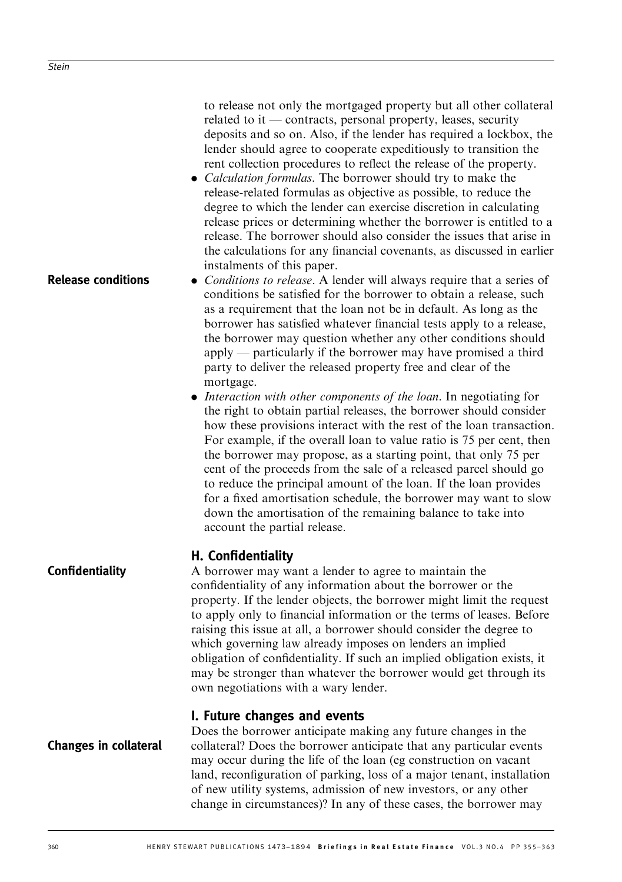to release not only the mortgaged property but all other collateral related to it — contracts, personal property, leases, security deposits and so on. Also, if the lender has required a lockbox, the lender should agree to cooperate expeditiously to transition the rent collection procedures to reflect the release of the property.

- *Calculation formulas*. The borrower should try to make the release-related formulas as objective as possible, to reduce the degree to which the lender can exercise discretion in calculating release prices or determining whether the borrower is entitled to a release. The borrower should also consider the issues that arise in the calculations for any financial covenants, as discussed in earlier instalments of this paper.

**Release conditions**

- *Conditions to release*. A lender will always require that a series of conditions be satisfied for the borrower to obtain a release, such as a requirement that the loan not be in default. As long as the borrower has satisfied whatever financial tests apply to a release, the borrower may question whether any other conditions should apply — particularly if the borrower may have promised a third party to deliver the released property free and clear of the mortgage.
- *Interaction with other components of the loan*. In negotiating for the right to obtain partial releases, the borrower should consider how these provisions interact with the rest of the loan transaction. For example, if the overall loan to value ratio is 75 per cent, then the borrower may propose, as a starting point, that only 75 per cent of the proceeds from the sale of a released parcel should go to reduce the principal amount of the loan. If the loan provides for a fixed amortisation schedule, the borrower may want to slow down the amortisation of the remaining balance to take into account the partial release.

## H. Confidentiality

**Confidentiality**

A borrower may want a lender to agree to maintain the confidentiality of any information about the borrower or the property. If the lender objects, the borrower might limit the request to apply only to financial information or the terms of leases. Before raising this issue at all, a borrower should consider the degree to which governing law already imposes on lenders an implied obligation of confidentiality. If such an implied obligation exists, it may be stronger than whatever the borrower would get through its own negotiations with a wary lender.

## I. Future changes and events

**Changes in collateral**

Does the borrower anticipate making any future changes in the collateral? Does the borrower anticipate that any particular events may occur during the life of the loan (eg construction on vacant land, reconfiguration of parking, loss of a major tenant, installation of new utility systems, admission of new investors, or any other change in circumstances)? In any of these cases, the borrower may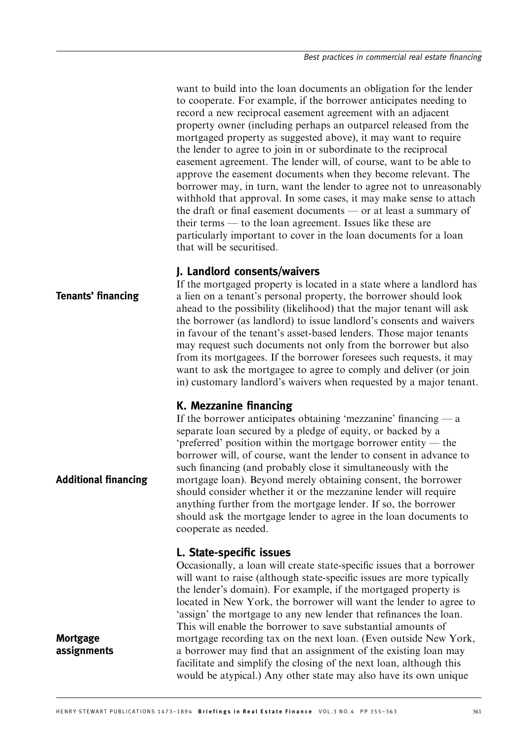want to build into the loan documents an obligation for the lender to cooperate. For example, if the borrower anticipates needing to record a new reciprocal easement agreement with an adjacent property owner (including perhaps an outparcel released from the mortgaged property as suggested above), it may want to require the lender to agree to join in or subordinate to the reciprocal easement agreement. The lender will, of course, want to be able to approve the easement documents when they become relevant. The borrower may, in turn, want the lender to agree not to unreasonably withhold that approval. In some cases, it may make sense to attach the draft or final easement documents — or at least a summary of their terms — to the loan agreement. Issues like these are particularly important to cover in the loan documents for a loan that will be securitised.

### J. Landlord consents/waivers

**Tenants' financing**

If the mortgaged property is located in a state where a landlord has a lien on a tenant's personal property, the borrower should look ahead to the possibility (likelihood) that the major tenant will ask the borrower (as landlord) to issue landlord's consents and waivers in favour of the tenant's asset-based lenders. Those major tenants may request such documents not only from the borrower but also from its mortgagees. If the borrower foresees such requests, it may want to ask the mortgagee to agree to comply and deliver (or join in) customary landlord's waivers when requested by a major tenant.

### K. Mezzanine financing

**Additional financing**

If the borrower anticipates obtaining 'mezzanine' financing — a separate loan secured by a pledge of equity, or backed by a 'preferred' position within the mortgage borrower entity — the borrower will, of course, want the lender to consent in advance to such financing (and probably close it simultaneously with the mortgage loan). Beyond merely obtaining consent, the borrower should consider whether it or the mezzanine lender will require anything further from the mortgage lender. If so, the borrower should ask the mortgage lender to agree in the loan documents to cooperate as needed.

### L. State-specific issues

**Mortgage assignments**

Occasionally, a loan will create state-specific issues that a borrower will want to raise (although state-specific issues are more typically the lender's domain). For example, if the mortgaged property is located in New York, the borrower will want the lender to agree to 'assign' the mortgage to any new lender that refinances the loan. This will enable the borrower to save substantial amounts of mortgage recording tax on the next loan. (Even outside New York, a borrower may find that an assignment of the existing loan may facilitate and simplify the closing of the next loan, although this would be atypical.) Any other state may also have its own unique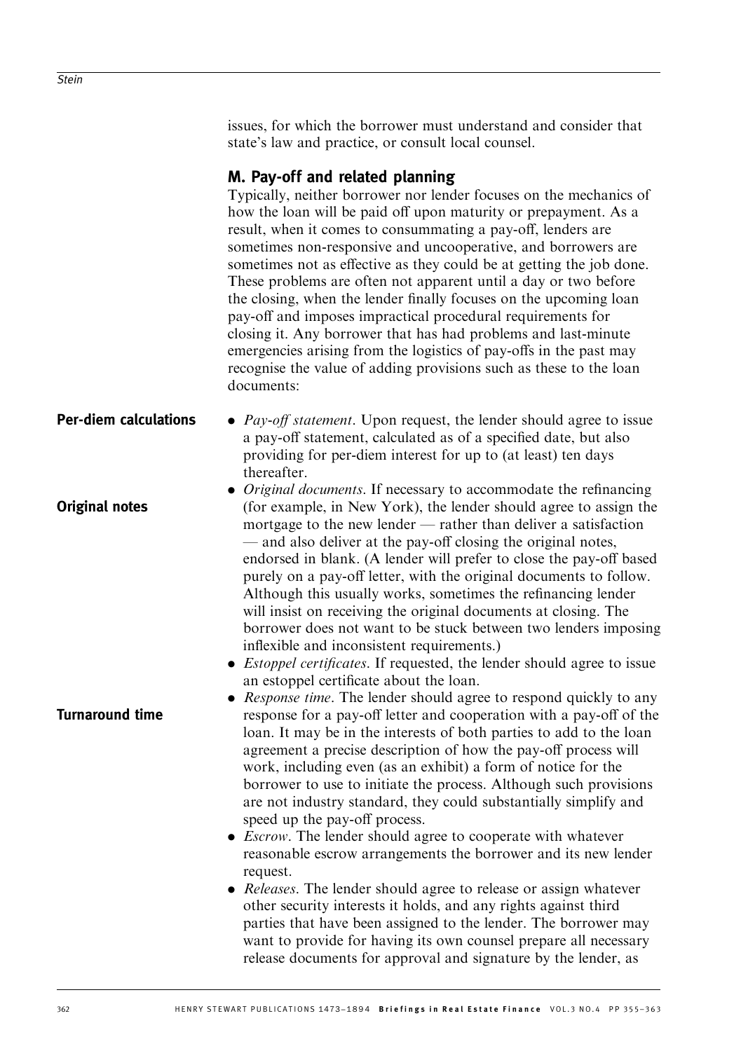issues, for which the borrower must understand and consider that state's law and practice, or consult local counsel.

## M. Pay-off and related planning

Typically, neither borrower nor lender focuses on the mechanics of how the loan will be paid off upon maturity or prepayment. As a result, when it comes to consummating a pay-off, lenders are sometimes non-responsive and uncooperative, and borrowers are sometimes not as effective as they could be at getting the job done. These problems are often not apparent until a day or two before the closing, when the lender finally focuses on the upcoming loan pay-off and imposes impractical procedural requirements for closing it. Any borrower that has had problems and last-minute emergencies arising from the logistics of pay-offs in the past may recognise the value of adding provisions such as these to the loan documents:

**Per-diem calculations**

- *Pay-off statement*. Upon request, the lender should agree to issue a pay-off statement, calculated as of a specified date, but also providing for per-diem interest for up to (at least) ten days thereafter.

**Original notes**

- *Original documents*. If necessary to accommodate the refinancing (for example, in New York), the lender should agree to assign the mortgage to the new lender — rather than deliver a satisfaction — and also deliver at the pay-off closing the original notes, endorsed in blank. (A lender will prefer to close the pay-off based purely on a pay-off letter, with the original documents to follow. Although this usually works, sometimes the refinancing lender will insist on receiving the original documents at closing. The borrower does not want to be stuck between two lenders imposing inflexible and inconsistent requirements.)
- *Estoppel certificates*. If requested, the lender should agree to issue an estoppel certificate about the loan.

**Turnaround time**

- *Response time*. The lender should agree to respond quickly to any response for a pay-off letter and cooperation with a pay-off of the loan. It may be in the interests of both parties to add to the loan agreement a precise description of how the pay-off process will work, including even (as an exhibit) a form of notice for the borrower to use to initiate the process. Although such provisions are not industry standard, they could substantially simplify and speed up the pay-off process.
- *Escrow*. The lender should agree to cooperate with whatever reasonable escrow arrangements the borrower and its new lender request.
- *Releases*. The lender should agree to release or assign whatever other security interests it holds, and any rights against third parties that have been assigned to the lender. The borrower may want to provide for having its own counsel prepare all necessary release documents for approval and signature by the lender, as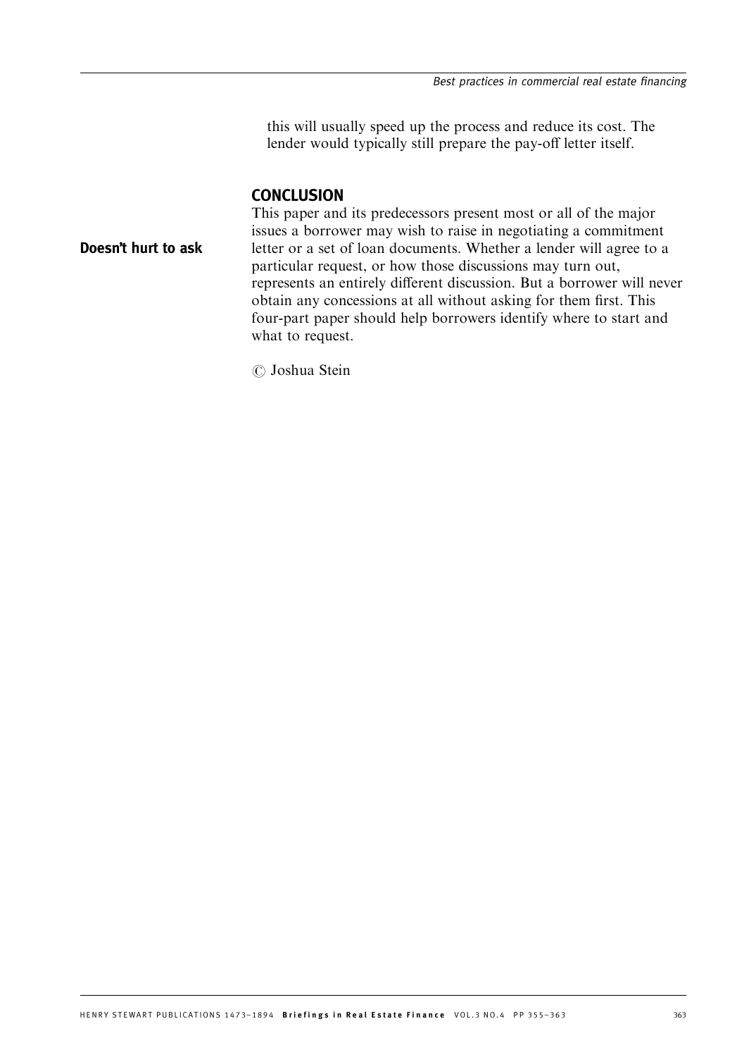this will usually speed up the process and reduce its cost. The lender would typically still prepare the pay-off letter itself.

## CONCLUSION

**Doesn't hurt to ask**

This paper and its predecessors present most or all of the major issues a borrower may wish to raise in negotiating a commitment letter or a set of loan documents. Whether a lender will agree to a particular request, or how those discussions may turn out, represents an entirely different discussion. But a borrower will never obtain any concessions at all without asking for them first. This four-part paper should help borrowers identify where to start and what to request.

© Joshua Stein